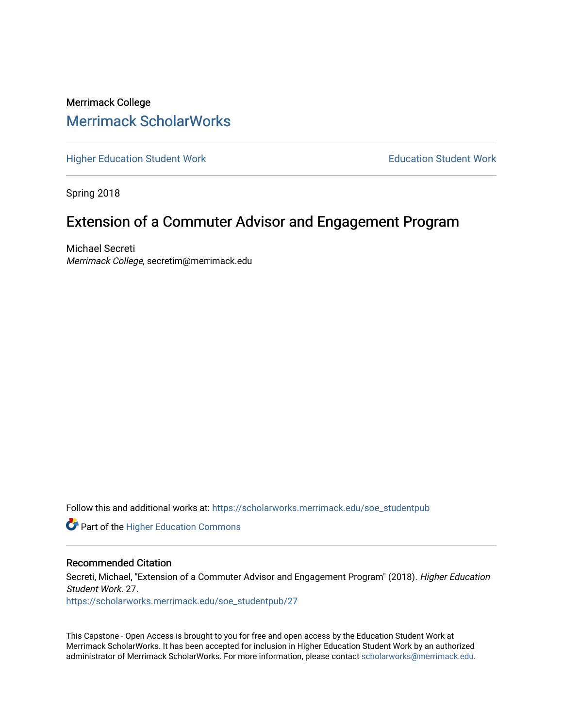Merrimack College

## Merrimack ScholarWorks

Higher Education Student Work | Education Student Work

Spring 2018

# Extension of a Commuter Advisor and Engagement Program

Michael Secreti

*Merrimack College*, secretim@merrimack.edu

Follow this and additional works at: https://scholarworks.merrimack.edu/soe_studentpub

Part of the Higher Education Commons

### Recommended Citation

Secreti, Michael, "Extension of a Commuter Advisor and Engagement Program" (2018). *Higher Education Student Work*. 27.
https://scholarworks.merrimack.edu/soe_studentpub/27

This Capstone - Open Access is brought to you for free and open access by the Education Student Work at Merrimack ScholarWorks. It has been accepted for inclusion in Higher Education Student Work by an authorized administrator of Merrimack ScholarWorks. For more information, please contact scholarworks@merrimack.edu.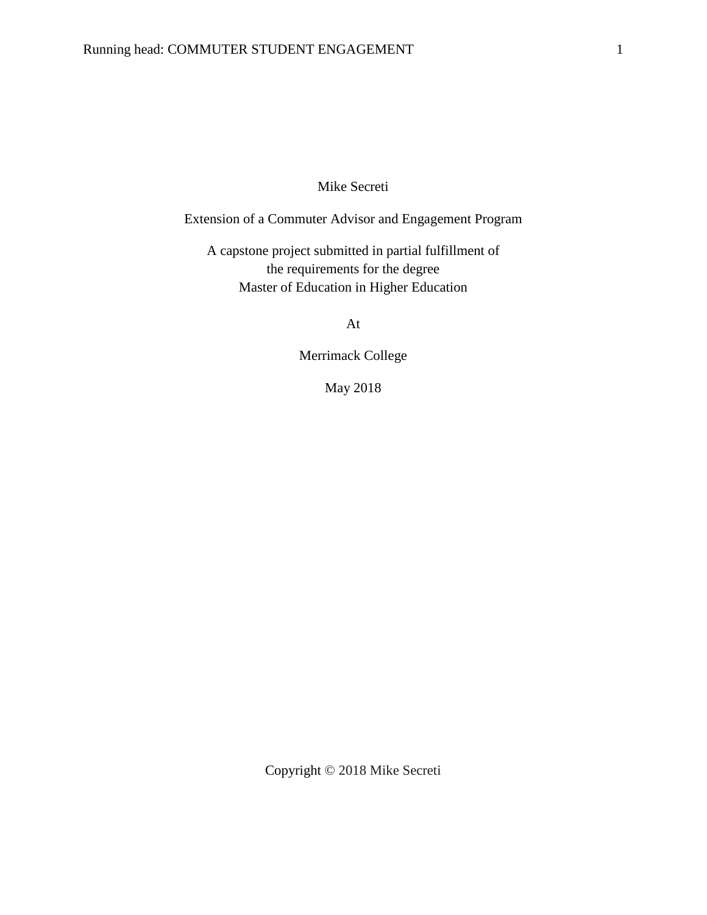Mike Secreti

Extension of a Commuter Advisor and Engagement Program

A capstone project submitted in partial fulfillment of
the requirements for the degree
Master of Education in Higher Education

At

Merrimack College

May 2018

Copyright © 2018 Mike Secreti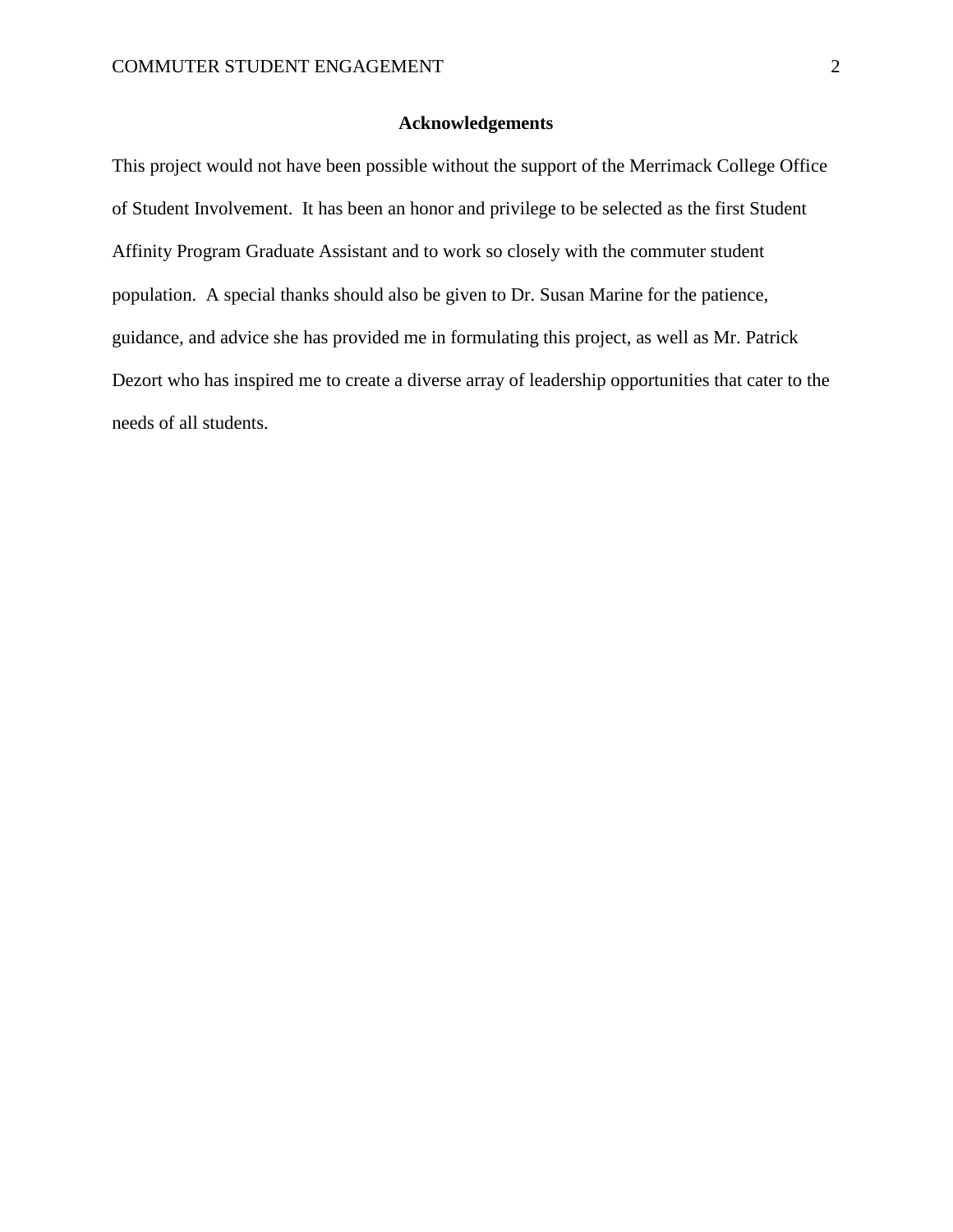## Acknowledgements

This project would not have been possible without the support of the Merrimack College Office of Student Involvement. It has been an honor and privilege to be selected as the first Student Affinity Program Graduate Assistant and to work so closely with the commuter student population. A special thanks should also be given to Dr. Susan Marine for the patience, guidance, and advice she has provided me in formulating this project, as well as Mr. Patrick Dezort who has inspired me to create a diverse array of leadership opportunities that cater to the needs of all students.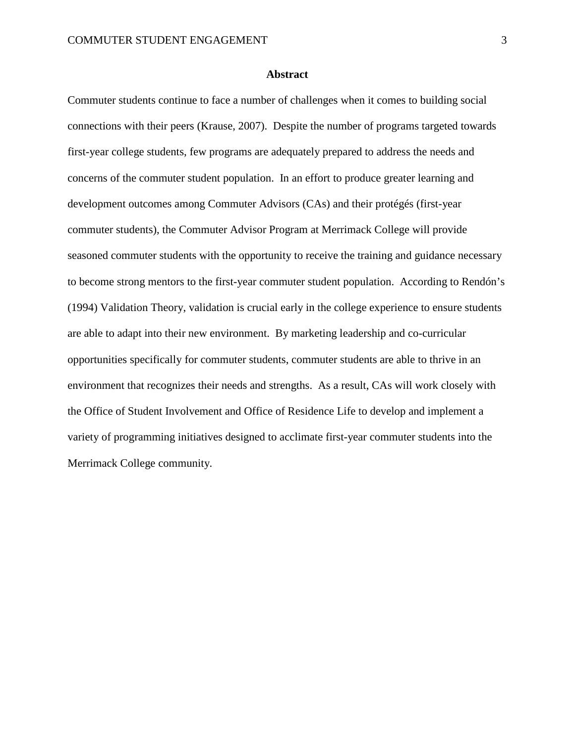# Abstract

Commuter students continue to face a number of challenges when it comes to building social connections with their peers (Krause, 2007). Despite the number of programs targeted towards first-year college students, few programs are adequately prepared to address the needs and concerns of the commuter student population. In an effort to produce greater learning and development outcomes among Commuter Advisors (CAs) and their protégés (first-year commuter students), the Commuter Advisor Program at Merrimack College will provide seasoned commuter students with the opportunity to receive the training and guidance necessary to become strong mentors to the first-year commuter student population. According to Rendón's (1994) Validation Theory, validation is crucial early in the college experience to ensure students are able to adapt into their new environment. By marketing leadership and co-curricular opportunities specifically for commuter students, commuter students are able to thrive in an environment that recognizes their needs and strengths. As a result, CAs will work closely with the Office of Student Involvement and Office of Residence Life to develop and implement a variety of programming initiatives designed to acclimate first-year commuter students into the Merrimack College community.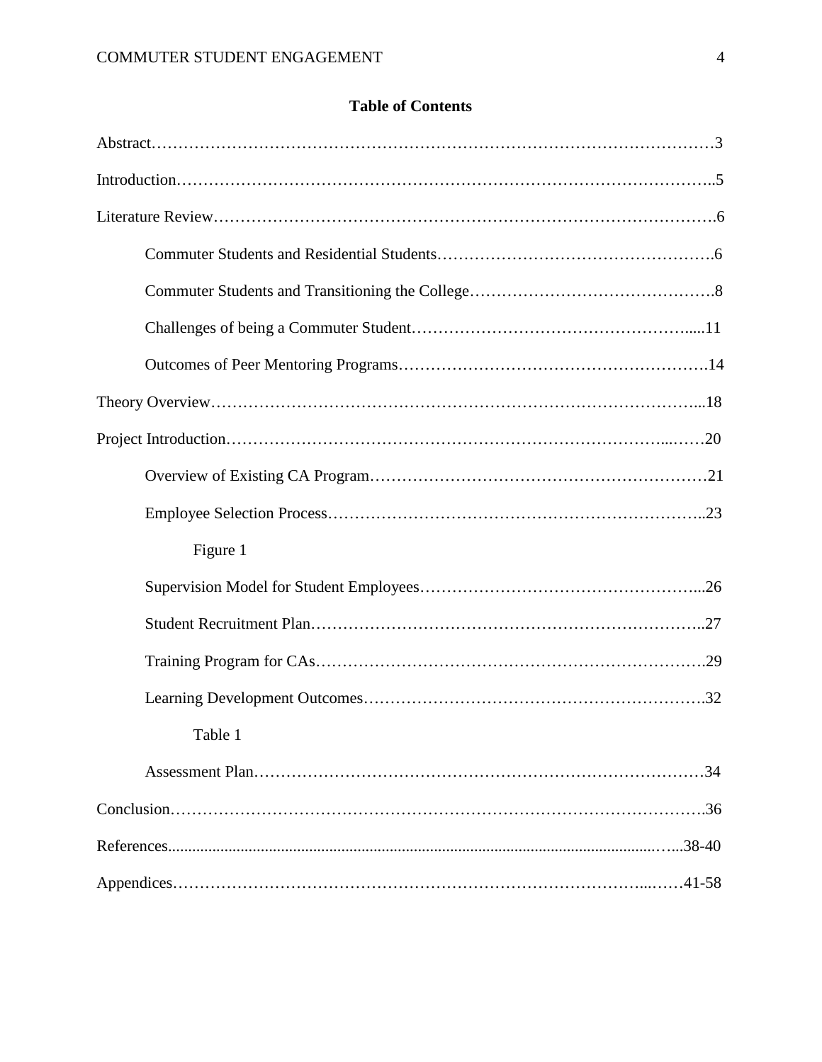**Table of Contents**

Abstract……………………………………………………………………………………………3

Introduction………………………………………………………………………………………..5

Literature Review……………………………………………………………………………….6

Commuter Students and Residential Students………………………………………………….6

Commuter Students and Transitioning the College……………………………………….8

Challenges of being a Commuter Student…………………………………………….....11

Outcomes of Peer Mentoring Programs………………………………………………….14

Theory Overview………………………………………………………………………………...18

Project Introduction……………………………………………………………………...……20

Overview of Existing CA Program…………………………………………………………21

Employee Selection Process…………………………………………………………………..23

Figure 1

Supervision Model for Student Employees……………………………………………...26

Student Recruitment Plan……………………………………………………………………..27

Training Program for CAs………………………………………………………………….29

Learning Development Outcomes………………………………………………………….32

Table 1

Assessment Plan…………………………………………………………………………34

Conclusion………………………………………………………………………………………….36

References...........................................................................................................…..38-40

Appendices……………………………………………………………………………...……41-58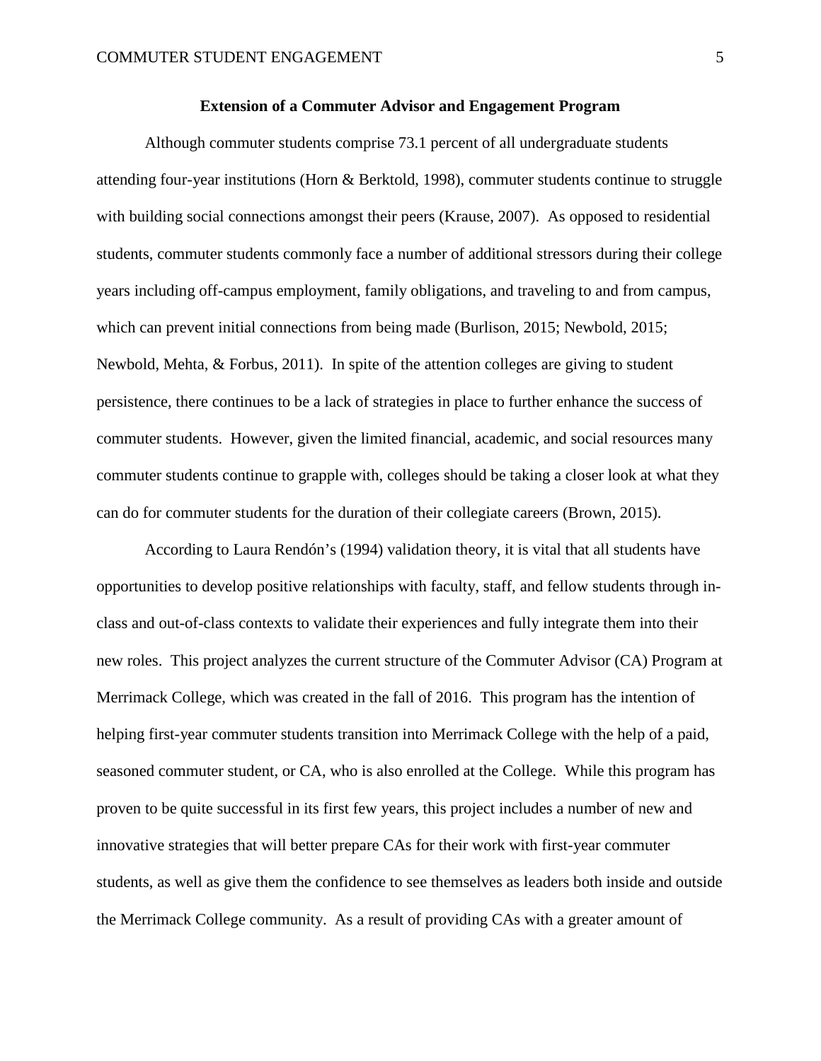## Extension of a Commuter Advisor and Engagement Program

Although commuter students comprise 73.1 percent of all undergraduate students attending four-year institutions (Horn & Berktold, 1998), commuter students continue to struggle with building social connections amongst their peers (Krause, 2007). As opposed to residential students, commuter students commonly face a number of additional stressors during their college years including off-campus employment, family obligations, and traveling to and from campus, which can prevent initial connections from being made (Burlison, 2015; Newbold, 2015; Newbold, Mehta, & Forbus, 2011). In spite of the attention colleges are giving to student persistence, there continues to be a lack of strategies in place to further enhance the success of commuter students. However, given the limited financial, academic, and social resources many commuter students continue to grapple with, colleges should be taking a closer look at what they can do for commuter students for the duration of their collegiate careers (Brown, 2015).

According to Laura Rendón's (1994) validation theory, it is vital that all students have opportunities to develop positive relationships with faculty, staff, and fellow students through in-class and out-of-class contexts to validate their experiences and fully integrate them into their new roles. This project analyzes the current structure of the Commuter Advisor (CA) Program at Merrimack College, which was created in the fall of 2016. This program has the intention of helping first-year commuter students transition into Merrimack College with the help of a paid, seasoned commuter student, or CA, who is also enrolled at the College. While this program has proven to be quite successful in its first few years, this project includes a number of new and innovative strategies that will better prepare CAs for their work with first-year commuter students, as well as give them the confidence to see themselves as leaders both inside and outside the Merrimack College community. As a result of providing CAs with a greater amount of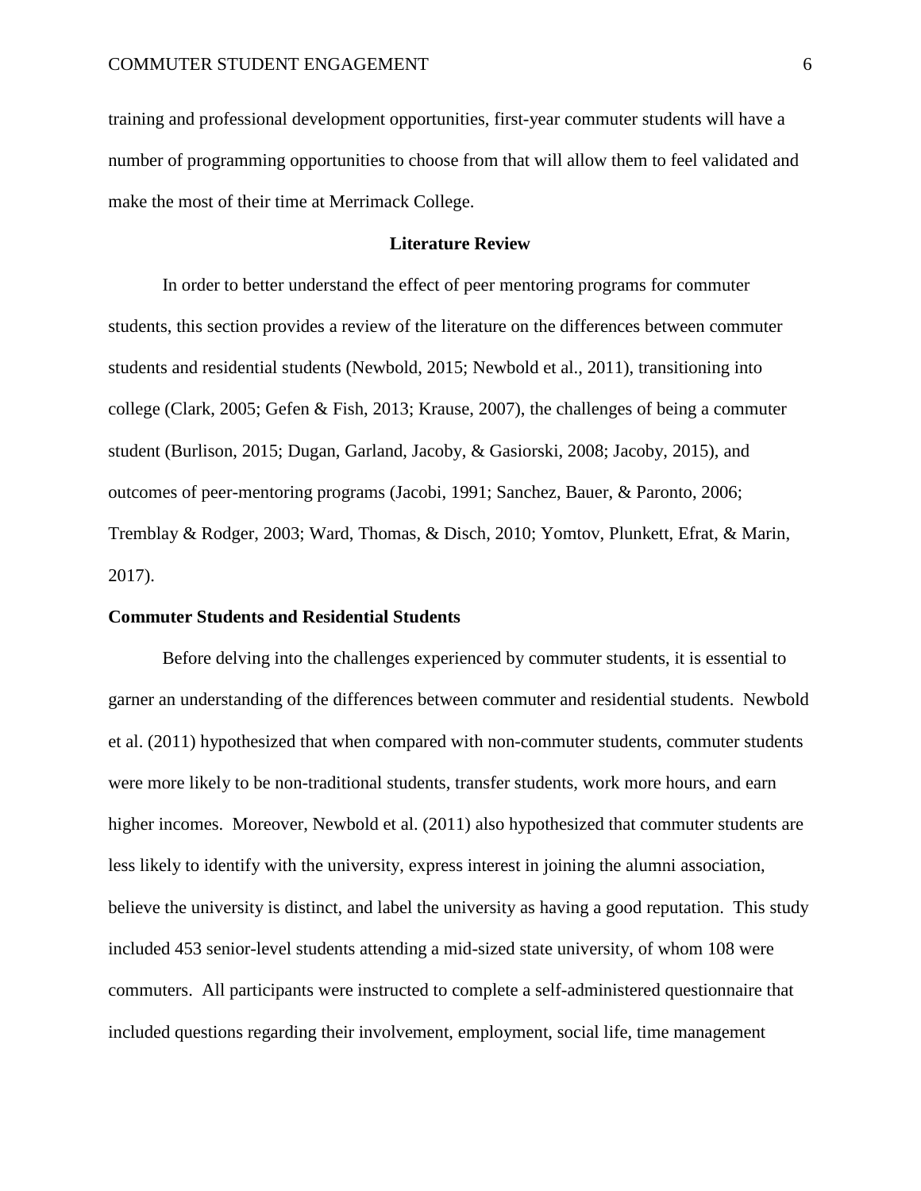training and professional development opportunities, first-year commuter students will have a number of programming opportunities to choose from that will allow them to feel validated and make the most of their time at Merrimack College.

## Literature Review

In order to better understand the effect of peer mentoring programs for commuter students, this section provides a review of the literature on the differences between commuter students and residential students (Newbold, 2015; Newbold et al., 2011), transitioning into college (Clark, 2005; Gefen & Fish, 2013; Krause, 2007), the challenges of being a commuter student (Burlison, 2015; Dugan, Garland, Jacoby, & Gasiorski, 2008; Jacoby, 2015), and outcomes of peer-mentoring programs (Jacobi, 1991; Sanchez, Bauer, & Paronto, 2006; Tremblay & Rodger, 2003; Ward, Thomas, & Disch, 2010; Yomtov, Plunkett, Efrat, & Marin, 2017).

### Commuter Students and Residential Students

Before delving into the challenges experienced by commuter students, it is essential to garner an understanding of the differences between commuter and residential students. Newbold et al. (2011) hypothesized that when compared with non-commuter students, commuter students were more likely to be non-traditional students, transfer students, work more hours, and earn higher incomes. Moreover, Newbold et al. (2011) also hypothesized that commuter students are less likely to identify with the university, express interest in joining the alumni association, believe the university is distinct, and label the university as having a good reputation. This study included 453 senior-level students attending a mid-sized state university, of whom 108 were commuters. All participants were instructed to complete a self-administered questionnaire that included questions regarding their involvement, employment, social life, time management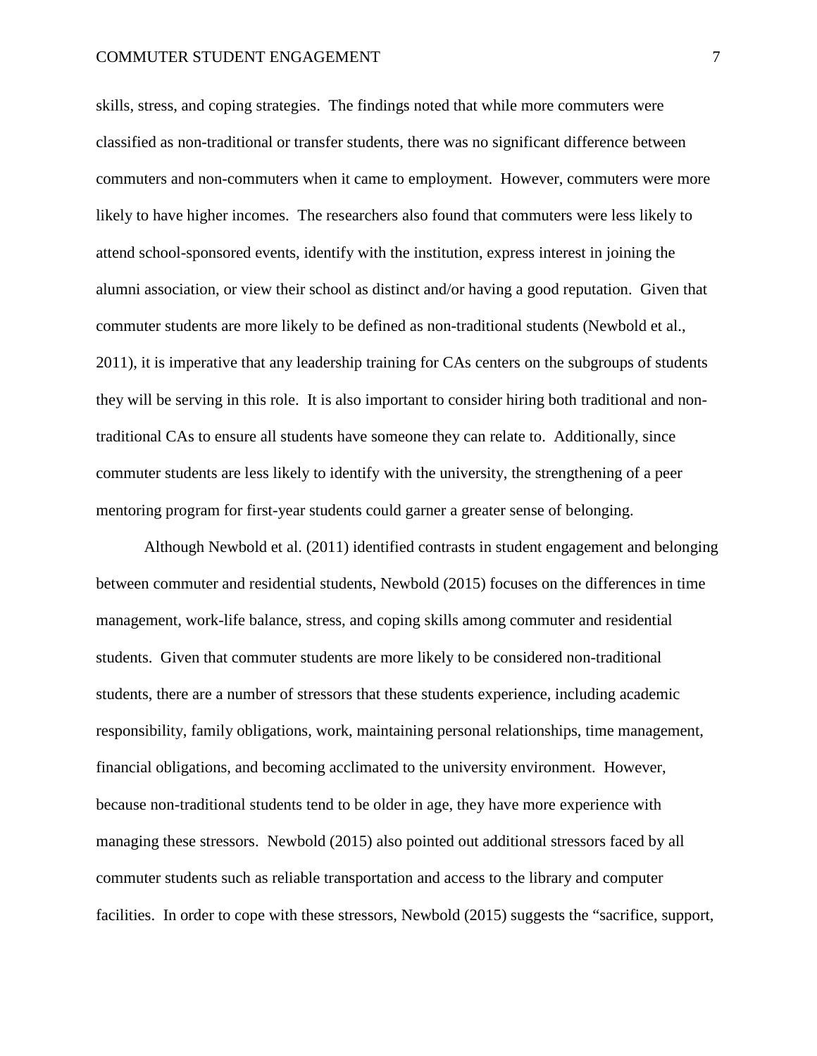skills, stress, and coping strategies. The findings noted that while more commuters were classified as non-traditional or transfer students, there was no significant difference between commuters and non-commuters when it came to employment. However, commuters were more likely to have higher incomes. The researchers also found that commuters were less likely to attend school-sponsored events, identify with the institution, express interest in joining the alumni association, or view their school as distinct and/or having a good reputation. Given that commuter students are more likely to be defined as non-traditional students (Newbold et al., 2011), it is imperative that any leadership training for CAs centers on the subgroups of students they will be serving in this role. It is also important to consider hiring both traditional and non-traditional CAs to ensure all students have someone they can relate to. Additionally, since commuter students are less likely to identify with the university, the strengthening of a peer mentoring program for first-year students could garner a greater sense of belonging.

Although Newbold et al. (2011) identified contrasts in student engagement and belonging between commuter and residential students, Newbold (2015) focuses on the differences in time management, work-life balance, stress, and coping skills among commuter and residential students. Given that commuter students are more likely to be considered non-traditional students, there are a number of stressors that these students experience, including academic responsibility, family obligations, work, maintaining personal relationships, time management, financial obligations, and becoming acclimated to the university environment. However, because non-traditional students tend to be older in age, they have more experience with managing these stressors. Newbold (2015) also pointed out additional stressors faced by all commuter students such as reliable transportation and access to the library and computer facilities. In order to cope with these stressors, Newbold (2015) suggests the "sacrifice, support,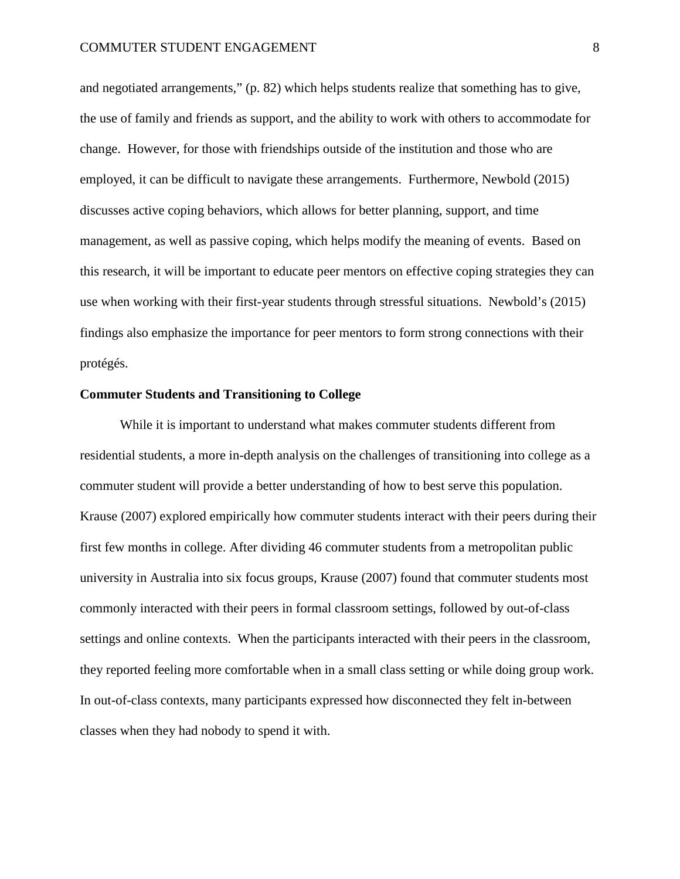and negotiated arrangements," (p. 82) which helps students realize that something has to give, the use of family and friends as support, and the ability to work with others to accommodate for change. However, for those with friendships outside of the institution and those who are employed, it can be difficult to navigate these arrangements. Furthermore, Newbold (2015) discusses active coping behaviors, which allows for better planning, support, and time management, as well as passive coping, which helps modify the meaning of events. Based on this research, it will be important to educate peer mentors on effective coping strategies they can use when working with their first-year students through stressful situations. Newbold's (2015) findings also emphasize the importance for peer mentors to form strong connections with their protégés.

**Commuter Students and Transitioning to College**

While it is important to understand what makes commuter students different from residential students, a more in-depth analysis on the challenges of transitioning into college as a commuter student will provide a better understanding of how to best serve this population. Krause (2007) explored empirically how commuter students interact with their peers during their first few months in college. After dividing 46 commuter students from a metropolitan public university in Australia into six focus groups, Krause (2007) found that commuter students most commonly interacted with their peers in formal classroom settings, followed by out-of-class settings and online contexts. When the participants interacted with their peers in the classroom, they reported feeling more comfortable when in a small class setting or while doing group work. In out-of-class contexts, many participants expressed how disconnected they felt in-between classes when they had nobody to spend it with.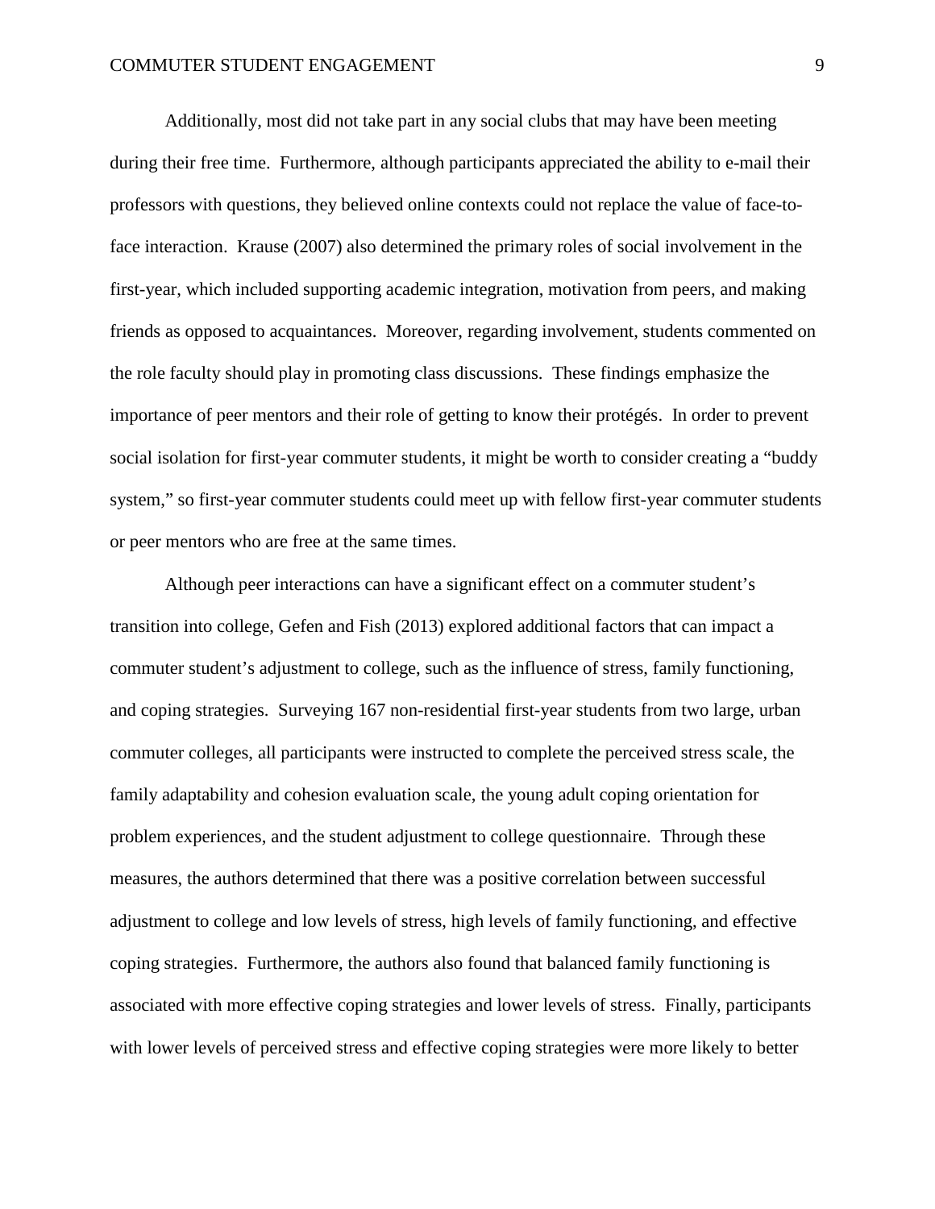Additionally, most did not take part in any social clubs that may have been meeting during their free time. Furthermore, although participants appreciated the ability to e-mail their professors with questions, they believed online contexts could not replace the value of face-to-face interaction. Krause (2007) also determined the primary roles of social involvement in the first-year, which included supporting academic integration, motivation from peers, and making friends as opposed to acquaintances. Moreover, regarding involvement, students commented on the role faculty should play in promoting class discussions. These findings emphasize the importance of peer mentors and their role of getting to know their protégés. In order to prevent social isolation for first-year commuter students, it might be worth to consider creating a "buddy system," so first-year commuter students could meet up with fellow first-year commuter students or peer mentors who are free at the same times.

Although peer interactions can have a significant effect on a commuter student's transition into college, Gefen and Fish (2013) explored additional factors that can impact a commuter student's adjustment to college, such as the influence of stress, family functioning, and coping strategies. Surveying 167 non-residential first-year students from two large, urban commuter colleges, all participants were instructed to complete the perceived stress scale, the family adaptability and cohesion evaluation scale, the young adult coping orientation for problem experiences, and the student adjustment to college questionnaire. Through these measures, the authors determined that there was a positive correlation between successful adjustment to college and low levels of stress, high levels of family functioning, and effective coping strategies. Furthermore, the authors also found that balanced family functioning is associated with more effective coping strategies and lower levels of stress. Finally, participants with lower levels of perceived stress and effective coping strategies were more likely to better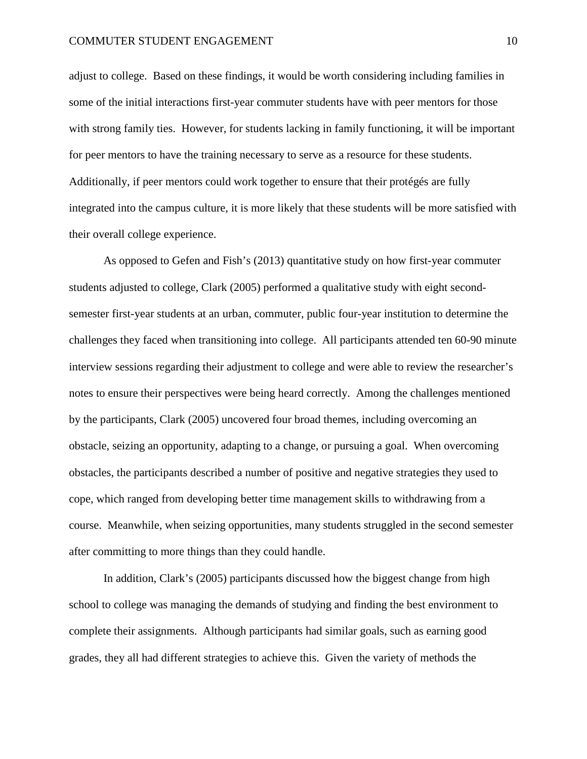adjust to college. Based on these findings, it would be worth considering including families in some of the initial interactions first-year commuter students have with peer mentors for those with strong family ties. However, for students lacking in family functioning, it will be important for peer mentors to have the training necessary to serve as a resource for these students. Additionally, if peer mentors could work together to ensure that their protégés are fully integrated into the campus culture, it is more likely that these students will be more satisfied with their overall college experience.

As opposed to Gefen and Fish's (2013) quantitative study on how first-year commuter students adjusted to college, Clark (2005) performed a qualitative study with eight second-semester first-year students at an urban, commuter, public four-year institution to determine the challenges they faced when transitioning into college. All participants attended ten 60-90 minute interview sessions regarding their adjustment to college and were able to review the researcher's notes to ensure their perspectives were being heard correctly. Among the challenges mentioned by the participants, Clark (2005) uncovered four broad themes, including overcoming an obstacle, seizing an opportunity, adapting to a change, or pursuing a goal. When overcoming obstacles, the participants described a number of positive and negative strategies they used to cope, which ranged from developing better time management skills to withdrawing from a course. Meanwhile, when seizing opportunities, many students struggled in the second semester after committing to more things than they could handle.

In addition, Clark's (2005) participants discussed how the biggest change from high school to college was managing the demands of studying and finding the best environment to complete their assignments. Although participants had similar goals, such as earning good grades, they all had different strategies to achieve this. Given the variety of methods the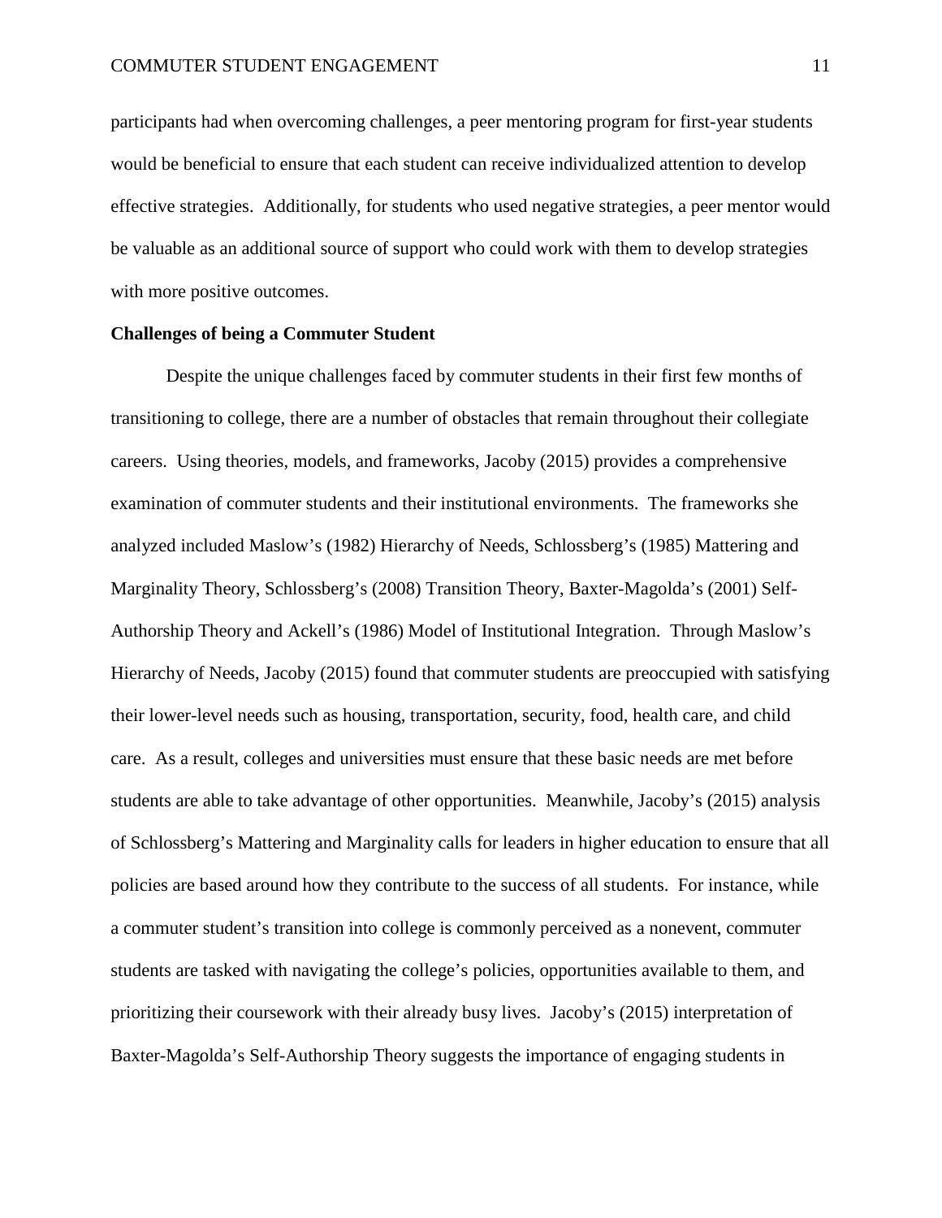participants had when overcoming challenges, a peer mentoring program for first-year students would be beneficial to ensure that each student can receive individualized attention to develop effective strategies. Additionally, for students who used negative strategies, a peer mentor would be valuable as an additional source of support who could work with them to develop strategies with more positive outcomes.

**Challenges of being a Commuter Student**

Despite the unique challenges faced by commuter students in their first few months of transitioning to college, there are a number of obstacles that remain throughout their collegiate careers. Using theories, models, and frameworks, Jacoby (2015) provides a comprehensive examination of commuter students and their institutional environments. The frameworks she analyzed included Maslow's (1982) Hierarchy of Needs, Schlossberg's (1985) Mattering and Marginality Theory, Schlossberg's (2008) Transition Theory, Baxter-Magolda's (2001) Self-Authorship Theory and Ackell's (1986) Model of Institutional Integration. Through Maslow's Hierarchy of Needs, Jacoby (2015) found that commuter students are preoccupied with satisfying their lower-level needs such as housing, transportation, security, food, health care, and child care. As a result, colleges and universities must ensure that these basic needs are met before students are able to take advantage of other opportunities. Meanwhile, Jacoby's (2015) analysis of Schlossberg's Mattering and Marginality calls for leaders in higher education to ensure that all policies are based around how they contribute to the success of all students. For instance, while a commuter student's transition into college is commonly perceived as a nonevent, commuter students are tasked with navigating the college's policies, opportunities available to them, and prioritizing their coursework with their already busy lives. Jacoby's (2015) interpretation of Baxter-Magolda's Self-Authorship Theory suggests the importance of engaging students in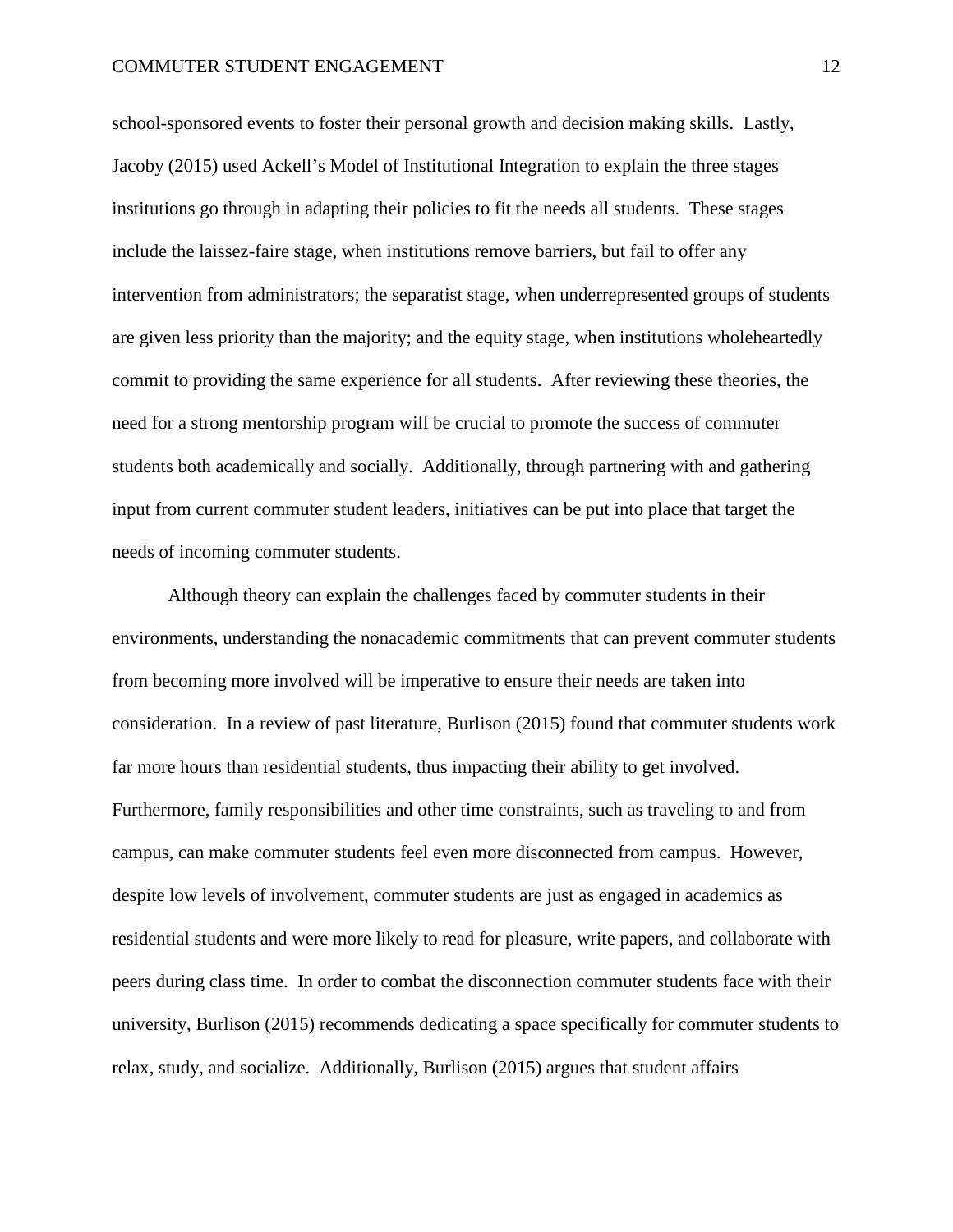school-sponsored events to foster their personal growth and decision making skills. Lastly, Jacoby (2015) used Ackell's Model of Institutional Integration to explain the three stages institutions go through in adapting their policies to fit the needs all students. These stages include the laissez-faire stage, when institutions remove barriers, but fail to offer any intervention from administrators; the separatist stage, when underrepresented groups of students are given less priority than the majority; and the equity stage, when institutions wholeheartedly commit to providing the same experience for all students. After reviewing these theories, the need for a strong mentorship program will be crucial to promote the success of commuter students both academically and socially. Additionally, through partnering with and gathering input from current commuter student leaders, initiatives can be put into place that target the needs of incoming commuter students.

Although theory can explain the challenges faced by commuter students in their environments, understanding the nonacademic commitments that can prevent commuter students from becoming more involved will be imperative to ensure their needs are taken into consideration. In a review of past literature, Burlison (2015) found that commuter students work far more hours than residential students, thus impacting their ability to get involved. Furthermore, family responsibilities and other time constraints, such as traveling to and from campus, can make commuter students feel even more disconnected from campus. However, despite low levels of involvement, commuter students are just as engaged in academics as residential students and were more likely to read for pleasure, write papers, and collaborate with peers during class time. In order to combat the disconnection commuter students face with their university, Burlison (2015) recommends dedicating a space specifically for commuter students to relax, study, and socialize. Additionally, Burlison (2015) argues that student affairs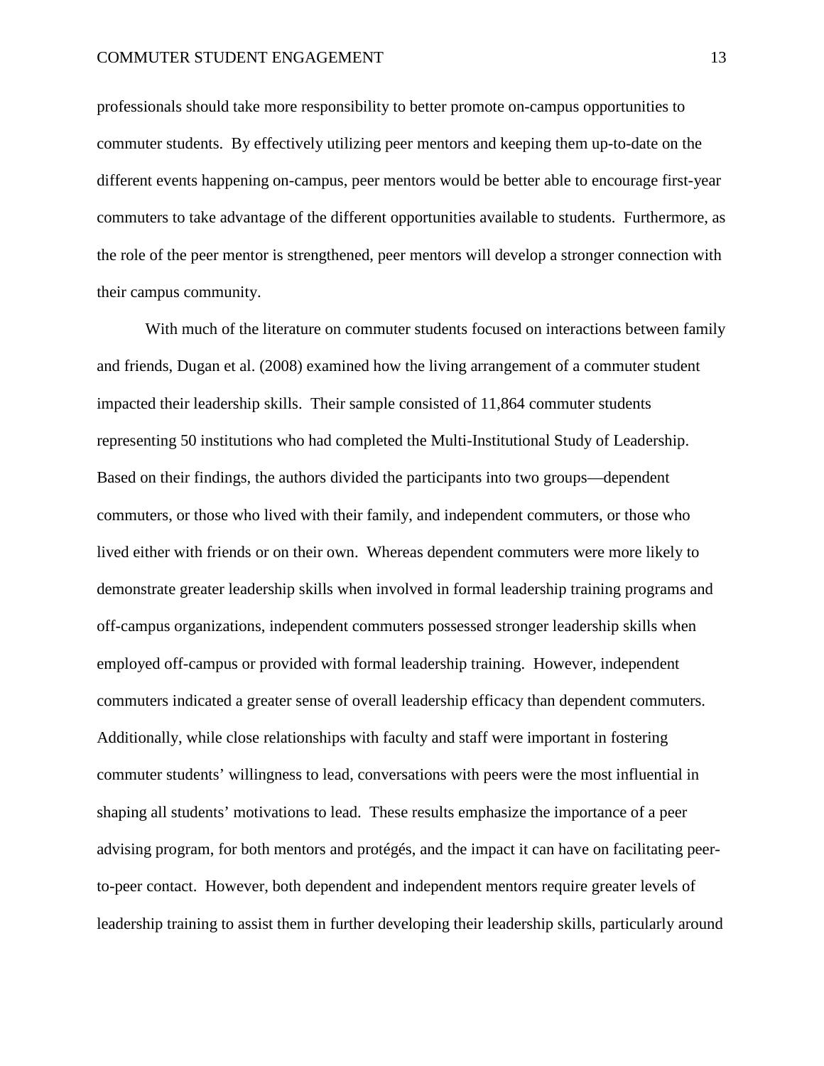professionals should take more responsibility to better promote on-campus opportunities to commuter students. By effectively utilizing peer mentors and keeping them up-to-date on the different events happening on-campus, peer mentors would be better able to encourage first-year commuters to take advantage of the different opportunities available to students. Furthermore, as the role of the peer mentor is strengthened, peer mentors will develop a stronger connection with their campus community.

With much of the literature on commuter students focused on interactions between family and friends, Dugan et al. (2008) examined how the living arrangement of a commuter student impacted their leadership skills. Their sample consisted of 11,864 commuter students representing 50 institutions who had completed the Multi-Institutional Study of Leadership. Based on their findings, the authors divided the participants into two groups—dependent commuters, or those who lived with their family, and independent commuters, or those who lived either with friends or on their own. Whereas dependent commuters were more likely to demonstrate greater leadership skills when involved in formal leadership training programs and off-campus organizations, independent commuters possessed stronger leadership skills when employed off-campus or provided with formal leadership training. However, independent commuters indicated a greater sense of overall leadership efficacy than dependent commuters. Additionally, while close relationships with faculty and staff were important in fostering commuter students' willingness to lead, conversations with peers were the most influential in shaping all students' motivations to lead. These results emphasize the importance of a peer advising program, for both mentors and protégés, and the impact it can have on facilitating peer-to-peer contact. However, both dependent and independent mentors require greater levels of leadership training to assist them in further developing their leadership skills, particularly around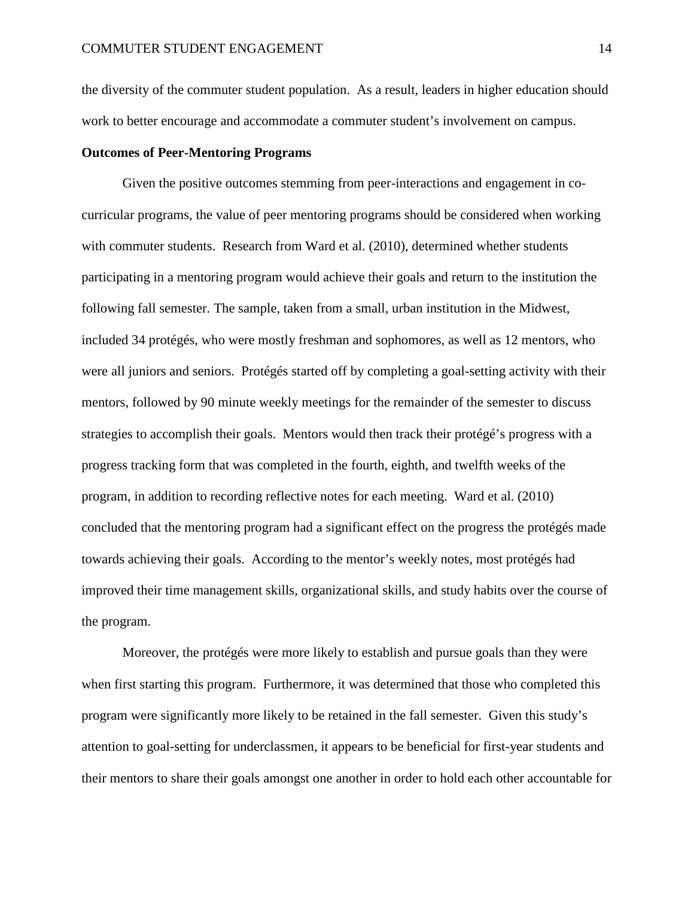the diversity of the commuter student population. As a result, leaders in higher education should work to better encourage and accommodate a commuter student's involvement on campus.

**Outcomes of Peer-Mentoring Programs**

Given the positive outcomes stemming from peer-interactions and engagement in co-curricular programs, the value of peer mentoring programs should be considered when working with commuter students. Research from Ward et al. (2010), determined whether students participating in a mentoring program would achieve their goals and return to the institution the following fall semester. The sample, taken from a small, urban institution in the Midwest, included 34 protégés, who were mostly freshman and sophomores, as well as 12 mentors, who were all juniors and seniors. Protégés started off by completing a goal-setting activity with their mentors, followed by 90 minute weekly meetings for the remainder of the semester to discuss strategies to accomplish their goals. Mentors would then track their protégé's progress with a progress tracking form that was completed in the fourth, eighth, and twelfth weeks of the program, in addition to recording reflective notes for each meeting. Ward et al. (2010) concluded that the mentoring program had a significant effect on the progress the protégés made towards achieving their goals. According to the mentor's weekly notes, most protégés had improved their time management skills, organizational skills, and study habits over the course of the program.

Moreover, the protégés were more likely to establish and pursue goals than they were when first starting this program. Furthermore, it was determined that those who completed this program were significantly more likely to be retained in the fall semester. Given this study's attention to goal-setting for underclassmen, it appears to be beneficial for first-year students and their mentors to share their goals amongst one another in order to hold each other accountable for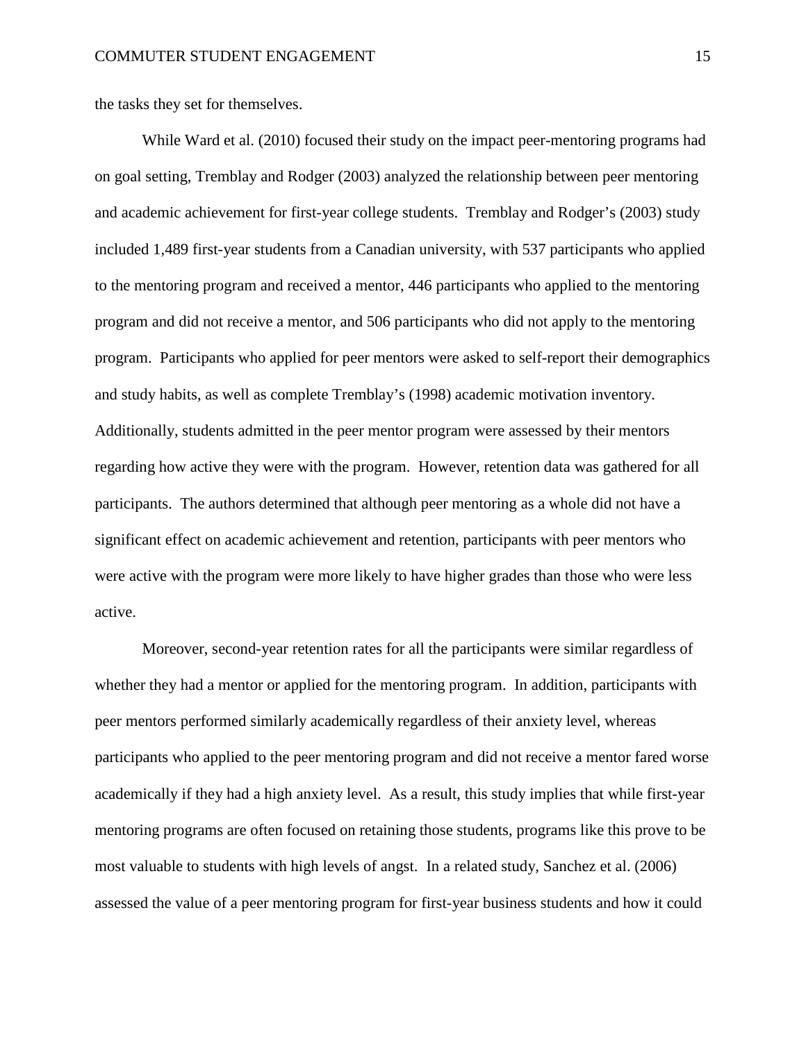the tasks they set for themselves.

While Ward et al. (2010) focused their study on the impact peer-mentoring programs had on goal setting, Tremblay and Rodger (2003) analyzed the relationship between peer mentoring and academic achievement for first-year college students. Tremblay and Rodger's (2003) study included 1,489 first-year students from a Canadian university, with 537 participants who applied to the mentoring program and received a mentor, 446 participants who applied to the mentoring program and did not receive a mentor, and 506 participants who did not apply to the mentoring program. Participants who applied for peer mentors were asked to self-report their demographics and study habits, as well as complete Tremblay's (1998) academic motivation inventory. Additionally, students admitted in the peer mentor program were assessed by their mentors regarding how active they were with the program. However, retention data was gathered for all participants. The authors determined that although peer mentoring as a whole did not have a significant effect on academic achievement and retention, participants with peer mentors who were active with the program were more likely to have higher grades than those who were less active.

Moreover, second-year retention rates for all the participants were similar regardless of whether they had a mentor or applied for the mentoring program. In addition, participants with peer mentors performed similarly academically regardless of their anxiety level, whereas participants who applied to the peer mentoring program and did not receive a mentor fared worse academically if they had a high anxiety level. As a result, this study implies that while first-year mentoring programs are often focused on retaining those students, programs like this prove to be most valuable to students with high levels of angst. In a related study, Sanchez et al. (2006) assessed the value of a peer mentoring program for first-year business students and how it could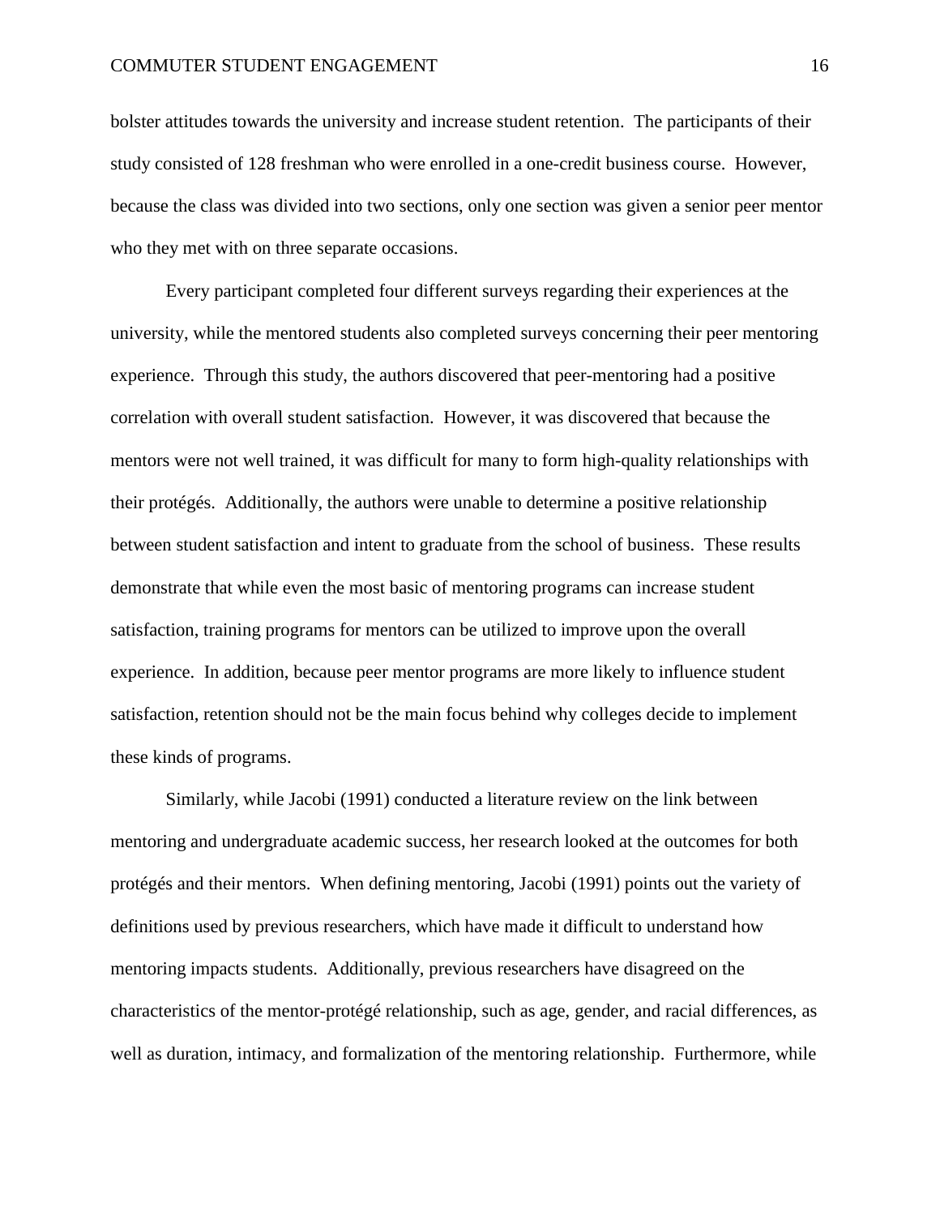bolster attitudes towards the university and increase student retention. The participants of their study consisted of 128 freshman who were enrolled in a one-credit business course. However, because the class was divided into two sections, only one section was given a senior peer mentor who they met with on three separate occasions.

Every participant completed four different surveys regarding their experiences at the university, while the mentored students also completed surveys concerning their peer mentoring experience. Through this study, the authors discovered that peer-mentoring had a positive correlation with overall student satisfaction. However, it was discovered that because the mentors were not well trained, it was difficult for many to form high-quality relationships with their protégés. Additionally, the authors were unable to determine a positive relationship between student satisfaction and intent to graduate from the school of business. These results demonstrate that while even the most basic of mentoring programs can increase student satisfaction, training programs for mentors can be utilized to improve upon the overall experience. In addition, because peer mentor programs are more likely to influence student satisfaction, retention should not be the main focus behind why colleges decide to implement these kinds of programs.

Similarly, while Jacobi (1991) conducted a literature review on the link between mentoring and undergraduate academic success, her research looked at the outcomes for both protégés and their mentors. When defining mentoring, Jacobi (1991) points out the variety of definitions used by previous researchers, which have made it difficult to understand how mentoring impacts students. Additionally, previous researchers have disagreed on the characteristics of the mentor-protégé relationship, such as age, gender, and racial differences, as well as duration, intimacy, and formalization of the mentoring relationship. Furthermore, while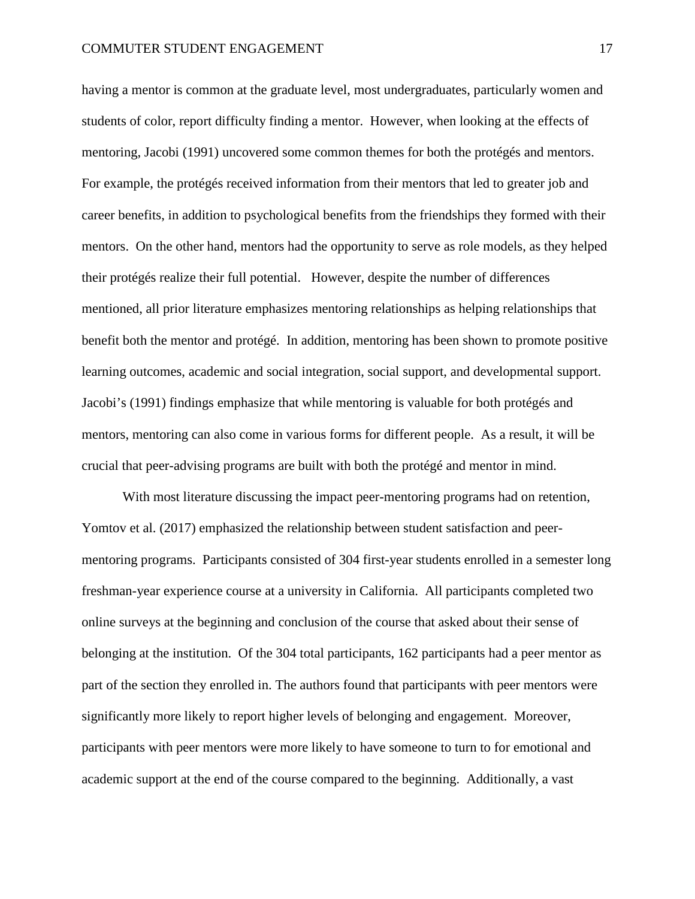having a mentor is common at the graduate level, most undergraduates, particularly women and students of color, report difficulty finding a mentor.  However, when looking at the effects of mentoring, Jacobi (1991) uncovered some common themes for both the protégés and mentors.  For example, the protégés received information from their mentors that led to greater job and career benefits, in addition to psychological benefits from the friendships they formed with their mentors.  On the other hand, mentors had the opportunity to serve as role models, as they helped their protégés realize their full potential.   However, despite the number of differences mentioned, all prior literature emphasizes mentoring relationships as helping relationships that benefit both the mentor and protégé.  In addition, mentoring has been shown to promote positive learning outcomes, academic and social integration, social support, and developmental support.  Jacobi's (1991) findings emphasize that while mentoring is valuable for both protégés and mentors, mentoring can also come in various forms for different people.  As a result, it will be crucial that peer-advising programs are built with both the protégé and mentor in mind.

With most literature discussing the impact peer-mentoring programs had on retention, Yomtov et al. (2017) emphasized the relationship between student satisfaction and peer-mentoring programs.  Participants consisted of 304 first-year students enrolled in a semester long freshman-year experience course at a university in California.  All participants completed two online surveys at the beginning and conclusion of the course that asked about their sense of belonging at the institution.  Of the 304 total participants, 162 participants had a peer mentor as part of the section they enrolled in. The authors found that participants with peer mentors were significantly more likely to report higher levels of belonging and engagement.  Moreover, participants with peer mentors were more likely to have someone to turn to for emotional and academic support at the end of the course compared to the beginning.  Additionally, a vast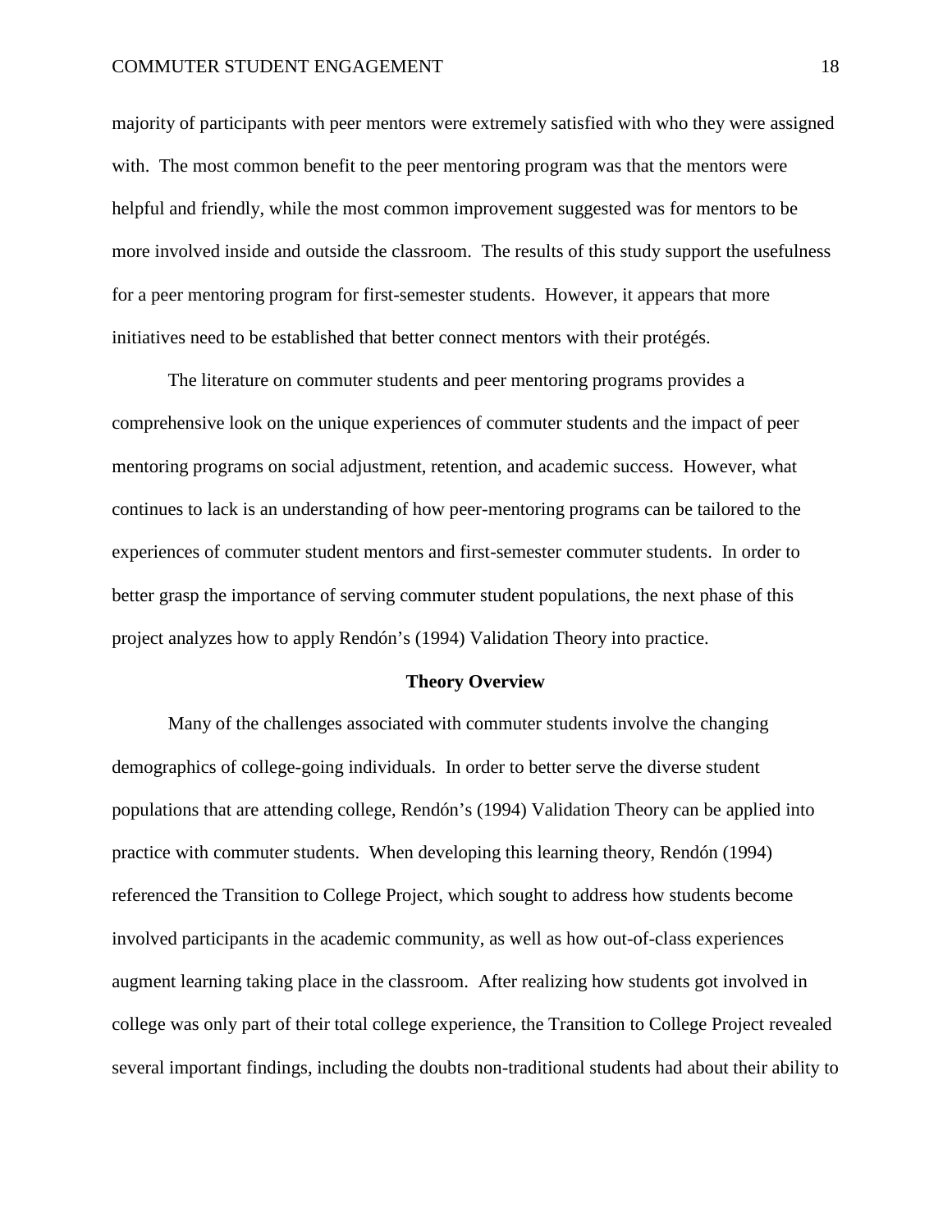majority of participants with peer mentors were extremely satisfied with who they were assigned with. The most common benefit to the peer mentoring program was that the mentors were helpful and friendly, while the most common improvement suggested was for mentors to be more involved inside and outside the classroom. The results of this study support the usefulness for a peer mentoring program for first-semester students. However, it appears that more initiatives need to be established that better connect mentors with their protégés.

The literature on commuter students and peer mentoring programs provides a comprehensive look on the unique experiences of commuter students and the impact of peer mentoring programs on social adjustment, retention, and academic success. However, what continues to lack is an understanding of how peer-mentoring programs can be tailored to the experiences of commuter student mentors and first-semester commuter students. In order to better grasp the importance of serving commuter student populations, the next phase of this project analyzes how to apply Rendón's (1994) Validation Theory into practice.

## Theory Overview

Many of the challenges associated with commuter students involve the changing demographics of college-going individuals. In order to better serve the diverse student populations that are attending college, Rendón's (1994) Validation Theory can be applied into practice with commuter students. When developing this learning theory, Rendón (1994) referenced the Transition to College Project, which sought to address how students become involved participants in the academic community, as well as how out-of-class experiences augment learning taking place in the classroom. After realizing how students got involved in college was only part of their total college experience, the Transition to College Project revealed several important findings, including the doubts non-traditional students had about their ability to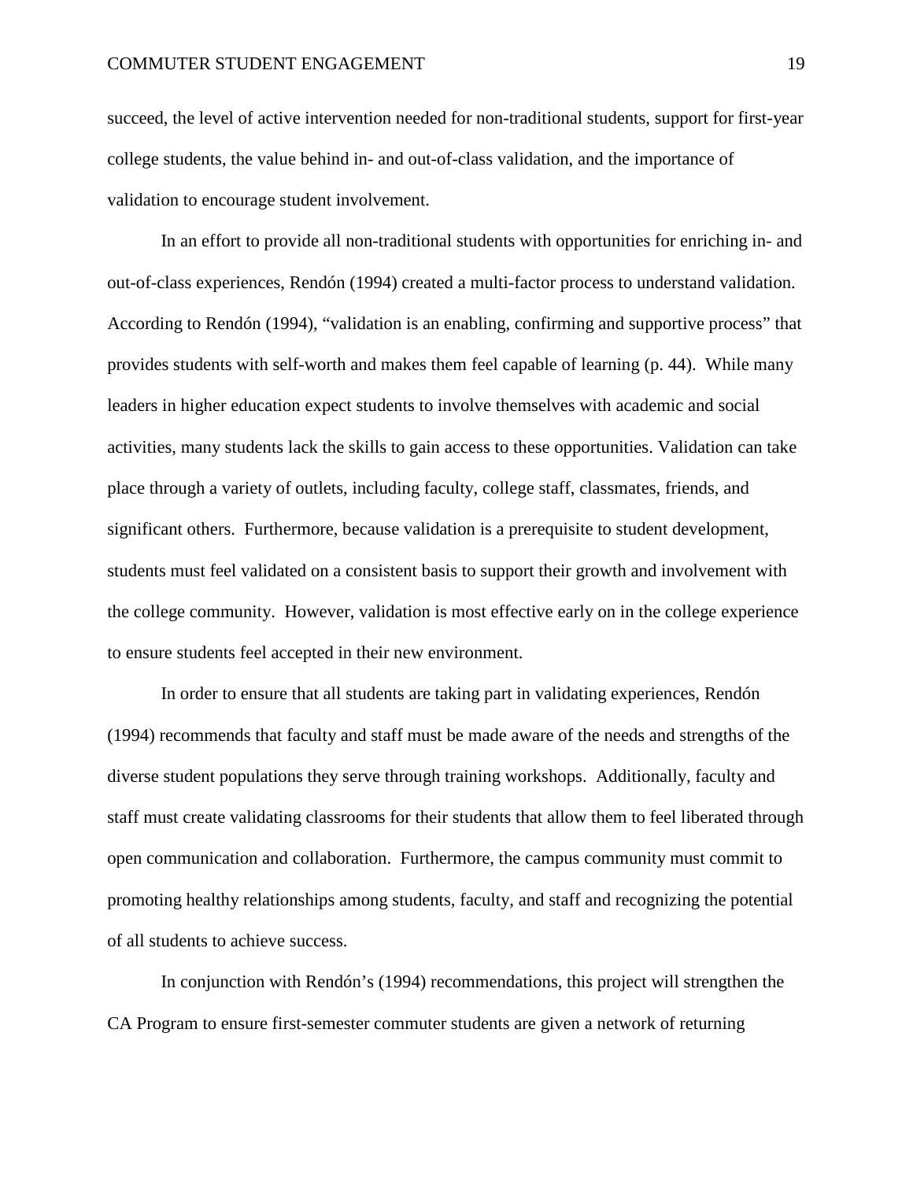succeed, the level of active intervention needed for non-traditional students, support for first-year college students, the value behind in- and out-of-class validation, and the importance of validation to encourage student involvement.

In an effort to provide all non-traditional students with opportunities for enriching in- and out-of-class experiences, Rendón (1994) created a multi-factor process to understand validation. According to Rendón (1994), "validation is an enabling, confirming and supportive process" that provides students with self-worth and makes them feel capable of learning (p. 44). While many leaders in higher education expect students to involve themselves with academic and social activities, many students lack the skills to gain access to these opportunities. Validation can take place through a variety of outlets, including faculty, college staff, classmates, friends, and significant others. Furthermore, because validation is a prerequisite to student development, students must feel validated on a consistent basis to support their growth and involvement with the college community. However, validation is most effective early on in the college experience to ensure students feel accepted in their new environment.

In order to ensure that all students are taking part in validating experiences, Rendón (1994) recommends that faculty and staff must be made aware of the needs and strengths of the diverse student populations they serve through training workshops. Additionally, faculty and staff must create validating classrooms for their students that allow them to feel liberated through open communication and collaboration. Furthermore, the campus community must commit to promoting healthy relationships among students, faculty, and staff and recognizing the potential of all students to achieve success.

In conjunction with Rendón's (1994) recommendations, this project will strengthen the CA Program to ensure first-semester commuter students are given a network of returning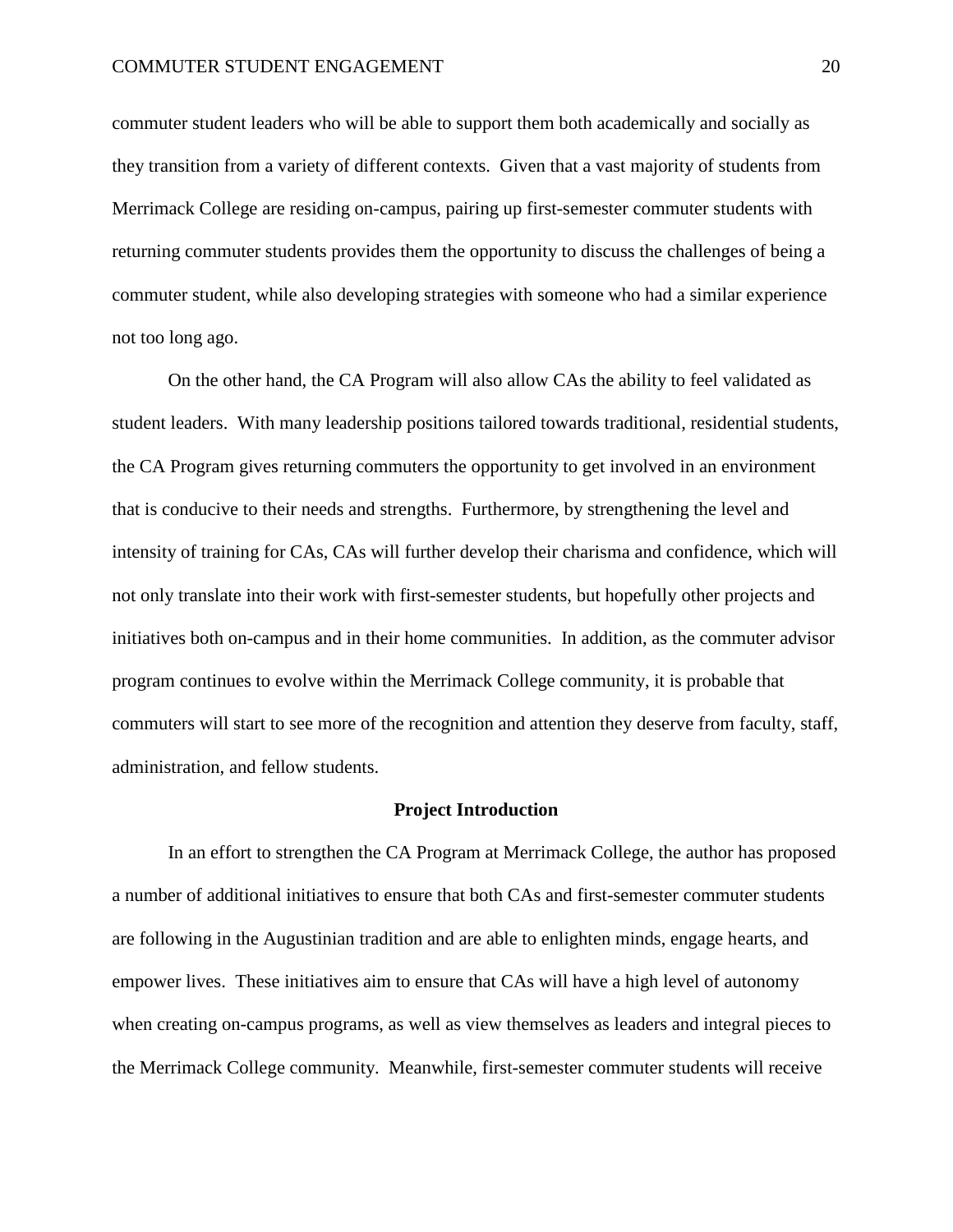commuter student leaders who will be able to support them both academically and socially as they transition from a variety of different contexts. Given that a vast majority of students from Merrimack College are residing on-campus, pairing up first-semester commuter students with returning commuter students provides them the opportunity to discuss the challenges of being a commuter student, while also developing strategies with someone who had a similar experience not too long ago.

On the other hand, the CA Program will also allow CAs the ability to feel validated as student leaders. With many leadership positions tailored towards traditional, residential students, the CA Program gives returning commuters the opportunity to get involved in an environment that is conducive to their needs and strengths. Furthermore, by strengthening the level and intensity of training for CAs, CAs will further develop their charisma and confidence, which will not only translate into their work with first-semester students, but hopefully other projects and initiatives both on-campus and in their home communities. In addition, as the commuter advisor program continues to evolve within the Merrimack College community, it is probable that commuters will start to see more of the recognition and attention they deserve from faculty, staff, administration, and fellow students.

## Project Introduction

In an effort to strengthen the CA Program at Merrimack College, the author has proposed a number of additional initiatives to ensure that both CAs and first-semester commuter students are following in the Augustinian tradition and are able to enlighten minds, engage hearts, and empower lives. These initiatives aim to ensure that CAs will have a high level of autonomy when creating on-campus programs, as well as view themselves as leaders and integral pieces to the Merrimack College community. Meanwhile, first-semester commuter students will receive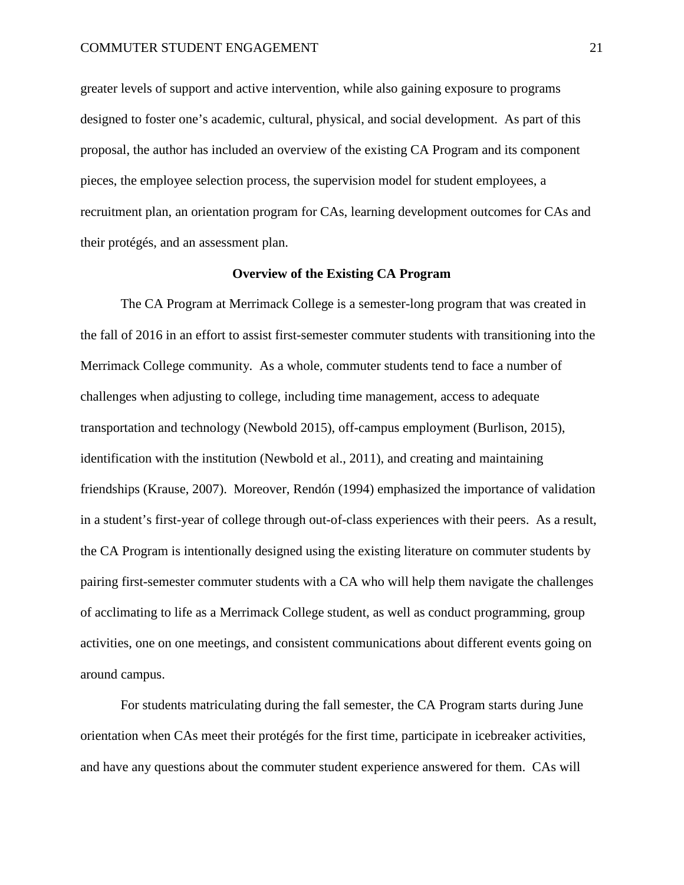greater levels of support and active intervention, while also gaining exposure to programs designed to foster one's academic, cultural, physical, and social development. As part of this proposal, the author has included an overview of the existing CA Program and its component pieces, the employee selection process, the supervision model for student employees, a recruitment plan, an orientation program for CAs, learning development outcomes for CAs and their protégés, and an assessment plan.

## Overview of the Existing CA Program

The CA Program at Merrimack College is a semester-long program that was created in the fall of 2016 in an effort to assist first-semester commuter students with transitioning into the Merrimack College community. As a whole, commuter students tend to face a number of challenges when adjusting to college, including time management, access to adequate transportation and technology (Newbold 2015), off-campus employment (Burlison, 2015), identification with the institution (Newbold et al., 2011), and creating and maintaining friendships (Krause, 2007). Moreover, Rendón (1994) emphasized the importance of validation in a student's first-year of college through out-of-class experiences with their peers. As a result, the CA Program is intentionally designed using the existing literature on commuter students by pairing first-semester commuter students with a CA who will help them navigate the challenges of acclimating to life as a Merrimack College student, as well as conduct programming, group activities, one on one meetings, and consistent communications about different events going on around campus.

For students matriculating during the fall semester, the CA Program starts during June orientation when CAs meet their protégés for the first time, participate in icebreaker activities, and have any questions about the commuter student experience answered for them. CAs will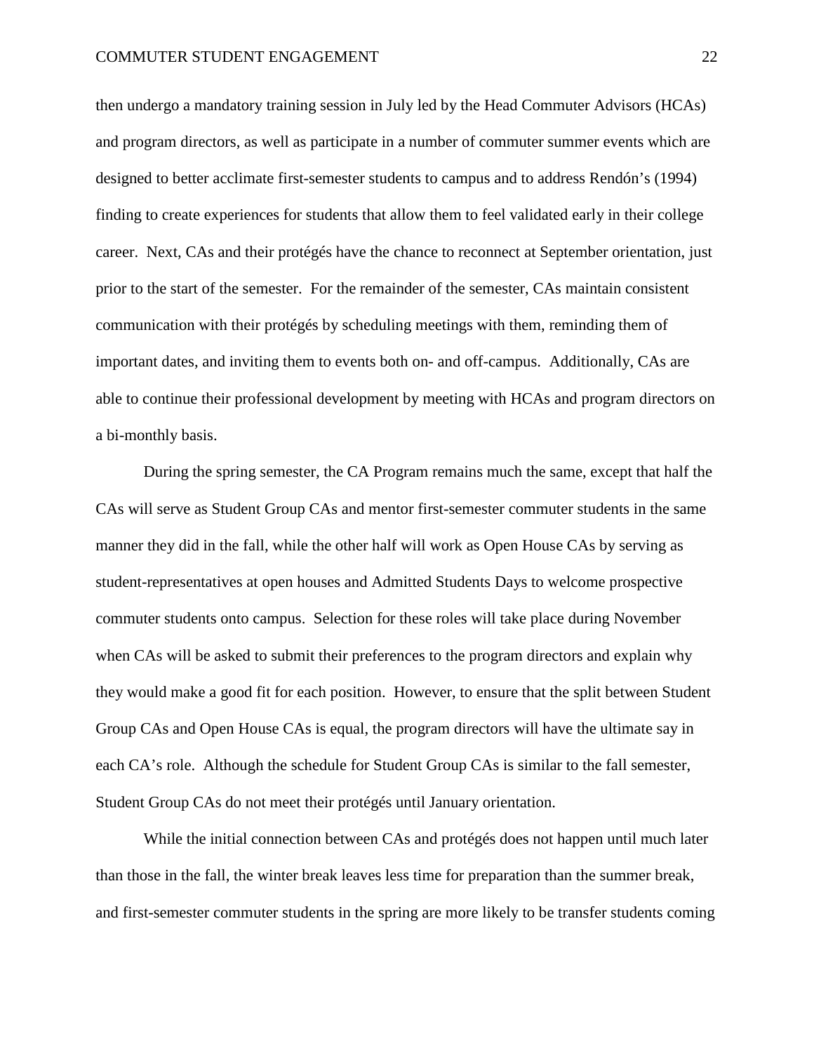then undergo a mandatory training session in July led by the Head Commuter Advisors (HCAs) and program directors, as well as participate in a number of commuter summer events which are designed to better acclimate first-semester students to campus and to address Rendón's (1994) finding to create experiences for students that allow them to feel validated early in their college career. Next, CAs and their protégés have the chance to reconnect at September orientation, just prior to the start of the semester. For the remainder of the semester, CAs maintain consistent communication with their protégés by scheduling meetings with them, reminding them of important dates, and inviting them to events both on- and off-campus. Additionally, CAs are able to continue their professional development by meeting with HCAs and program directors on a bi-monthly basis.

During the spring semester, the CA Program remains much the same, except that half the CAs will serve as Student Group CAs and mentor first-semester commuter students in the same manner they did in the fall, while the other half will work as Open House CAs by serving as student-representatives at open houses and Admitted Students Days to welcome prospective commuter students onto campus. Selection for these roles will take place during November when CAs will be asked to submit their preferences to the program directors and explain why they would make a good fit for each position. However, to ensure that the split between Student Group CAs and Open House CAs is equal, the program directors will have the ultimate say in each CA's role. Although the schedule for Student Group CAs is similar to the fall semester, Student Group CAs do not meet their protégés until January orientation.

While the initial connection between CAs and protégés does not happen until much later than those in the fall, the winter break leaves less time for preparation than the summer break, and first-semester commuter students in the spring are more likely to be transfer students coming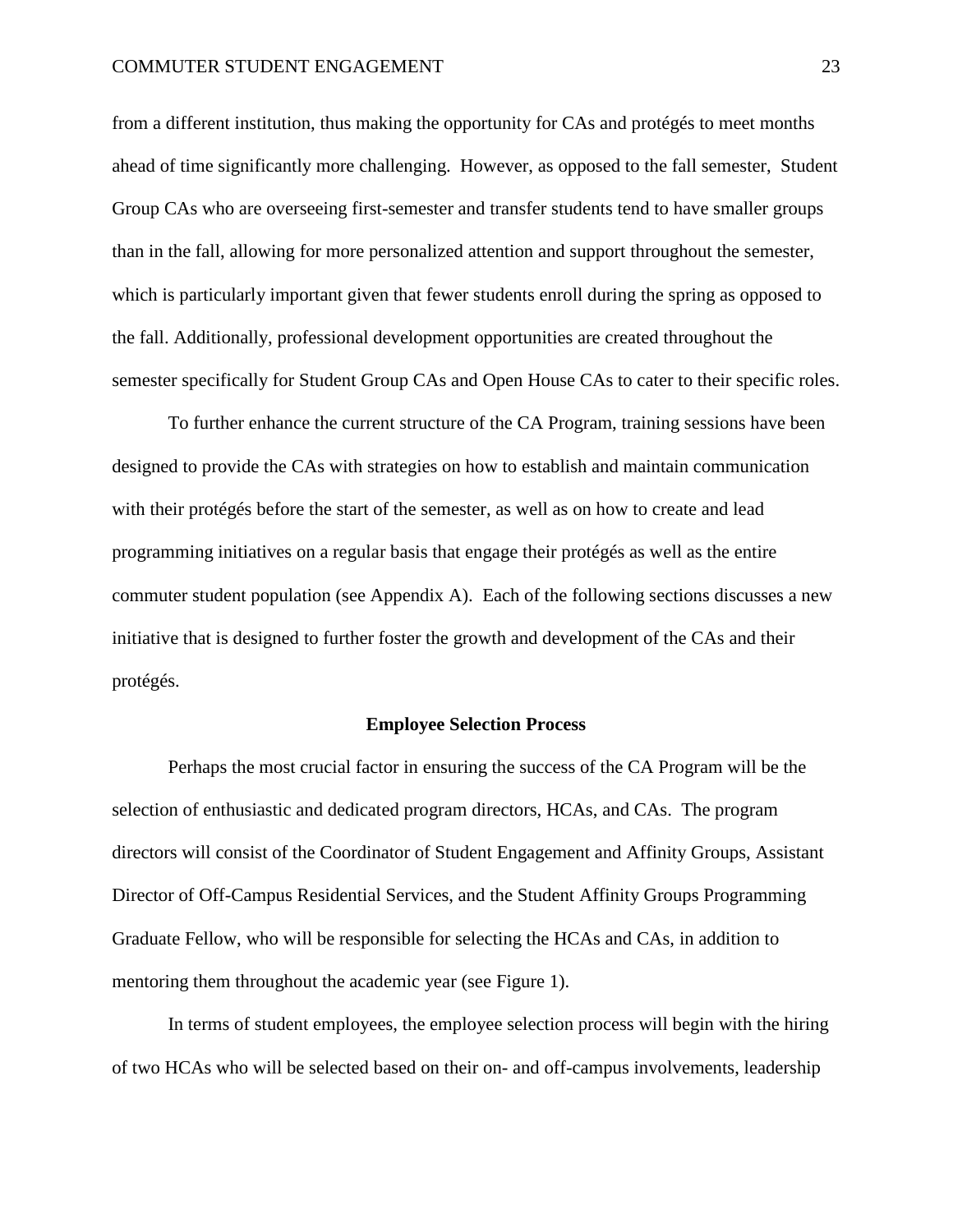from a different institution, thus making the opportunity for CAs and protégés to meet months ahead of time significantly more challenging. However, as opposed to the fall semester, Student Group CAs who are overseeing first-semester and transfer students tend to have smaller groups than in the fall, allowing for more personalized attention and support throughout the semester, which is particularly important given that fewer students enroll during the spring as opposed to the fall. Additionally, professional development opportunities are created throughout the semester specifically for Student Group CAs and Open House CAs to cater to their specific roles.

To further enhance the current structure of the CA Program, training sessions have been designed to provide the CAs with strategies on how to establish and maintain communication with their protégés before the start of the semester, as well as on how to create and lead programming initiatives on a regular basis that engage their protégés as well as the entire commuter student population (see Appendix A). Each of the following sections discusses a new initiative that is designed to further foster the growth and development of the CAs and their protégés.

## Employee Selection Process

Perhaps the most crucial factor in ensuring the success of the CA Program will be the selection of enthusiastic and dedicated program directors, HCAs, and CAs. The program directors will consist of the Coordinator of Student Engagement and Affinity Groups, Assistant Director of Off-Campus Residential Services, and the Student Affinity Groups Programming Graduate Fellow, who will be responsible for selecting the HCAs and CAs, in addition to mentoring them throughout the academic year (see Figure 1).

In terms of student employees, the employee selection process will begin with the hiring of two HCAs who will be selected based on their on- and off-campus involvements, leadership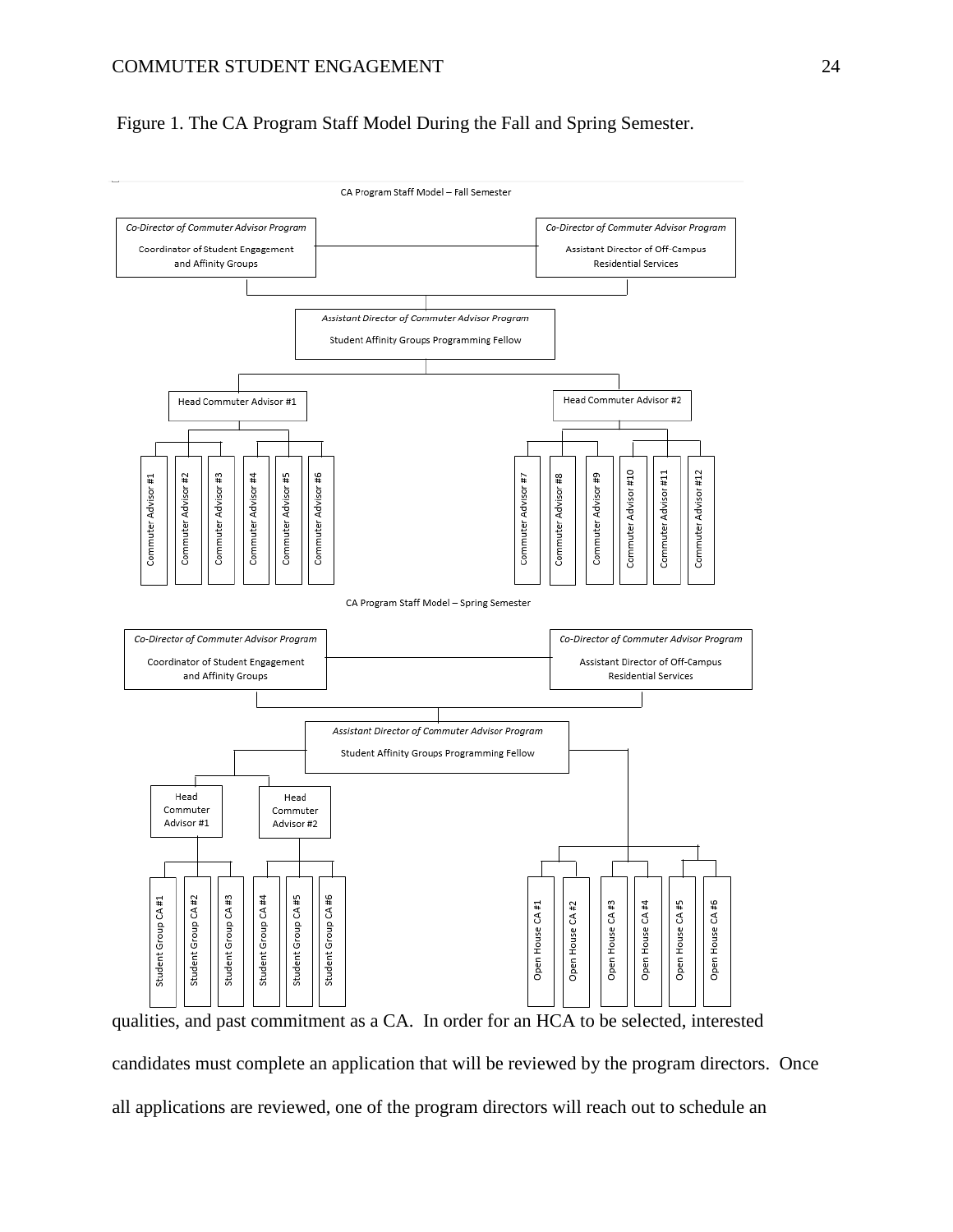Figure 1. The CA Program Staff Model During the Fall and Spring Semester.

CA Program Staff Model – Fall Semester

- *Co-Director of Commuter Advisor Program* — Coordinator of Student Engagement and Affinity Groups
- *Co-Director of Commuter Advisor Program* — Assistant Director of Off-Campus Residential Services
  - *Assistant Director of Commuter Advisor Program* — Student Affinity Groups Programming Fellow
    - Head Commuter Advisor #1
      - Commuter Advisor #1
      - Commuter Advisor #2
      - Commuter Advisor #3
      - Commuter Advisor #4
      - Commuter Advisor #5
      - Commuter Advisor #6
    - Head Commuter Advisor #2
      - Commuter Advisor #7
      - Commuter Advisor #8
      - Commuter Advisor #9
      - Commuter Advisor #10
      - Commuter Advisor #11
      - Commuter Advisor #12

CA Program Staff Model – Spring Semester

- *Co-Director of Commuter Advisor Program* — Coordinator of Student Engagement and Affinity Groups
- *Co-Director of Commuter Advisor Program* — Assistant Director of Off-Campus Residential Services
  - *Assistant Director of Commuter Advisor Program* — Student Affinity Groups Programming Fellow
    - Head Commuter Advisor #1
      - Student Group CA #1
      - Student Group CA #2
      - Student Group CA #3
    - Head Commuter Advisor #2
      - Student Group CA #4
      - Student Group CA #5
      - Student Group CA #6
    - Open House CA #1
    - Open House CA #2
    - Open House CA #3
    - Open House CA #4
    - Open House CA #5
    - Open House CA #6

qualities, and past commitment as a CA. In order for an HCA to be selected, interested candidates must complete an application that will be reviewed by the program directors. Once all applications are reviewed, one of the program directors will reach out to schedule an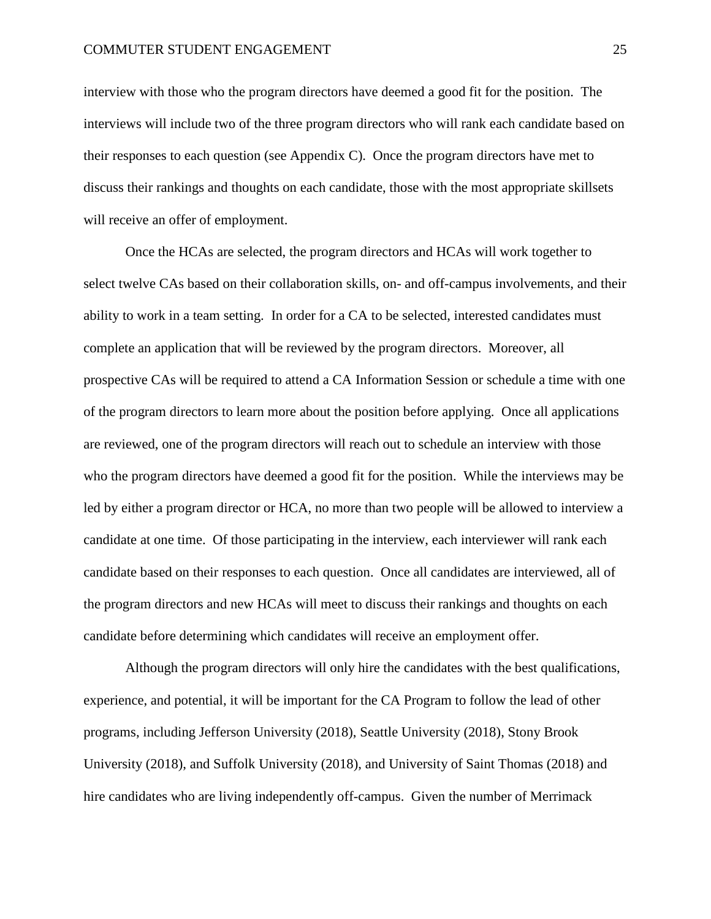interview with those who the program directors have deemed a good fit for the position. The interviews will include two of the three program directors who will rank each candidate based on their responses to each question (see Appendix C). Once the program directors have met to discuss their rankings and thoughts on each candidate, those with the most appropriate skillsets will receive an offer of employment.

Once the HCAs are selected, the program directors and HCAs will work together to select twelve CAs based on their collaboration skills, on- and off-campus involvements, and their ability to work in a team setting. In order for a CA to be selected, interested candidates must complete an application that will be reviewed by the program directors. Moreover, all prospective CAs will be required to attend a CA Information Session or schedule a time with one of the program directors to learn more about the position before applying. Once all applications are reviewed, one of the program directors will reach out to schedule an interview with those who the program directors have deemed a good fit for the position. While the interviews may be led by either a program director or HCA, no more than two people will be allowed to interview a candidate at one time. Of those participating in the interview, each interviewer will rank each candidate based on their responses to each question. Once all candidates are interviewed, all of the program directors and new HCAs will meet to discuss their rankings and thoughts on each candidate before determining which candidates will receive an employment offer.

Although the program directors will only hire the candidates with the best qualifications, experience, and potential, it will be important for the CA Program to follow the lead of other programs, including Jefferson University (2018), Seattle University (2018), Stony Brook University (2018), and Suffolk University (2018), and University of Saint Thomas (2018) and hire candidates who are living independently off-campus. Given the number of Merrimack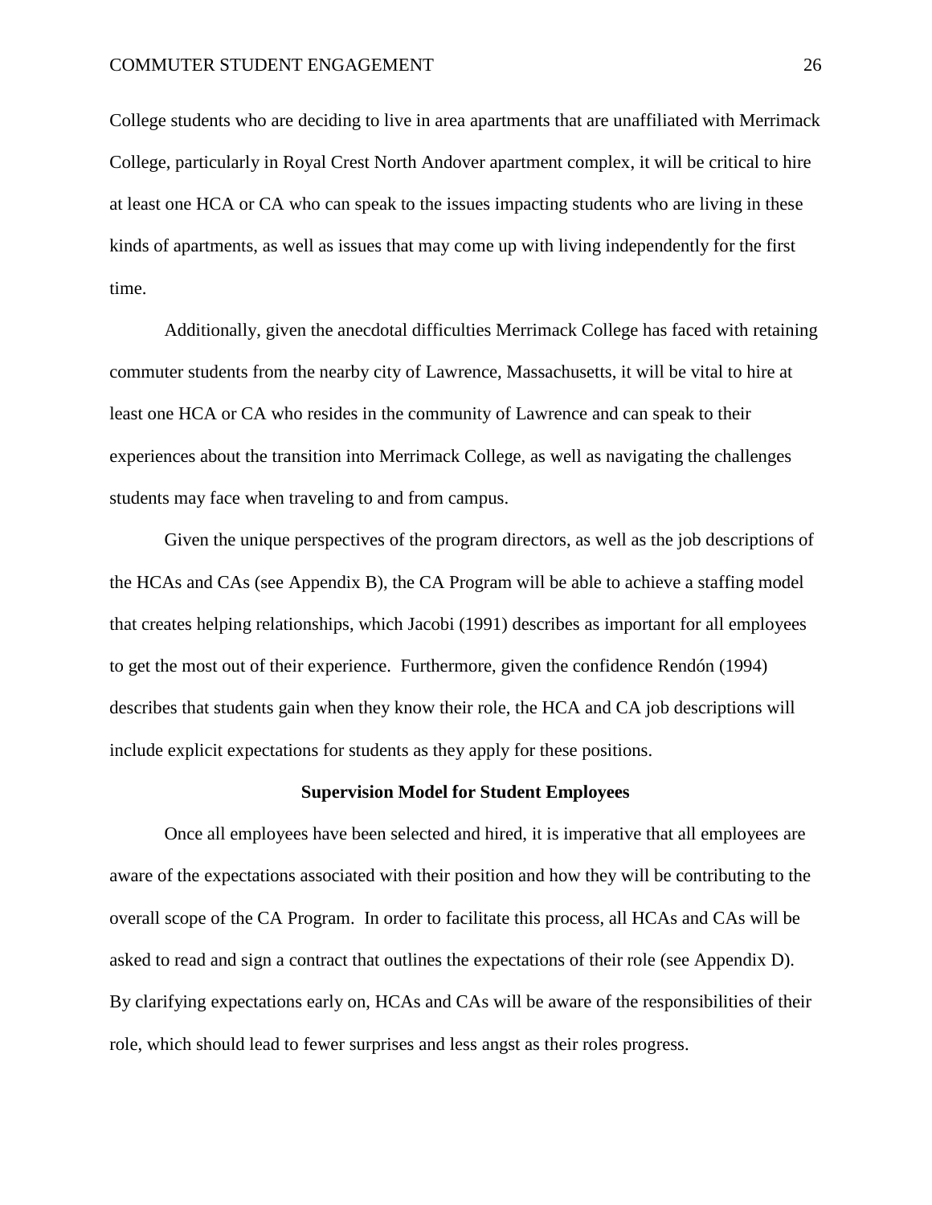College students who are deciding to live in area apartments that are unaffiliated with Merrimack College, particularly in Royal Crest North Andover apartment complex, it will be critical to hire at least one HCA or CA who can speak to the issues impacting students who are living in these kinds of apartments, as well as issues that may come up with living independently for the first time.

Additionally, given the anecdotal difficulties Merrimack College has faced with retaining commuter students from the nearby city of Lawrence, Massachusetts, it will be vital to hire at least one HCA or CA who resides in the community of Lawrence and can speak to their experiences about the transition into Merrimack College, as well as navigating the challenges students may face when traveling to and from campus.

Given the unique perspectives of the program directors, as well as the job descriptions of the HCAs and CAs (see Appendix B), the CA Program will be able to achieve a staffing model that creates helping relationships, which Jacobi (1991) describes as important for all employees to get the most out of their experience. Furthermore, given the confidence Rendón (1994) describes that students gain when they know their role, the HCA and CA job descriptions will include explicit expectations for students as they apply for these positions.

## Supervision Model for Student Employees

Once all employees have been selected and hired, it is imperative that all employees are aware of the expectations associated with their position and how they will be contributing to the overall scope of the CA Program. In order to facilitate this process, all HCAs and CAs will be asked to read and sign a contract that outlines the expectations of their role (see Appendix D). By clarifying expectations early on, HCAs and CAs will be aware of the responsibilities of their role, which should lead to fewer surprises and less angst as their roles progress.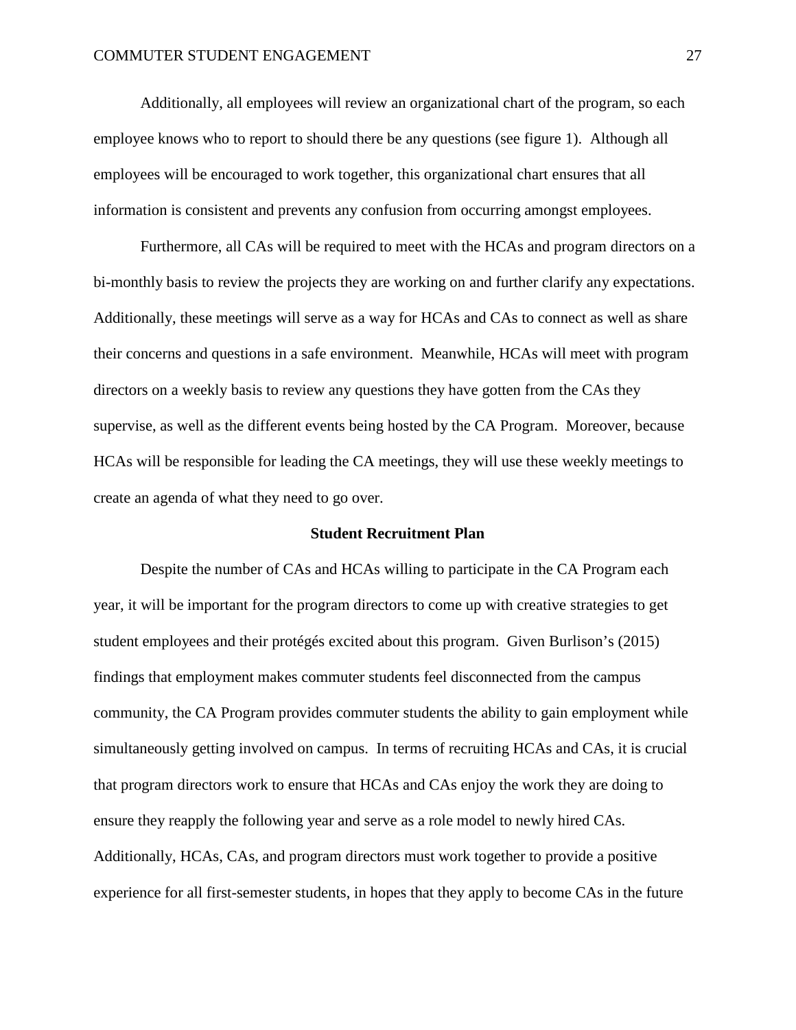Additionally, all employees will review an organizational chart of the program, so each employee knows who to report to should there be any questions (see figure 1). Although all employees will be encouraged to work together, this organizational chart ensures that all information is consistent and prevents any confusion from occurring amongst employees.

Furthermore, all CAs will be required to meet with the HCAs and program directors on a bi-monthly basis to review the projects they are working on and further clarify any expectations. Additionally, these meetings will serve as a way for HCAs and CAs to connect as well as share their concerns and questions in a safe environment. Meanwhile, HCAs will meet with program directors on a weekly basis to review any questions they have gotten from the CAs they supervise, as well as the different events being hosted by the CA Program. Moreover, because HCAs will be responsible for leading the CA meetings, they will use these weekly meetings to create an agenda of what they need to go over.

## Student Recruitment Plan

Despite the number of CAs and HCAs willing to participate in the CA Program each year, it will be important for the program directors to come up with creative strategies to get student employees and their protégés excited about this program. Given Burlison's (2015) findings that employment makes commuter students feel disconnected from the campus community, the CA Program provides commuter students the ability to gain employment while simultaneously getting involved on campus. In terms of recruiting HCAs and CAs, it is crucial that program directors work to ensure that HCAs and CAs enjoy the work they are doing to ensure they reapply the following year and serve as a role model to newly hired CAs. Additionally, HCAs, CAs, and program directors must work together to provide a positive experience for all first-semester students, in hopes that they apply to become CAs in the future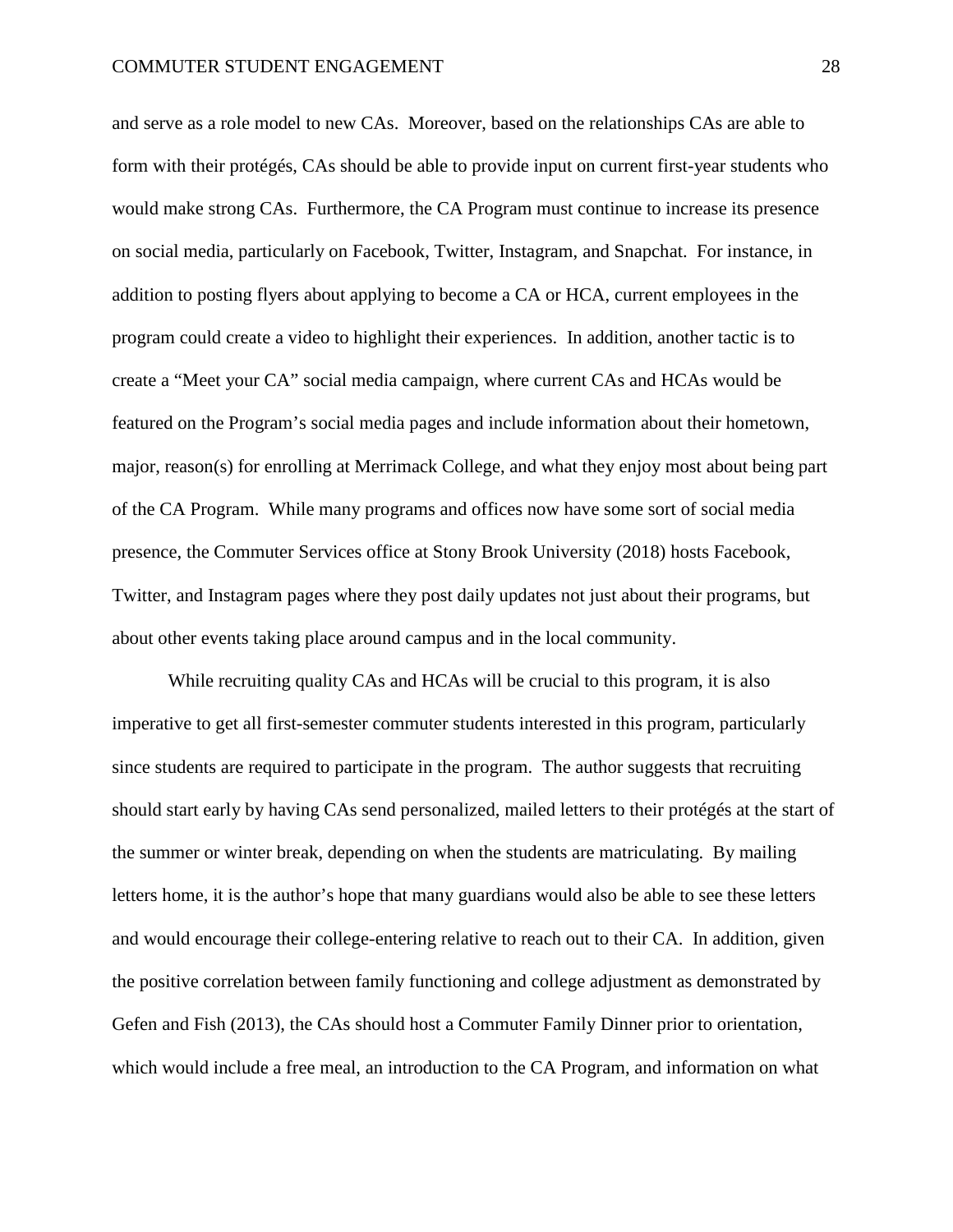and serve as a role model to new CAs. Moreover, based on the relationships CAs are able to form with their protégés, CAs should be able to provide input on current first-year students who would make strong CAs. Furthermore, the CA Program must continue to increase its presence on social media, particularly on Facebook, Twitter, Instagram, and Snapchat. For instance, in addition to posting flyers about applying to become a CA or HCA, current employees in the program could create a video to highlight their experiences. In addition, another tactic is to create a "Meet your CA" social media campaign, where current CAs and HCAs would be featured on the Program's social media pages and include information about their hometown, major, reason(s) for enrolling at Merrimack College, and what they enjoy most about being part of the CA Program. While many programs and offices now have some sort of social media presence, the Commuter Services office at Stony Brook University (2018) hosts Facebook, Twitter, and Instagram pages where they post daily updates not just about their programs, but about other events taking place around campus and in the local community.

While recruiting quality CAs and HCAs will be crucial to this program, it is also imperative to get all first-semester commuter students interested in this program, particularly since students are required to participate in the program. The author suggests that recruiting should start early by having CAs send personalized, mailed letters to their protégés at the start of the summer or winter break, depending on when the students are matriculating. By mailing letters home, it is the author's hope that many guardians would also be able to see these letters and would encourage their college-entering relative to reach out to their CA. In addition, given the positive correlation between family functioning and college adjustment as demonstrated by Gefen and Fish (2013), the CAs should host a Commuter Family Dinner prior to orientation, which would include a free meal, an introduction to the CA Program, and information on what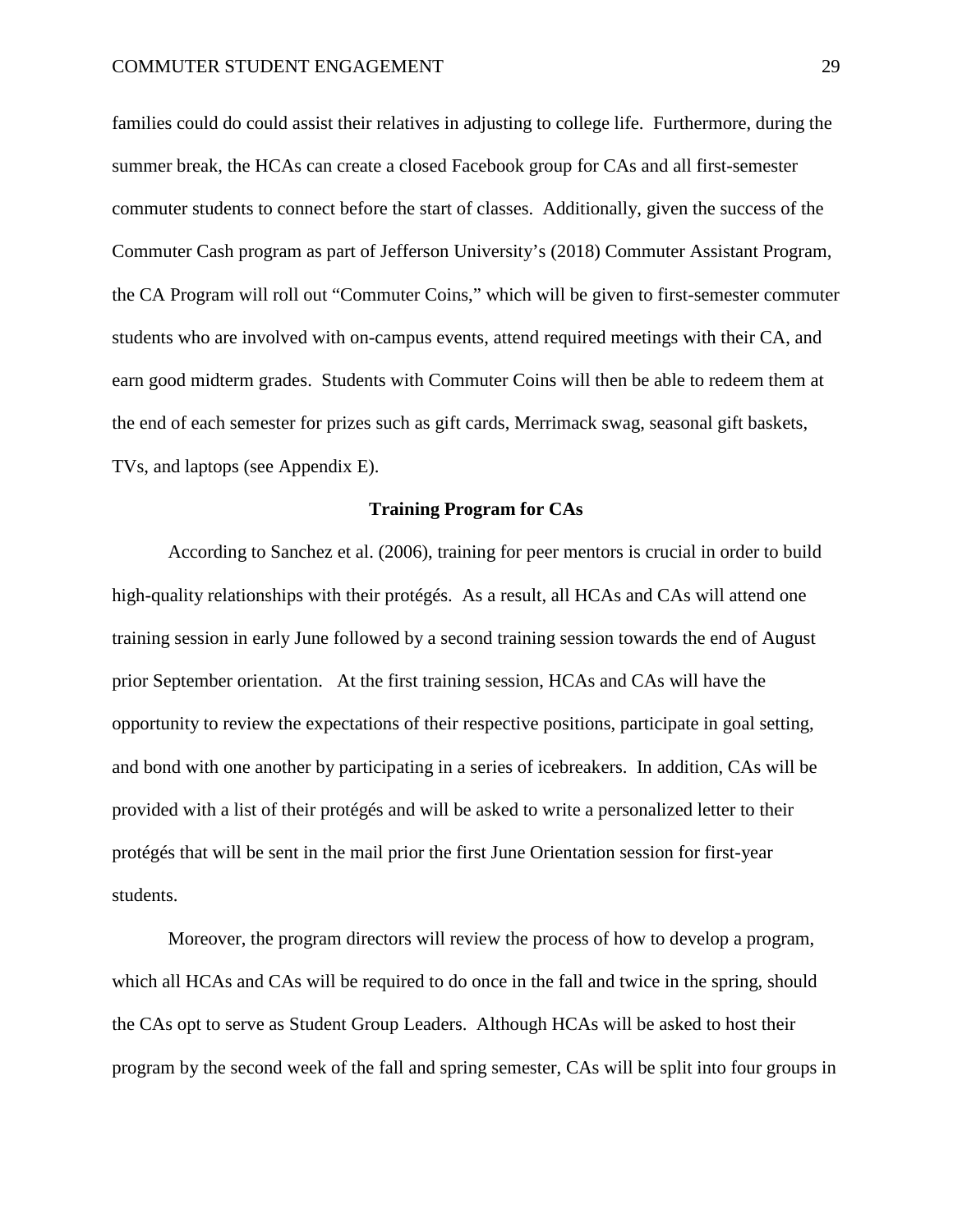families could do could assist their relatives in adjusting to college life. Furthermore, during the summer break, the HCAs can create a closed Facebook group for CAs and all first-semester commuter students to connect before the start of classes. Additionally, given the success of the Commuter Cash program as part of Jefferson University's (2018) Commuter Assistant Program, the CA Program will roll out "Commuter Coins," which will be given to first-semester commuter students who are involved with on-campus events, attend required meetings with their CA, and earn good midterm grades. Students with Commuter Coins will then be able to redeem them at the end of each semester for prizes such as gift cards, Merrimack swag, seasonal gift baskets, TVs, and laptops (see Appendix E).

## Training Program for CAs

According to Sanchez et al. (2006), training for peer mentors is crucial in order to build high-quality relationships with their protégés. As a result, all HCAs and CAs will attend one training session in early June followed by a second training session towards the end of August prior September orientation. At the first training session, HCAs and CAs will have the opportunity to review the expectations of their respective positions, participate in goal setting, and bond with one another by participating in a series of icebreakers. In addition, CAs will be provided with a list of their protégés and will be asked to write a personalized letter to their protégés that will be sent in the mail prior the first June Orientation session for first-year students.

Moreover, the program directors will review the process of how to develop a program, which all HCAs and CAs will be required to do once in the fall and twice in the spring, should the CAs opt to serve as Student Group Leaders. Although HCAs will be asked to host their program by the second week of the fall and spring semester, CAs will be split into four groups in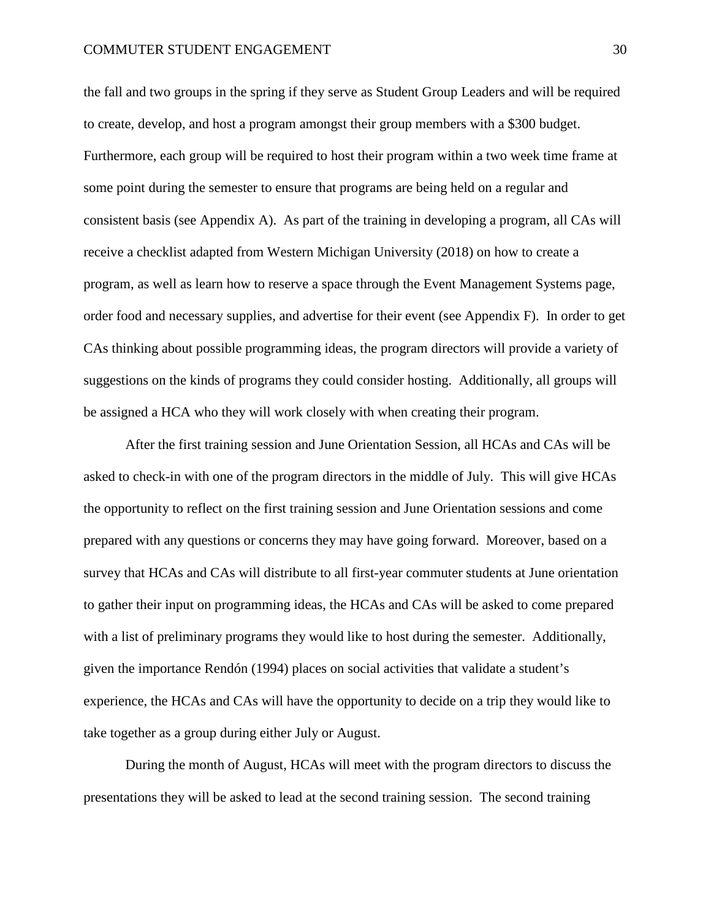the fall and two groups in the spring if they serve as Student Group Leaders and will be required to create, develop, and host a program amongst their group members with a $300 budget. Furthermore, each group will be required to host their program within a two week time frame at some point during the semester to ensure that programs are being held on a regular and consistent basis (see Appendix A). As part of the training in developing a program, all CAs will receive a checklist adapted from Western Michigan University (2018) on how to create a program, as well as learn how to reserve a space through the Event Management Systems page, order food and necessary supplies, and advertise for their event (see Appendix F). In order to get CAs thinking about possible programming ideas, the program directors will provide a variety of suggestions on the kinds of programs they could consider hosting. Additionally, all groups will be assigned a HCA who they will work closely with when creating their program.

After the first training session and June Orientation Session, all HCAs and CAs will be asked to check-in with one of the program directors in the middle of July. This will give HCAs the opportunity to reflect on the first training session and June Orientation sessions and come prepared with any questions or concerns they may have going forward. Moreover, based on a survey that HCAs and CAs will distribute to all first-year commuter students at June orientation to gather their input on programming ideas, the HCAs and CAs will be asked to come prepared with a list of preliminary programs they would like to host during the semester. Additionally, given the importance Rendón (1994) places on social activities that validate a student's experience, the HCAs and CAs will have the opportunity to decide on a trip they would like to take together as a group during either July or August.

During the month of August, HCAs will meet with the program directors to discuss the presentations they will be asked to lead at the second training session. The second training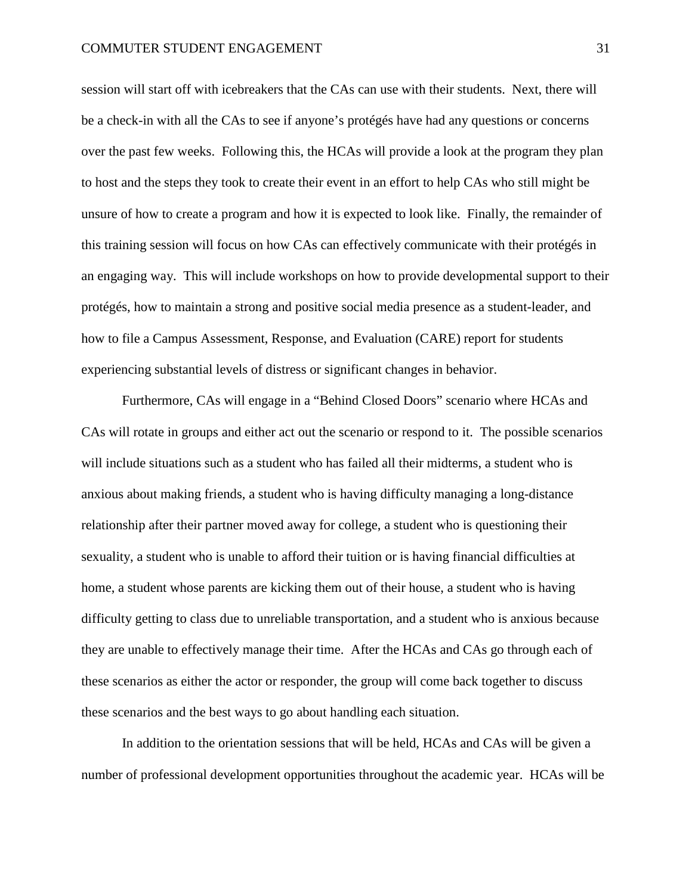session will start off with icebreakers that the CAs can use with their students. Next, there will be a check-in with all the CAs to see if anyone's protégés have had any questions or concerns over the past few weeks. Following this, the HCAs will provide a look at the program they plan to host and the steps they took to create their event in an effort to help CAs who still might be unsure of how to create a program and how it is expected to look like. Finally, the remainder of this training session will focus on how CAs can effectively communicate with their protégés in an engaging way. This will include workshops on how to provide developmental support to their protégés, how to maintain a strong and positive social media presence as a student-leader, and how to file a Campus Assessment, Response, and Evaluation (CARE) report for students experiencing substantial levels of distress or significant changes in behavior.

Furthermore, CAs will engage in a "Behind Closed Doors" scenario where HCAs and CAs will rotate in groups and either act out the scenario or respond to it. The possible scenarios will include situations such as a student who has failed all their midterms, a student who is anxious about making friends, a student who is having difficulty managing a long-distance relationship after their partner moved away for college, a student who is questioning their sexuality, a student who is unable to afford their tuition or is having financial difficulties at home, a student whose parents are kicking them out of their house, a student who is having difficulty getting to class due to unreliable transportation, and a student who is anxious because they are unable to effectively manage their time. After the HCAs and CAs go through each of these scenarios as either the actor or responder, the group will come back together to discuss these scenarios and the best ways to go about handling each situation.

In addition to the orientation sessions that will be held, HCAs and CAs will be given a number of professional development opportunities throughout the academic year. HCAs will be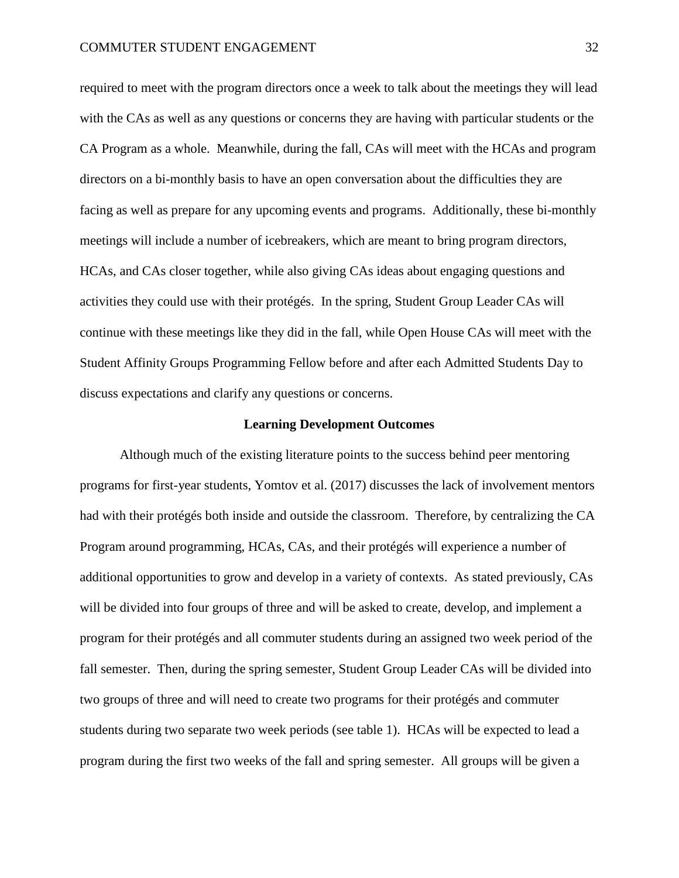required to meet with the program directors once a week to talk about the meetings they will lead with the CAs as well as any questions or concerns they are having with particular students or the CA Program as a whole. Meanwhile, during the fall, CAs will meet with the HCAs and program directors on a bi-monthly basis to have an open conversation about the difficulties they are facing as well as prepare for any upcoming events and programs. Additionally, these bi-monthly meetings will include a number of icebreakers, which are meant to bring program directors, HCAs, and CAs closer together, while also giving CAs ideas about engaging questions and activities they could use with their protégés. In the spring, Student Group Leader CAs will continue with these meetings like they did in the fall, while Open House CAs will meet with the Student Affinity Groups Programming Fellow before and after each Admitted Students Day to discuss expectations and clarify any questions or concerns.

## Learning Development Outcomes

Although much of the existing literature points to the success behind peer mentoring programs for first-year students, Yomtov et al. (2017) discusses the lack of involvement mentors had with their protégés both inside and outside the classroom. Therefore, by centralizing the CA Program around programming, HCAs, CAs, and their protégés will experience a number of additional opportunities to grow and develop in a variety of contexts. As stated previously, CAs will be divided into four groups of three and will be asked to create, develop, and implement a program for their protégés and all commuter students during an assigned two week period of the fall semester. Then, during the spring semester, Student Group Leader CAs will be divided into two groups of three and will need to create two programs for their protégés and commuter students during two separate two week periods (see table 1). HCAs will be expected to lead a program during the first two weeks of the fall and spring semester. All groups will be given a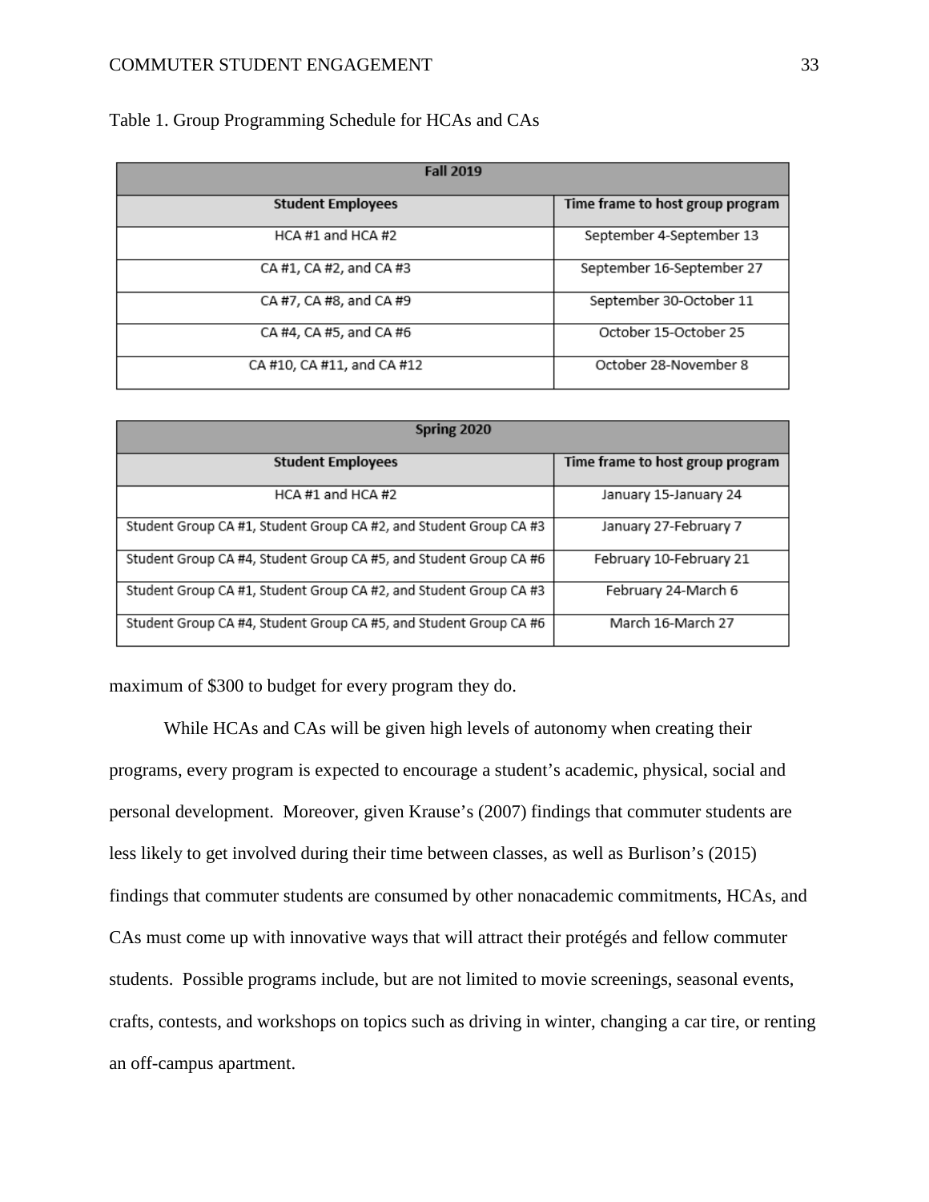Table 1. Group Programming Schedule for HCAs and CAs

| Fall 2019 | |
|---|---|
| **Student Employees** | **Time frame to host group program** |
| HCA #1 and HCA #2 | September 4-September 13 |
| CA #1, CA #2, and CA #3 | September 16-September 27 |
| CA #7, CA #8, and CA #9 | September 30-October 11 |
| CA #4, CA #5, and CA #6 | October 15-October 25 |
| CA #10, CA #11, and CA #12 | October 28-November 8 |

| Spring 2020 | |
|---|---|
| **Student Employees** | **Time frame to host group program** |
| HCA #1 and HCA #2 | January 15-January 24 |
| Student Group CA #1, Student Group CA #2, and Student Group CA #3 | January 27-February 7 |
| Student Group CA #4, Student Group CA #5, and Student Group CA #6 | February 10-February 21 |
| Student Group CA #1, Student Group CA #2, and Student Group CA #3 | February 24-March 6 |
| Student Group CA #4, Student Group CA #5, and Student Group CA #6 | March 16-March 27 |

maximum of $300 to budget for every program they do.

While HCAs and CAs will be given high levels of autonomy when creating their programs, every program is expected to encourage a student's academic, physical, social and personal development. Moreover, given Krause's (2007) findings that commuter students are less likely to get involved during their time between classes, as well as Burlison's (2015) findings that commuter students are consumed by other nonacademic commitments, HCAs, and CAs must come up with innovative ways that will attract their protégés and fellow commuter students. Possible programs include, but are not limited to movie screenings, seasonal events, crafts, contests, and workshops on topics such as driving in winter, changing a car tire, or renting an off-campus apartment.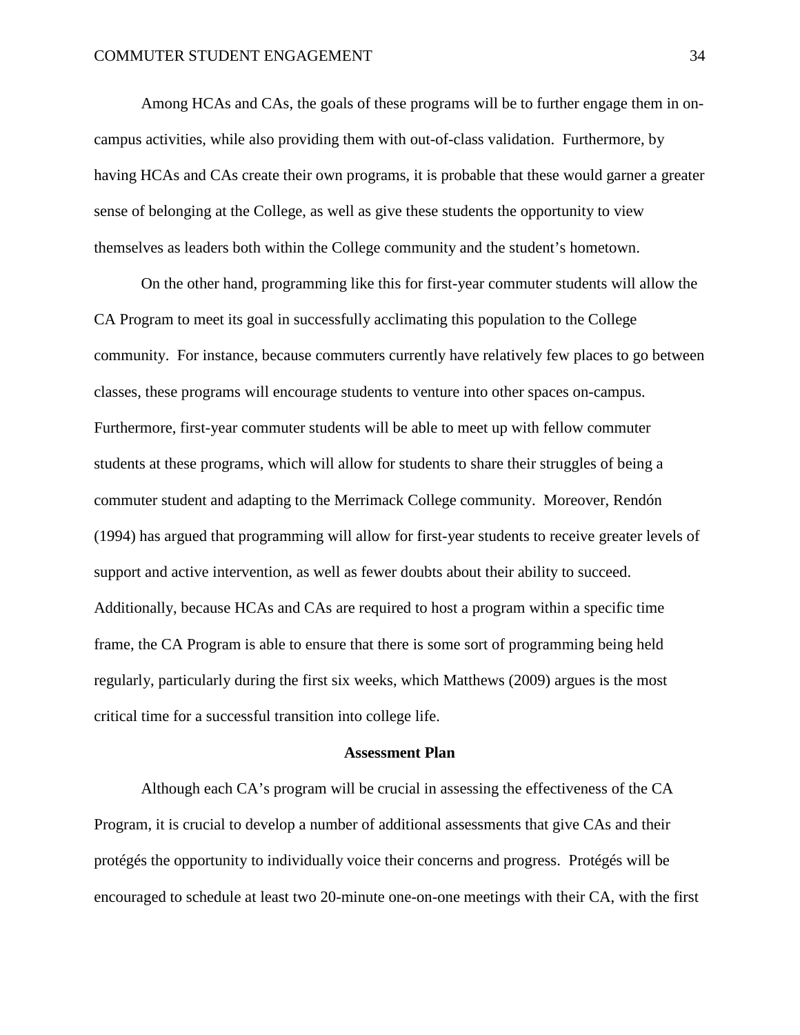Among HCAs and CAs, the goals of these programs will be to further engage them in on-campus activities, while also providing them with out-of-class validation. Furthermore, by having HCAs and CAs create their own programs, it is probable that these would garner a greater sense of belonging at the College, as well as give these students the opportunity to view themselves as leaders both within the College community and the student's hometown.

On the other hand, programming like this for first-year commuter students will allow the CA Program to meet its goal in successfully acclimating this population to the College community. For instance, because commuters currently have relatively few places to go between classes, these programs will encourage students to venture into other spaces on-campus. Furthermore, first-year commuter students will be able to meet up with fellow commuter students at these programs, which will allow for students to share their struggles of being a commuter student and adapting to the Merrimack College community. Moreover, Rendón (1994) has argued that programming will allow for first-year students to receive greater levels of support and active intervention, as well as fewer doubts about their ability to succeed. Additionally, because HCAs and CAs are required to host a program within a specific time frame, the CA Program is able to ensure that there is some sort of programming being held regularly, particularly during the first six weeks, which Matthews (2009) argues is the most critical time for a successful transition into college life.

## Assessment Plan

Although each CA's program will be crucial in assessing the effectiveness of the CA Program, it is crucial to develop a number of additional assessments that give CAs and their protégés the opportunity to individually voice their concerns and progress. Protégés will be encouraged to schedule at least two 20-minute one-on-one meetings with their CA, with the first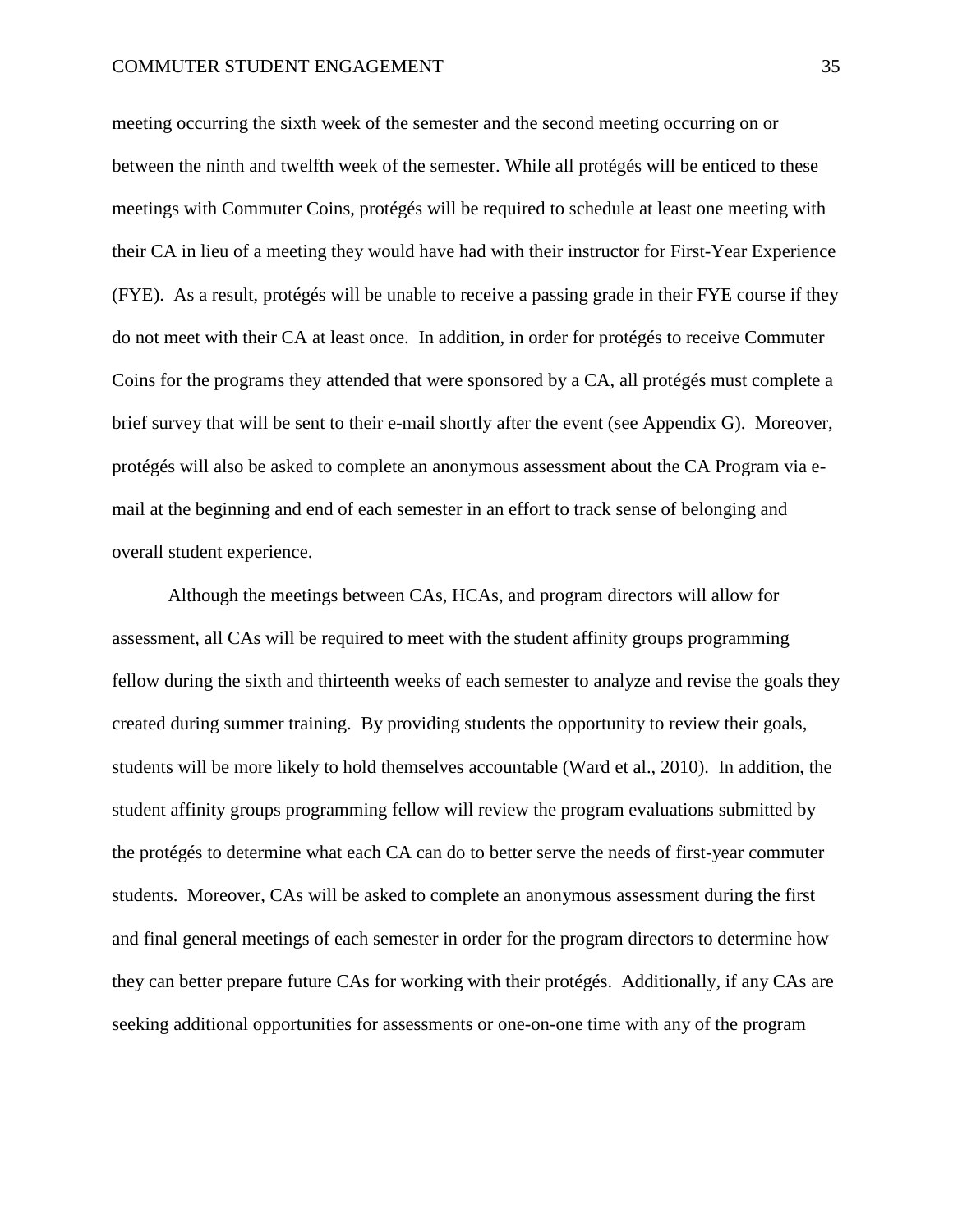meeting occurring the sixth week of the semester and the second meeting occurring on or between the ninth and twelfth week of the semester. While all protégés will be enticed to these meetings with Commuter Coins, protégés will be required to schedule at least one meeting with their CA in lieu of a meeting they would have had with their instructor for First-Year Experience (FYE). As a result, protégés will be unable to receive a passing grade in their FYE course if they do not meet with their CA at least once. In addition, in order for protégés to receive Commuter Coins for the programs they attended that were sponsored by a CA, all protégés must complete a brief survey that will be sent to their e-mail shortly after the event (see Appendix G). Moreover, protégés will also be asked to complete an anonymous assessment about the CA Program via e-mail at the beginning and end of each semester in an effort to track sense of belonging and overall student experience.

Although the meetings between CAs, HCAs, and program directors will allow for assessment, all CAs will be required to meet with the student affinity groups programming fellow during the sixth and thirteenth weeks of each semester to analyze and revise the goals they created during summer training. By providing students the opportunity to review their goals, students will be more likely to hold themselves accountable (Ward et al., 2010). In addition, the student affinity groups programming fellow will review the program evaluations submitted by the protégés to determine what each CA can do to better serve the needs of first-year commuter students. Moreover, CAs will be asked to complete an anonymous assessment during the first and final general meetings of each semester in order for the program directors to determine how they can better prepare future CAs for working with their protégés. Additionally, if any CAs are seeking additional opportunities for assessments or one-on-one time with any of the program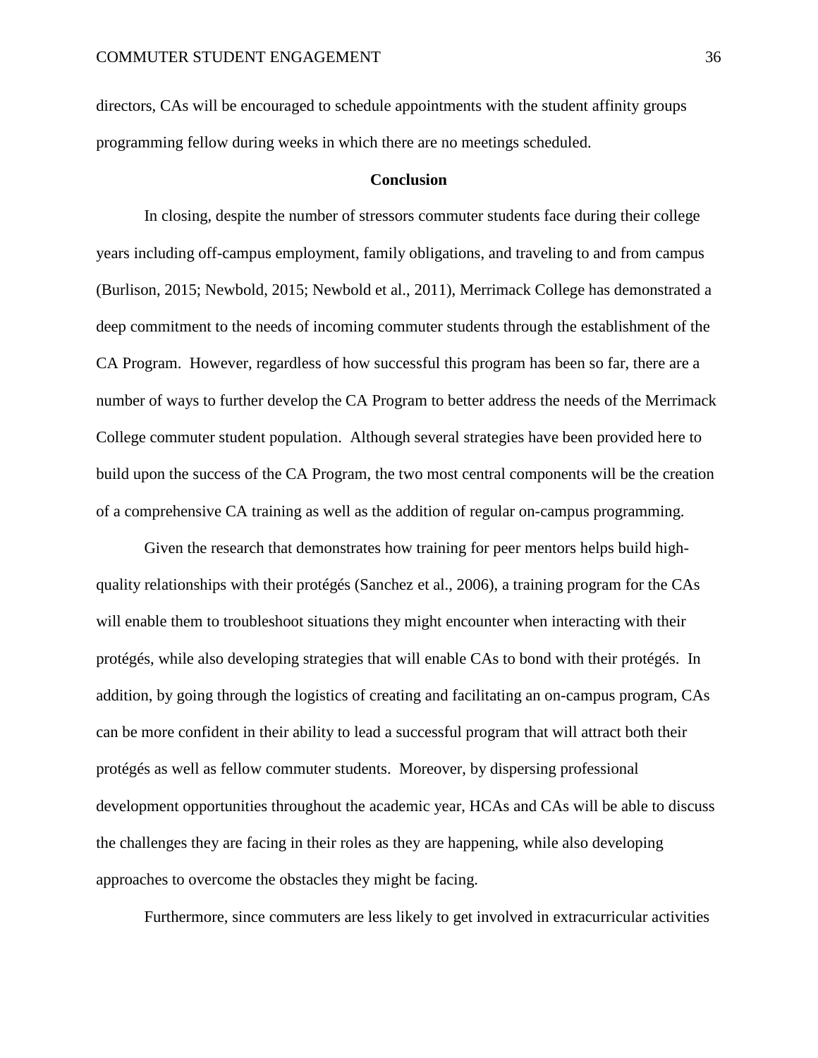directors, CAs will be encouraged to schedule appointments with the student affinity groups programming fellow during weeks in which there are no meetings scheduled.

## Conclusion

In closing, despite the number of stressors commuter students face during their college years including off-campus employment, family obligations, and traveling to and from campus (Burlison, 2015; Newbold, 2015; Newbold et al., 2011), Merrimack College has demonstrated a deep commitment to the needs of incoming commuter students through the establishment of the CA Program. However, regardless of how successful this program has been so far, there are a number of ways to further develop the CA Program to better address the needs of the Merrimack College commuter student population. Although several strategies have been provided here to build upon the success of the CA Program, the two most central components will be the creation of a comprehensive CA training as well as the addition of regular on-campus programming.

Given the research that demonstrates how training for peer mentors helps build high-quality relationships with their protégés (Sanchez et al., 2006), a training program for the CAs will enable them to troubleshoot situations they might encounter when interacting with their protégés, while also developing strategies that will enable CAs to bond with their protégés. In addition, by going through the logistics of creating and facilitating an on-campus program, CAs can be more confident in their ability to lead a successful program that will attract both their protégés as well as fellow commuter students. Moreover, by dispersing professional development opportunities throughout the academic year, HCAs and CAs will be able to discuss the challenges they are facing in their roles as they are happening, while also developing approaches to overcome the obstacles they might be facing.

Furthermore, since commuters are less likely to get involved in extracurricular activities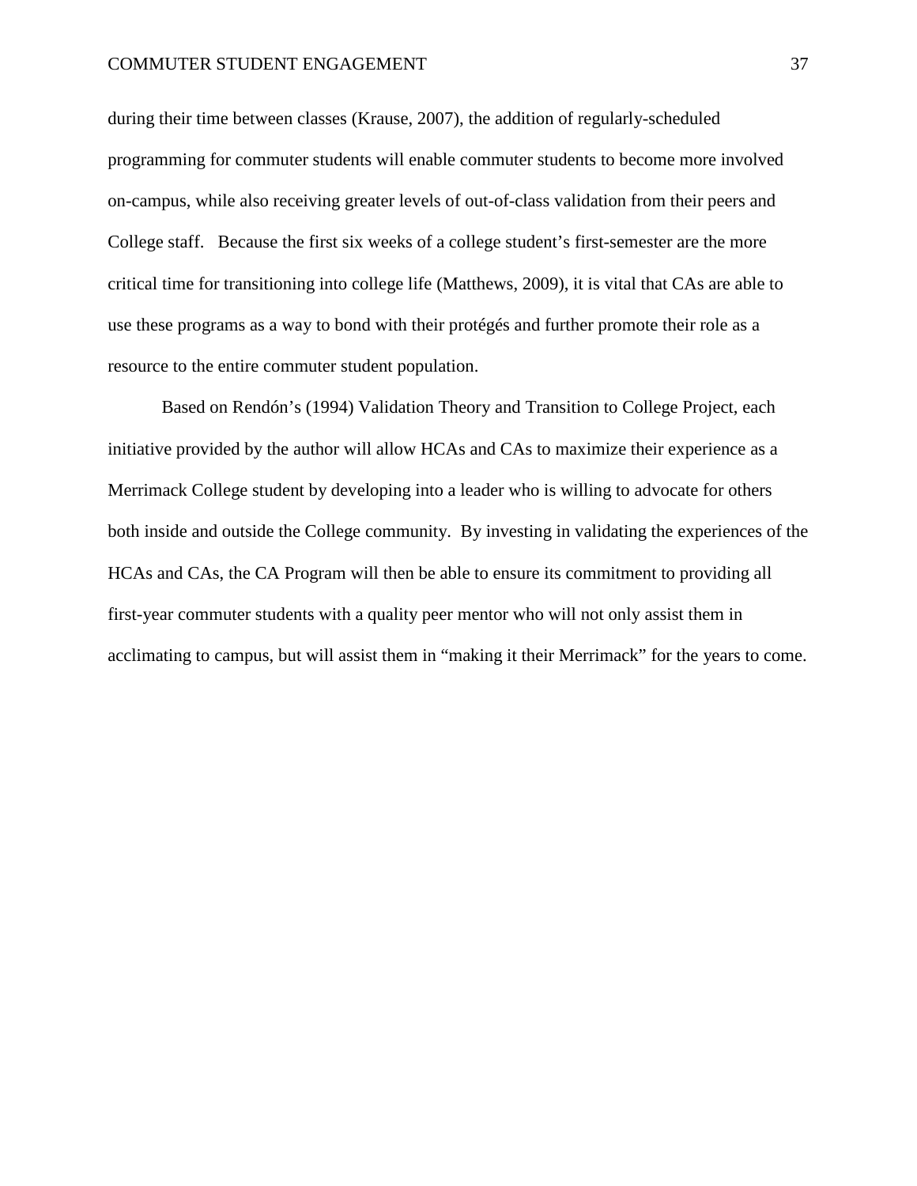during their time between classes (Krause, 2007), the addition of regularly-scheduled programming for commuter students will enable commuter students to become more involved on-campus, while also receiving greater levels of out-of-class validation from their peers and College staff. Because the first six weeks of a college student's first-semester are the more critical time for transitioning into college life (Matthews, 2009), it is vital that CAs are able to use these programs as a way to bond with their protégés and further promote their role as a resource to the entire commuter student population.

Based on Rendón's (1994) Validation Theory and Transition to College Project, each initiative provided by the author will allow HCAs and CAs to maximize their experience as a Merrimack College student by developing into a leader who is willing to advocate for others both inside and outside the College community. By investing in validating the experiences of the HCAs and CAs, the CA Program will then be able to ensure its commitment to providing all first-year commuter students with a quality peer mentor who will not only assist them in acclimating to campus, but will assist them in "making it their Merrimack" for the years to come.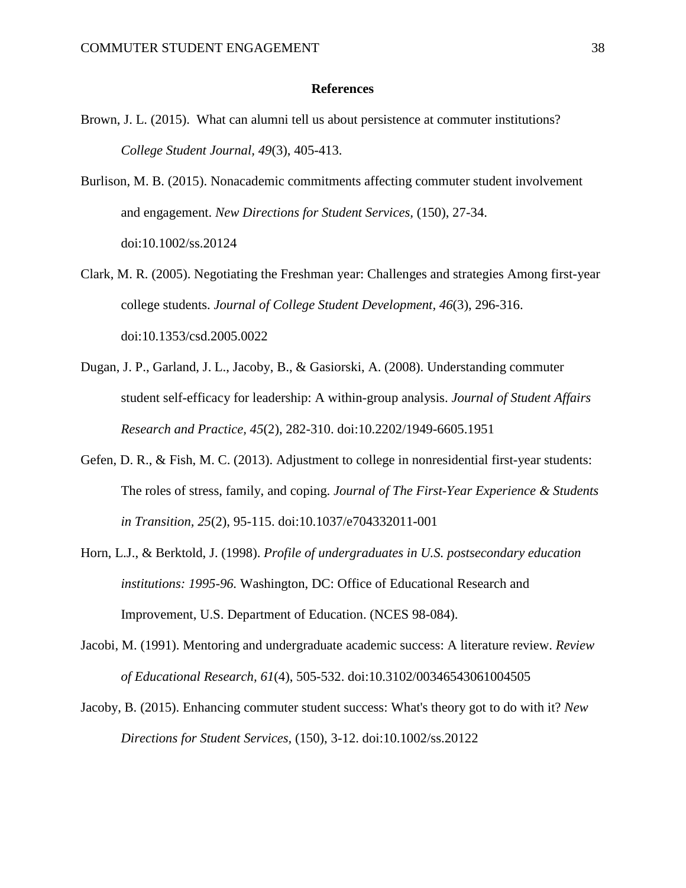# References

Brown, J. L. (2015). What can alumni tell us about persistence at commuter institutions? *College Student Journal, 49*(3), 405-413.

Burlison, M. B. (2015). Nonacademic commitments affecting commuter student involvement and engagement. *New Directions for Student Services,* (150), 27-34. doi:10.1002/ss.20124

Clark, M. R. (2005). Negotiating the Freshman year: Challenges and strategies Among first-year college students. *Journal of College Student Development, 46*(3), 296-316. doi:10.1353/csd.2005.0022

Dugan, J. P., Garland, J. L., Jacoby, B., & Gasiorski, A. (2008). Understanding commuter student self-efficacy for leadership: A within-group analysis. *Journal of Student Affairs Research and Practice, 45*(2), 282-310. doi:10.2202/1949-6605.1951

Gefen, D. R., & Fish, M. C. (2013). Adjustment to college in nonresidential first-year students: The roles of stress, family, and coping. *Journal of The First-Year Experience & Students in Transition, 25*(2), 95-115. doi:10.1037/e704332011-001

Horn, L.J., & Berktold, J. (1998). *Profile of undergraduates in U.S. postsecondary education institutions: 1995-96.* Washington, DC: Office of Educational Research and Improvement, U.S. Department of Education. (NCES 98-084).

Jacobi, M. (1991). Mentoring and undergraduate academic success: A literature review. *Review of Educational Research, 61*(4), 505-532. doi:10.3102/00346543061004505

Jacoby, B. (2015). Enhancing commuter student success: What's theory got to do with it? *New Directions for Student Services,* (150), 3-12. doi:10.1002/ss.20122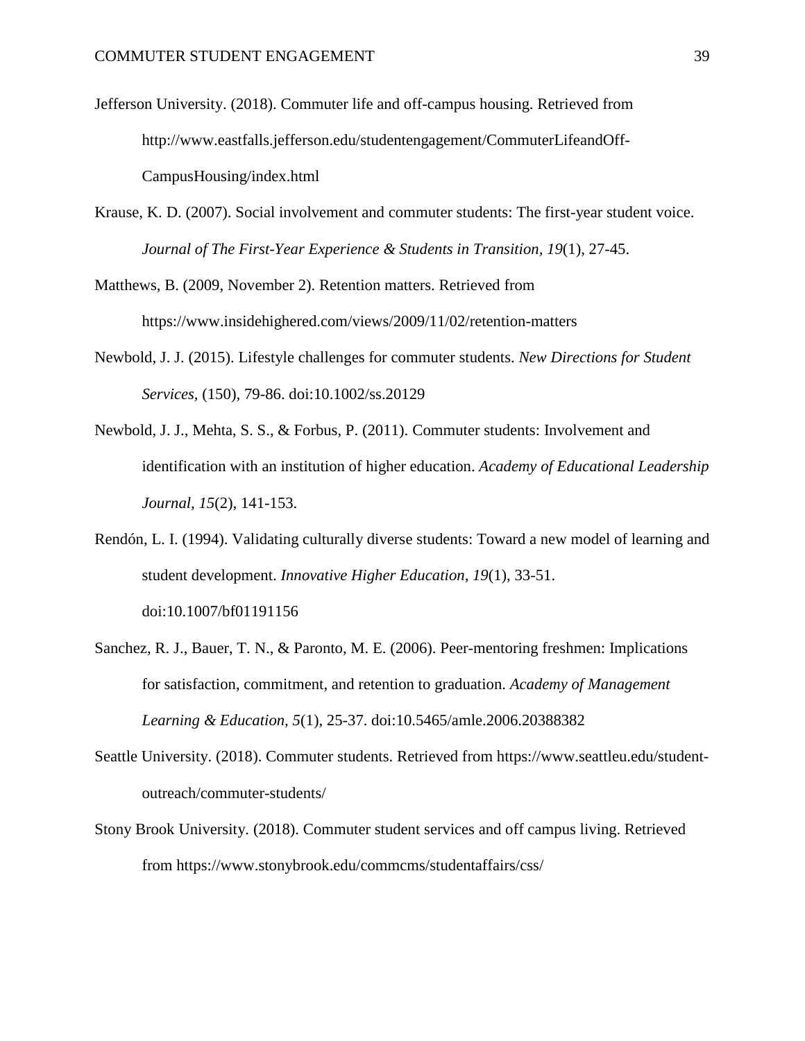Jefferson University. (2018). Commuter life and off-campus housing. Retrieved from http://www.eastfalls.jefferson.edu/studentengagement/CommuterLifeandOff-CampusHousing/index.html

Krause, K. D. (2007). Social involvement and commuter students: The first-year student voice. *Journal of The First-Year Experience & Students in Transition, 19*(1), 27-45.

Matthews, B. (2009, November 2). Retention matters. Retrieved from https://www.insidehighered.com/views/2009/11/02/retention-matters

Newbold, J. J. (2015). Lifestyle challenges for commuter students. *New Directions for Student Services,* (150), 79-86. doi:10.1002/ss.20129

Newbold, J. J., Mehta, S. S., & Forbus, P. (2011). Commuter students: Involvement and identification with an institution of higher education. *Academy of Educational Leadership Journal, 15*(2), 141-153.

Rendón, L. I. (1994). Validating culturally diverse students: Toward a new model of learning and student development. *Innovative Higher Education, 19*(1), 33-51. doi:10.1007/bf01191156

Sanchez, R. J., Bauer, T. N., & Paronto, M. E. (2006). Peer-mentoring freshmen: Implications for satisfaction, commitment, and retention to graduation. *Academy of Management Learning & Education, 5*(1), 25-37. doi:10.5465/amle.2006.20388382

Seattle University. (2018). Commuter students. Retrieved from https://www.seattleu.edu/student-outreach/commuter-students/

Stony Brook University. (2018). Commuter student services and off campus living. Retrieved from https://www.stonybrook.edu/commcms/studentaffairs/css/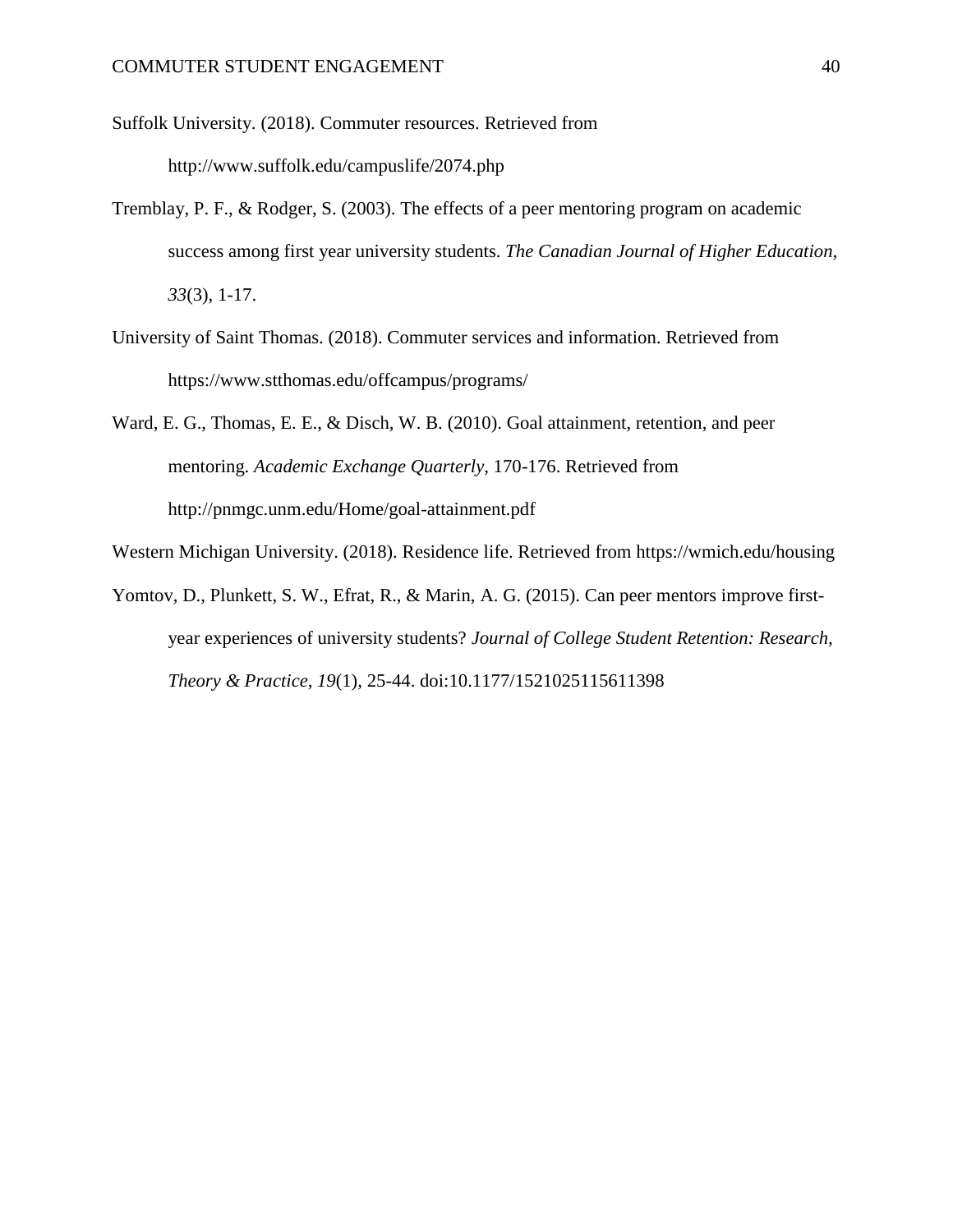Suffolk University. (2018). Commuter resources. Retrieved from http://www.suffolk.edu/campuslife/2074.php

Tremblay, P. F., & Rodger, S. (2003). The effects of a peer mentoring program on academic success among first year university students. *The Canadian Journal of Higher Education, 33*(3), 1-17.

University of Saint Thomas. (2018). Commuter services and information. Retrieved from https://www.stthomas.edu/offcampus/programs/

Ward, E. G., Thomas, E. E., & Disch, W. B. (2010). Goal attainment, retention, and peer mentoring. *Academic Exchange Quarterly,* 170-176. Retrieved from http://pnmgc.unm.edu/Home/goal-attainment.pdf

Western Michigan University. (2018). Residence life. Retrieved from https://wmich.edu/housing

Yomtov, D., Plunkett, S. W., Efrat, R., & Marin, A. G. (2015). Can peer mentors improve first-year experiences of university students? *Journal of College Student Retention: Research, Theory & Practice, 19*(1), 25-44. doi:10.1177/1521025115611398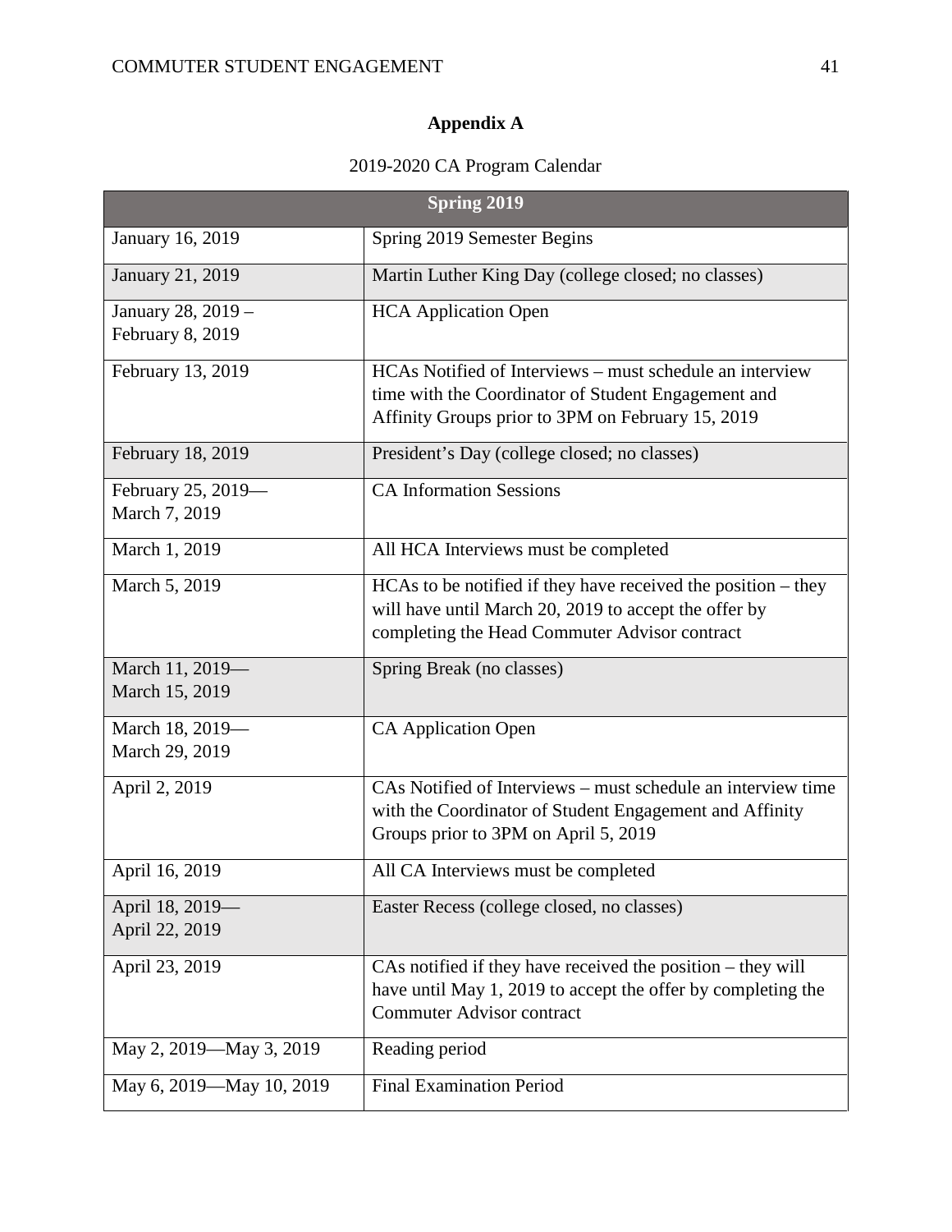# Appendix A

2019-2020 CA Program Calendar

| Spring 2019 | |
|---|---|
| January 16, 2019 | Spring 2019 Semester Begins |
| January 21, 2019 | Martin Luther King Day (college closed; no classes) |
| January 28, 2019 – February 8, 2019 | HCA Application Open |
| February 13, 2019 | HCAs Notified of Interviews – must schedule an interview time with the Coordinator of Student Engagement and Affinity Groups prior to 3PM on February 15, 2019 |
| February 18, 2019 | President's Day (college closed; no classes) |
| February 25, 2019—March 7, 2019 | CA Information Sessions |
| March 1, 2019 | All HCA Interviews must be completed |
| March 5, 2019 | HCAs to be notified if they have received the position – they will have until March 20, 2019 to accept the offer by completing the Head Commuter Advisor contract |
| March 11, 2019—March 15, 2019 | Spring Break (no classes) |
| March 18, 2019—March 29, 2019 | CA Application Open |
| April 2, 2019 | CAs Notified of Interviews – must schedule an interview time with the Coordinator of Student Engagement and Affinity Groups prior to 3PM on April 5, 2019 |
| April 16, 2019 | All CA Interviews must be completed |
| April 18, 2019—April 22, 2019 | Easter Recess (college closed, no classes) |
| April 23, 2019 | CAs notified if they have received the position – they will have until May 1, 2019 to accept the offer by completing the Commuter Advisor contract |
| May 2, 2019—May 3, 2019 | Reading period |
| May 6, 2019—May 10, 2019 | Final Examination Period |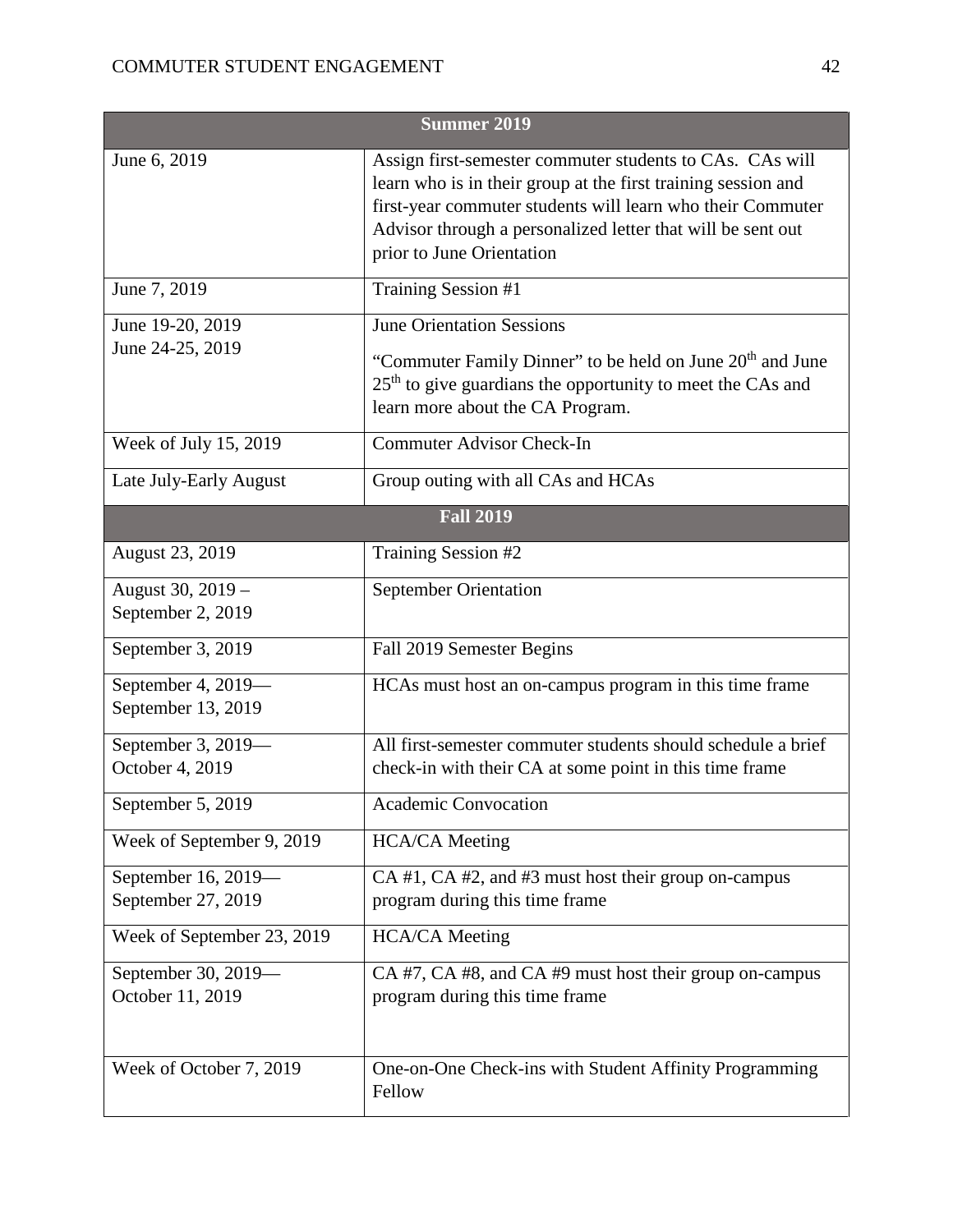| Summer 2019 | |
|---|---|
| June 6, 2019 | Assign first-semester commuter students to CAs. CAs will learn who is in their group at the first training session and first-year commuter students will learn who their Commuter Advisor through a personalized letter that will be sent out prior to June Orientation |
| June 7, 2019 | Training Session #1 |
| June 19-20, 2019<br>June 24-25, 2019 | June Orientation Sessions<br>"Commuter Family Dinner" to be held on June 20th and June 25th to give guardians the opportunity to meet the CAs and learn more about the CA Program. |
| Week of July 15, 2019 | Commuter Advisor Check-In |
| Late July-Early August | Group outing with all CAs and HCAs |
| **Fall 2019** | |
| August 23, 2019 | Training Session #2 |
| August 30, 2019 – September 2, 2019 | September Orientation |
| September 3, 2019 | Fall 2019 Semester Begins |
| September 4, 2019—September 13, 2019 | HCAs must host an on-campus program in this time frame |
| September 3, 2019—October 4, 2019 | All first-semester commuter students should schedule a brief check-in with their CA at some point in this time frame |
| September 5, 2019 | Academic Convocation |
| Week of September 9, 2019 | HCA/CA Meeting |
| September 16, 2019—September 27, 2019 | CA #1, CA #2, and #3 must host their group on-campus program during this time frame |
| Week of September 23, 2019 | HCA/CA Meeting |
| September 30, 2019—October 11, 2019 | CA #7, CA #8, and CA #9 must host their group on-campus program during this time frame |
| Week of October 7, 2019 | One-on-One Check-ins with Student Affinity Programming Fellow |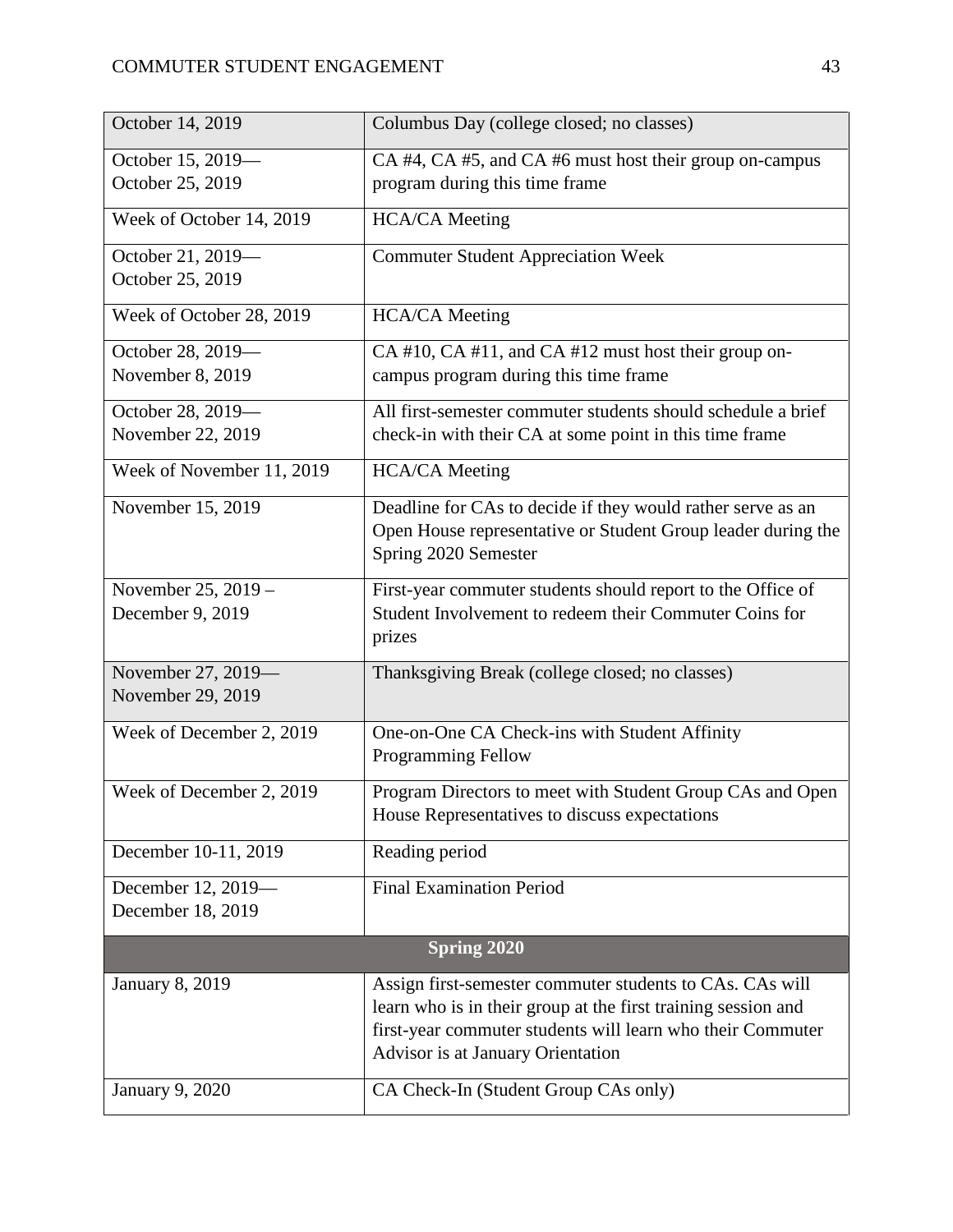| | |
|---|---|
| October 14, 2019 | Columbus Day (college closed; no classes) |
| October 15, 2019—<br>October 25, 2019 | CA #4, CA #5, and CA #6 must host their group on-campus program during this time frame |
| Week of October 14, 2019 | HCA/CA Meeting |
| October 21, 2019—<br>October 25, 2019 | Commuter Student Appreciation Week |
| Week of October 28, 2019 | HCA/CA Meeting |
| October 28, 2019—<br>November 8, 2019 | CA #10, CA #11, and CA #12 must host their group on-campus program during this time frame |
| October 28, 2019—<br>November 22, 2019 | All first-semester commuter students should schedule a brief check-in with their CA at some point in this time frame |
| Week of November 11, 2019 | HCA/CA Meeting |
| November 15, 2019 | Deadline for CAs to decide if they would rather serve as an Open House representative or Student Group leader during the Spring 2020 Semester |
| November 25, 2019 –<br>December 9, 2019 | First-year commuter students should report to the Office of Student Involvement to redeem their Commuter Coins for prizes |
| November 27, 2019—<br>November 29, 2019 | Thanksgiving Break (college closed; no classes) |
| Week of December 2, 2019 | One-on-One CA Check-ins with Student Affinity Programming Fellow |
| Week of December 2, 2019 | Program Directors to meet with Student Group CAs and Open House Representatives to discuss expectations |
| December 10-11, 2019 | Reading period |
| December 12, 2019—<br>December 18, 2019 | Final Examination Period |
| **Spring 2020** | |
| January 8, 2019 | Assign first-semester commuter students to CAs. CAs will learn who is in their group at the first training session and first-year commuter students will learn who their Commuter Advisor is at January Orientation |
| January 9, 2020 | CA Check-In (Student Group CAs only) |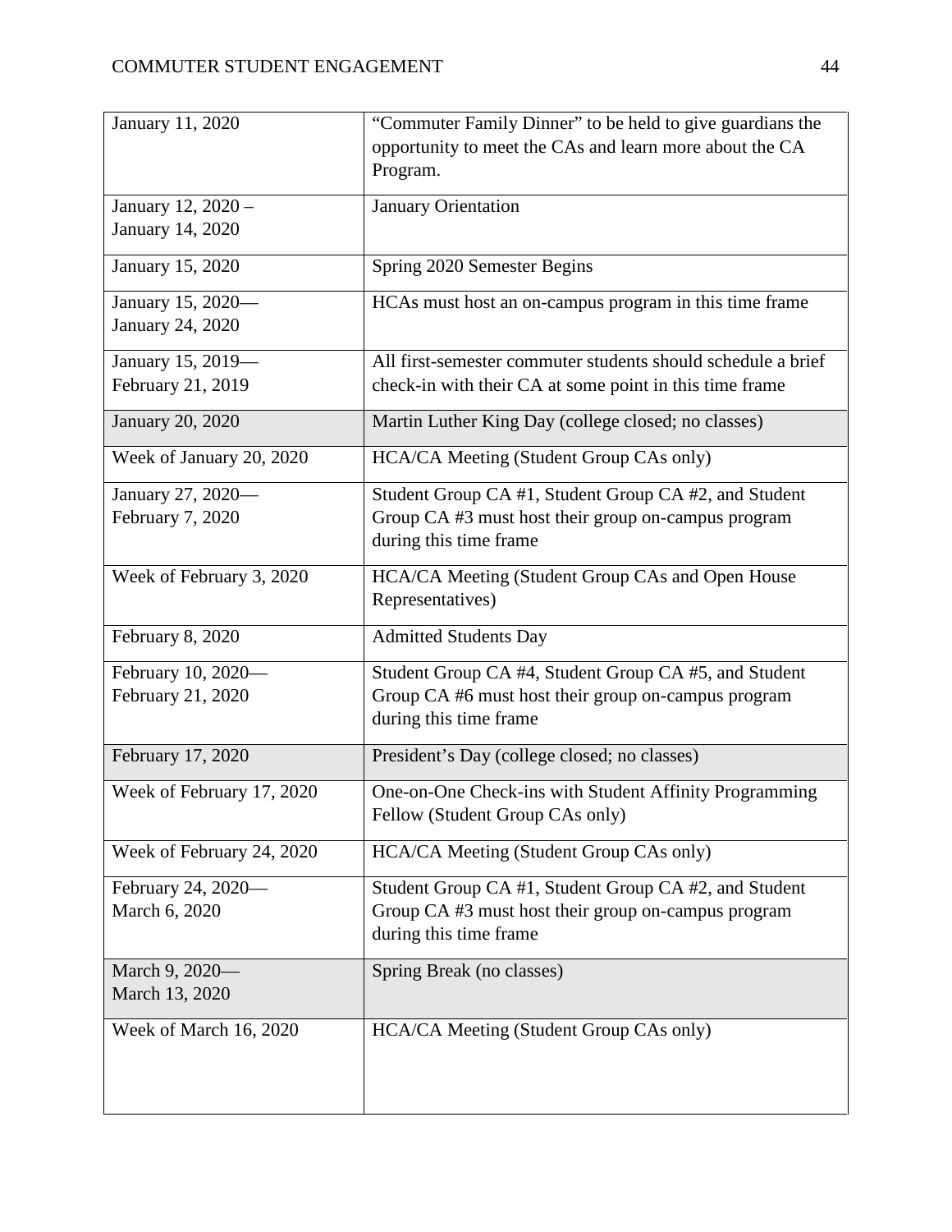| January 11, 2020 | “Commuter Family Dinner” to be held to give guardians the opportunity to meet the CAs and learn more about the CA Program. |
|---|---|
| January 12, 2020 – January 14, 2020 | January Orientation |
| January 15, 2020 | Spring 2020 Semester Begins |
| January 15, 2020— January 24, 2020 | HCAs must host an on-campus program in this time frame |
| January 15, 2019— February 21, 2019 | All first-semester commuter students should schedule a brief check-in with their CA at some point in this time frame |
| January 20, 2020 | Martin Luther King Day (college closed; no classes) |
| Week of January 20, 2020 | HCA/CA Meeting (Student Group CAs only) |
| January 27, 2020— February 7, 2020 | Student Group CA #1, Student Group CA #2, and Student Group CA #3 must host their group on-campus program during this time frame |
| Week of February 3, 2020 | HCA/CA Meeting (Student Group CAs and Open House Representatives) |
| February 8, 2020 | Admitted Students Day |
| February 10, 2020— February 21, 2020 | Student Group CA #4, Student Group CA #5, and Student Group CA #6 must host their group on-campus program during this time frame |
| February 17, 2020 | President’s Day (college closed; no classes) |
| Week of February 17, 2020 | One-on-One Check-ins with Student Affinity Programming Fellow (Student Group CAs only) |
| Week of February 24, 2020 | HCA/CA Meeting (Student Group CAs only) |
| February 24, 2020— March 6, 2020 | Student Group CA #1, Student Group CA #2, and Student Group CA #3 must host their group on-campus program during this time frame |
| March 9, 2020— March 13, 2020 | Spring Break (no classes) |
| Week of March 16, 2020 | HCA/CA Meeting (Student Group CAs only) |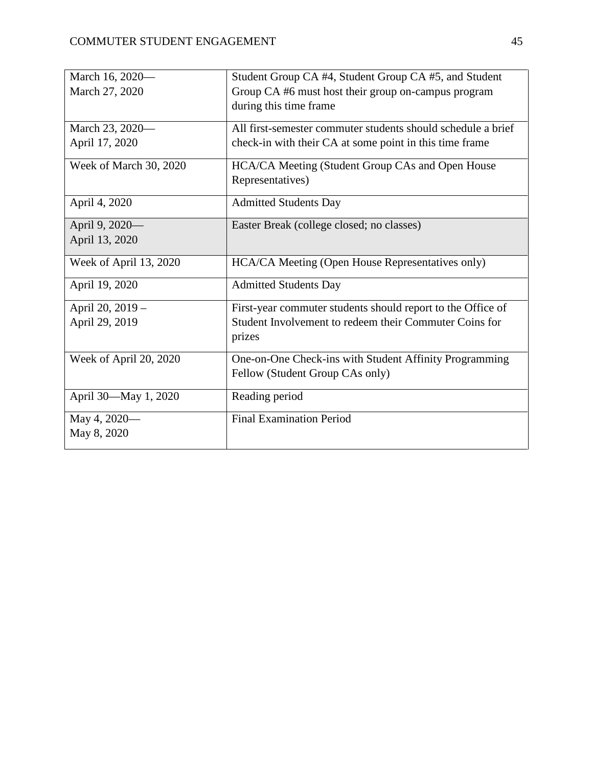| | |
|---|---|
| March 16, 2020—March 27, 2020 | Student Group CA #4, Student Group CA #5, and Student Group CA #6 must host their group on-campus program during this time frame |
| March 23, 2020—April 17, 2020 | All first-semester commuter students should schedule a brief check-in with their CA at some point in this time frame |
| Week of March 30, 2020 | HCA/CA Meeting (Student Group CAs and Open House Representatives) |
| April 4, 2020 | Admitted Students Day |
| April 9, 2020—April 13, 2020 | Easter Break (college closed; no classes) |
| Week of April 13, 2020 | HCA/CA Meeting (Open House Representatives only) |
| April 19, 2020 | Admitted Students Day |
| April 20, 2019 – April 29, 2019 | First-year commuter students should report to the Office of Student Involvement to redeem their Commuter Coins for prizes |
| Week of April 20, 2020 | One-on-One Check-ins with Student Affinity Programming Fellow (Student Group CAs only) |
| April 30—May 1, 2020 | Reading period |
| May 4, 2020—May 8, 2020 | Final Examination Period |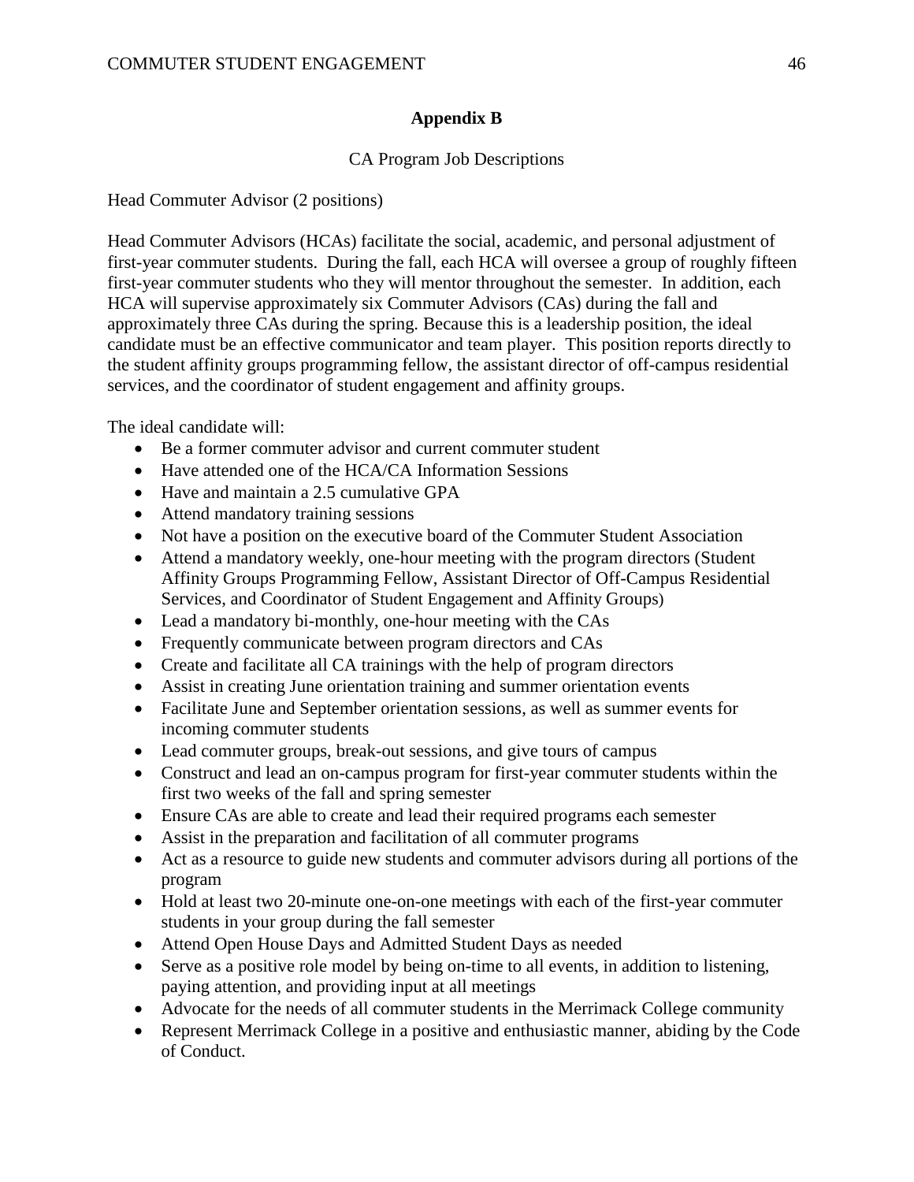## Appendix B

CA Program Job Descriptions

Head Commuter Advisor (2 positions)

Head Commuter Advisors (HCAs) facilitate the social, academic, and personal adjustment of first-year commuter students. During the fall, each HCA will oversee a group of roughly fifteen first-year commuter students who they will mentor throughout the semester. In addition, each HCA will supervise approximately six Commuter Advisors (CAs) during the fall and approximately three CAs during the spring. Because this is a leadership position, the ideal candidate must be an effective communicator and team player. This position reports directly to the student affinity groups programming fellow, the assistant director of off-campus residential services, and the coordinator of student engagement and affinity groups.

The ideal candidate will:

- Be a former commuter advisor and current commuter student
- Have attended one of the HCA/CA Information Sessions
- Have and maintain a 2.5 cumulative GPA
- Attend mandatory training sessions
- Not have a position on the executive board of the Commuter Student Association
- Attend a mandatory weekly, one-hour meeting with the program directors (Student Affinity Groups Programming Fellow, Assistant Director of Off-Campus Residential Services, and Coordinator of Student Engagement and Affinity Groups)
- Lead a mandatory bi-monthly, one-hour meeting with the CAs
- Frequently communicate between program directors and CAs
- Create and facilitate all CA trainings with the help of program directors
- Assist in creating June orientation training and summer orientation events
- Facilitate June and September orientation sessions, as well as summer events for incoming commuter students
- Lead commuter groups, break-out sessions, and give tours of campus
- Construct and lead an on-campus program for first-year commuter students within the first two weeks of the fall and spring semester
- Ensure CAs are able to create and lead their required programs each semester
- Assist in the preparation and facilitation of all commuter programs
- Act as a resource to guide new students and commuter advisors during all portions of the program
- Hold at least two 20-minute one-on-one meetings with each of the first-year commuter students in your group during the fall semester
- Attend Open House Days and Admitted Student Days as needed
- Serve as a positive role model by being on-time to all events, in addition to listening, paying attention, and providing input at all meetings
- Advocate for the needs of all commuter students in the Merrimack College community
- Represent Merrimack College in a positive and enthusiastic manner, abiding by the Code of Conduct.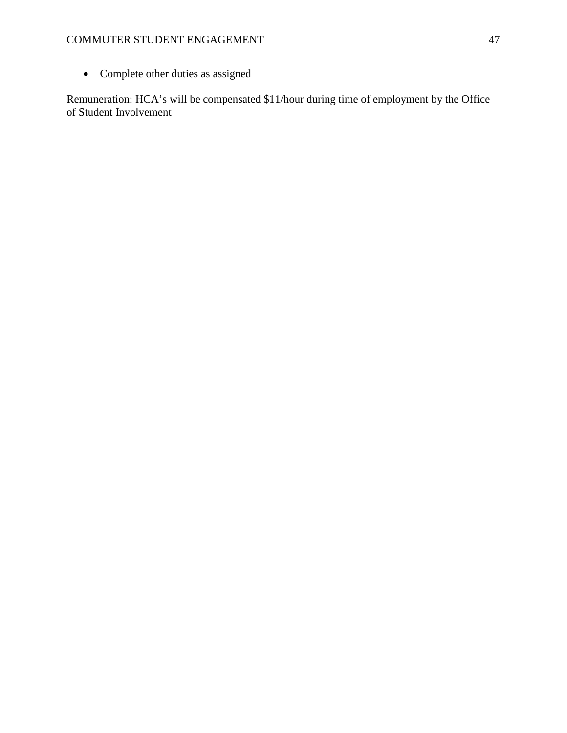- Complete other duties as assigned

Remuneration: HCA's will be compensated $11/hour during time of employment by the Office of Student Involvement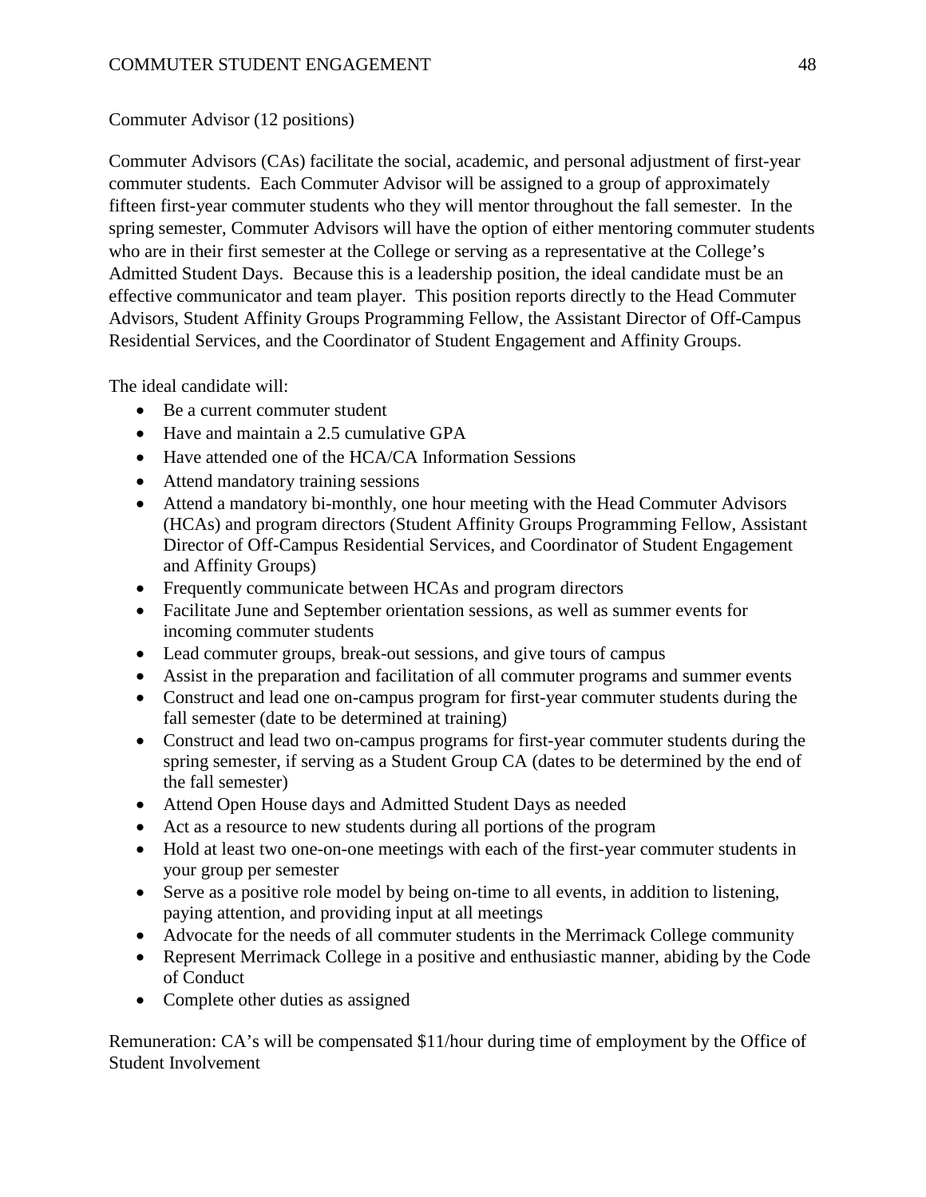Commuter Advisor (12 positions)

Commuter Advisors (CAs) facilitate the social, academic, and personal adjustment of first-year commuter students. Each Commuter Advisor will be assigned to a group of approximately fifteen first-year commuter students who they will mentor throughout the fall semester. In the spring semester, Commuter Advisors will have the option of either mentoring commuter students who are in their first semester at the College or serving as a representative at the College's Admitted Student Days. Because this is a leadership position, the ideal candidate must be an effective communicator and team player. This position reports directly to the Head Commuter Advisors, Student Affinity Groups Programming Fellow, the Assistant Director of Off-Campus Residential Services, and the Coordinator of Student Engagement and Affinity Groups.

The ideal candidate will:

- Be a current commuter student
- Have and maintain a 2.5 cumulative GPA
- Have attended one of the HCA/CA Information Sessions
- Attend mandatory training sessions
- Attend a mandatory bi-monthly, one hour meeting with the Head Commuter Advisors (HCAs) and program directors (Student Affinity Groups Programming Fellow, Assistant Director of Off-Campus Residential Services, and Coordinator of Student Engagement and Affinity Groups)
- Frequently communicate between HCAs and program directors
- Facilitate June and September orientation sessions, as well as summer events for incoming commuter students
- Lead commuter groups, break-out sessions, and give tours of campus
- Assist in the preparation and facilitation of all commuter programs and summer events
- Construct and lead one on-campus program for first-year commuter students during the fall semester (date to be determined at training)
- Construct and lead two on-campus programs for first-year commuter students during the spring semester, if serving as a Student Group CA (dates to be determined by the end of the fall semester)
- Attend Open House days and Admitted Student Days as needed
- Act as a resource to new students during all portions of the program
- Hold at least two one-on-one meetings with each of the first-year commuter students in your group per semester
- Serve as a positive role model by being on-time to all events, in addition to listening, paying attention, and providing input at all meetings
- Advocate for the needs of all commuter students in the Merrimack College community
- Represent Merrimack College in a positive and enthusiastic manner, abiding by the Code of Conduct
- Complete other duties as assigned

Remuneration: CA's will be compensated $11/hour during time of employment by the Office of Student Involvement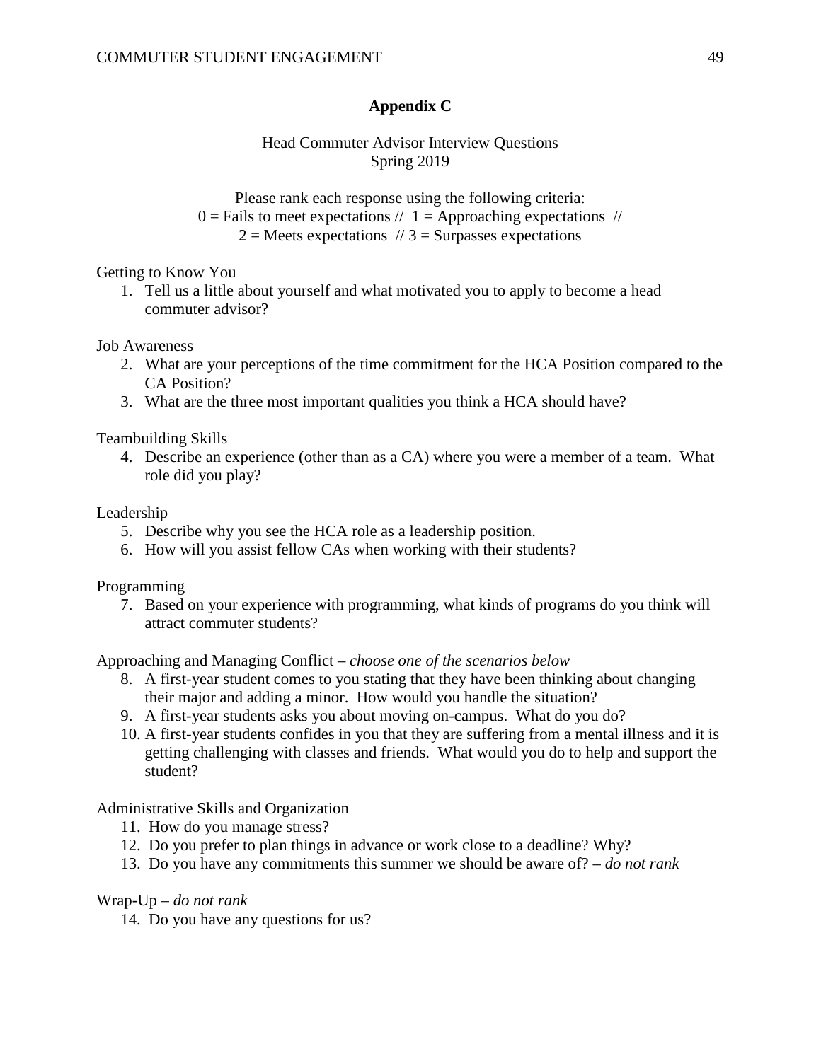# Appendix C

Head Commuter Advisor Interview Questions
Spring 2019

Please rank each response using the following criteria:
0 = Fails to meet expectations // 1 = Approaching expectations //
2 = Meets expectations // 3 = Surpasses expectations

Getting to Know You

1. Tell us a little about yourself and what motivated you to apply to become a head commuter advisor?

Job Awareness

2. What are your perceptions of the time commitment for the HCA Position compared to the CA Position?
3. What are the three most important qualities you think a HCA should have?

Teambuilding Skills

4. Describe an experience (other than as a CA) where you were a member of a team. What role did you play?

Leadership

5. Describe why you see the HCA role as a leadership position.
6. How will you assist fellow CAs when working with their students?

Programming

7. Based on your experience with programming, what kinds of programs do you think will attract commuter students?

Approaching and Managing Conflict – *choose one of the scenarios below*

8. A first-year student comes to you stating that they have been thinking about changing their major and adding a minor. How would you handle the situation?
9. A first-year students asks you about moving on-campus. What do you do?
10. A first-year students confides in you that they are suffering from a mental illness and it is getting challenging with classes and friends. What would you do to help and support the student?

Administrative Skills and Organization

11. How do you manage stress?
12. Do you prefer to plan things in advance or work close to a deadline? Why?
13. Do you have any commitments this summer we should be aware of? – *do not rank*

Wrap-Up – *do not rank*

14. Do you have any questions for us?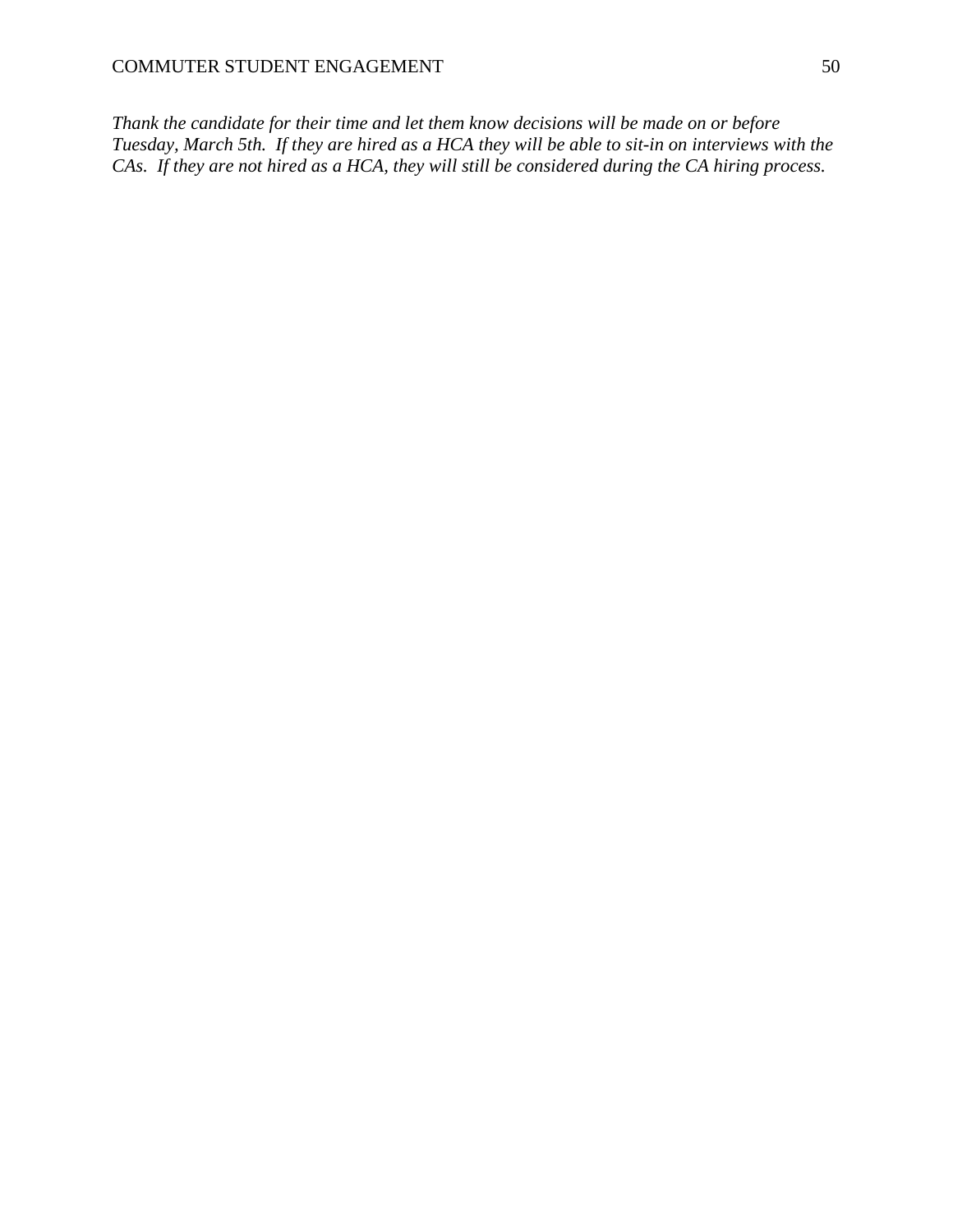*Thank the candidate for their time and let them know decisions will be made on or before Tuesday, March 5th.  If they are hired as a HCA they will be able to sit-in on interviews with the CAs.  If they are not hired as a HCA, they will still be considered during the CA hiring process.*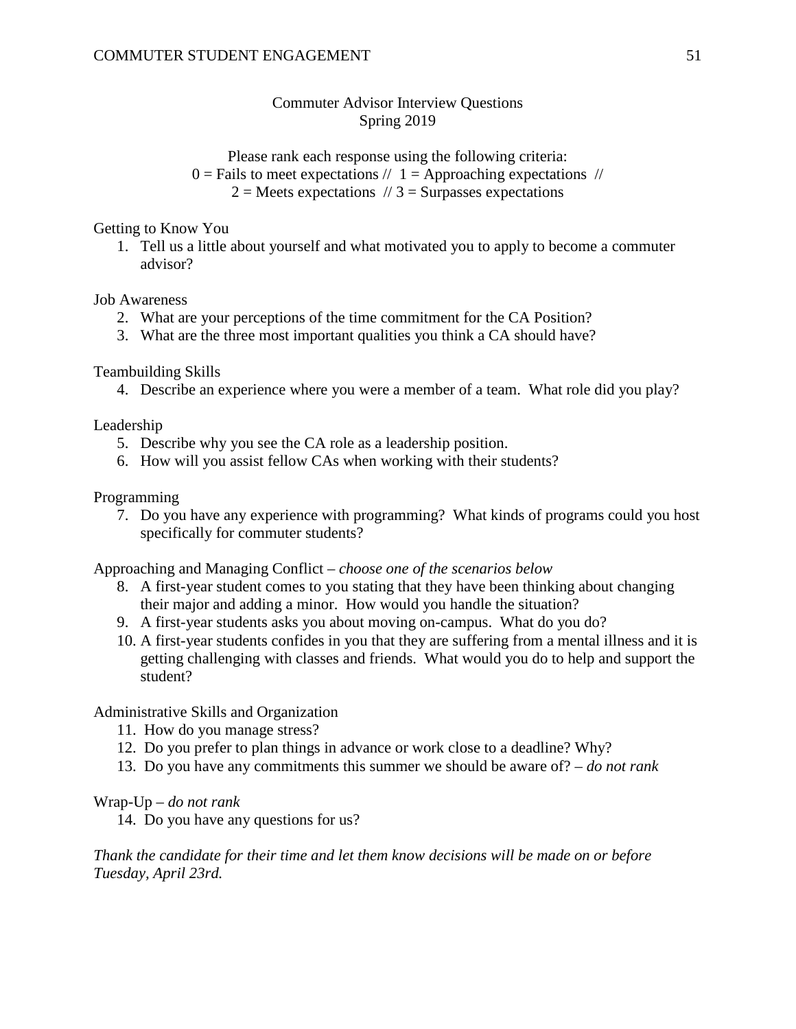# Commuter Advisor Interview Questions
Spring 2019

Please rank each response using the following criteria:
0 = Fails to meet expectations // 1 = Approaching expectations //
2 = Meets expectations // 3 = Surpasses expectations

## Getting to Know You

1. Tell us a little about yourself and what motivated you to apply to become a commuter advisor?

## Job Awareness

2. What are your perceptions of the time commitment for the CA Position?
3. What are the three most important qualities you think a CA should have?

## Teambuilding Skills

4. Describe an experience where you were a member of a team. What role did you play?

## Leadership

5. Describe why you see the CA role as a leadership position.
6. How will you assist fellow CAs when working with their students?

## Programming

7. Do you have any experience with programming? What kinds of programs could you host specifically for commuter students?

## Approaching and Managing Conflict – *choose one of the scenarios below*

8. A first-year student comes to you stating that they have been thinking about changing their major and adding a minor. How would you handle the situation?
9. A first-year students asks you about moving on-campus. What do you do?
10. A first-year students confides in you that they are suffering from a mental illness and it is getting challenging with classes and friends. What would you do to help and support the student?

## Administrative Skills and Organization

11. How do you manage stress?
12. Do you prefer to plan things in advance or work close to a deadline? Why?
13. Do you have any commitments this summer we should be aware of? – *do not rank*

## Wrap-Up – *do not rank*

14. Do you have any questions for us?

*Thank the candidate for their time and let them know decisions will be made on or before Tuesday, April 23rd.*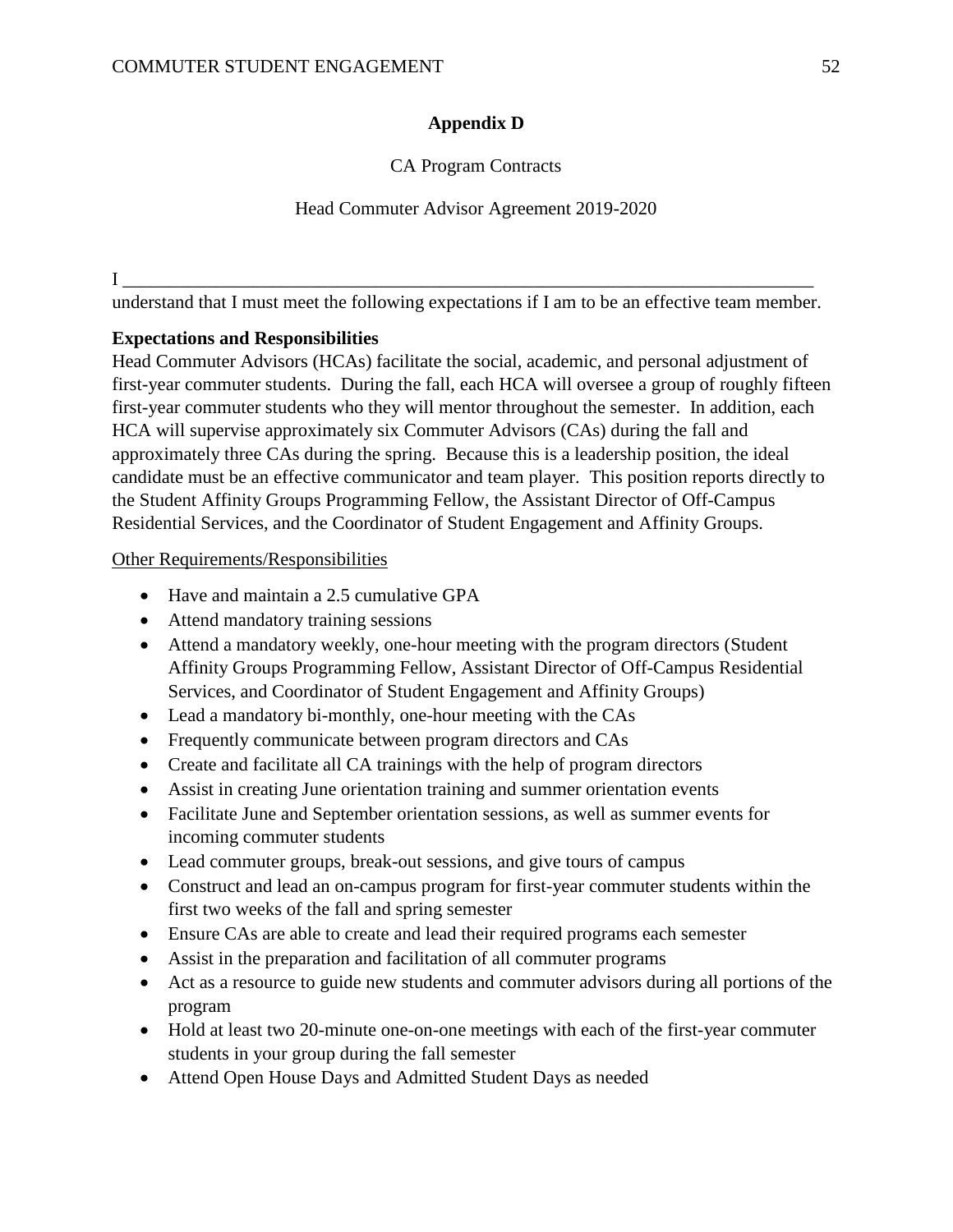## Appendix D

CA Program Contracts

Head Commuter Advisor Agreement 2019-2020

I \_\_\_\_\_\_\_\_\_\_\_\_\_\_\_\_\_\_\_\_\_\_\_\_\_\_\_\_\_\_\_\_\_\_\_\_\_\_\_\_\_\_\_\_\_\_\_\_\_\_\_\_\_\_\_\_\_\_\_\_\_\_\_\_\_\_\_\_\_\_\_\_\_\_\_\_ understand that I must meet the following expectations if I am to be an effective team member.

**Expectations and Responsibilities**

Head Commuter Advisors (HCAs) facilitate the social, academic, and personal adjustment of first-year commuter students. During the fall, each HCA will oversee a group of roughly fifteen first-year commuter students who they will mentor throughout the semester. In addition, each HCA will supervise approximately six Commuter Advisors (CAs) during the fall and approximately three CAs during the spring. Because this is a leadership position, the ideal candidate must be an effective communicator and team player. This position reports directly to the Student Affinity Groups Programming Fellow, the Assistant Director of Off-Campus Residential Services, and the Coordinator of Student Engagement and Affinity Groups.

<u>Other Requirements/Responsibilities</u>

- Have and maintain a 2.5 cumulative GPA
- Attend mandatory training sessions
- Attend a mandatory weekly, one-hour meeting with the program directors (Student Affinity Groups Programming Fellow, Assistant Director of Off-Campus Residential Services, and Coordinator of Student Engagement and Affinity Groups)
- Lead a mandatory bi-monthly, one-hour meeting with the CAs
- Frequently communicate between program directors and CAs
- Create and facilitate all CA trainings with the help of program directors
- Assist in creating June orientation training and summer orientation events
- Facilitate June and September orientation sessions, as well as summer events for incoming commuter students
- Lead commuter groups, break-out sessions, and give tours of campus
- Construct and lead an on-campus program for first-year commuter students within the first two weeks of the fall and spring semester
- Ensure CAs are able to create and lead their required programs each semester
- Assist in the preparation and facilitation of all commuter programs
- Act as a resource to guide new students and commuter advisors during all portions of the program
- Hold at least two 20-minute one-on-one meetings with each of the first-year commuter students in your group during the fall semester
- Attend Open House Days and Admitted Student Days as needed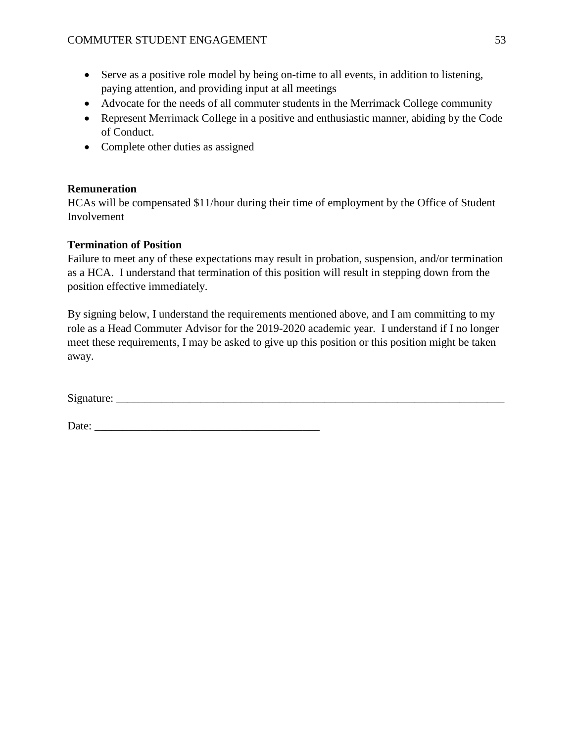- Serve as a positive role model by being on-time to all events, in addition to listening, paying attention, and providing input at all meetings
- Advocate for the needs of all commuter students in the Merrimack College community
- Represent Merrimack College in a positive and enthusiastic manner, abiding by the Code of Conduct.
- Complete other duties as assigned

**Remuneration**

HCAs will be compensated $11/hour during their time of employment by the Office of Student Involvement

**Termination of Position**

Failure to meet any of these expectations may result in probation, suspension, and/or termination as a HCA. I understand that termination of this position will result in stepping down from the position effective immediately.

By signing below, I understand the requirements mentioned above, and I am committing to my role as a Head Commuter Advisor for the 2019-2020 academic year. I understand if I no longer meet these requirements, I may be asked to give up this position or this position might be taken away.

Signature: ___________________________________________________________________________

Date: ________________________________________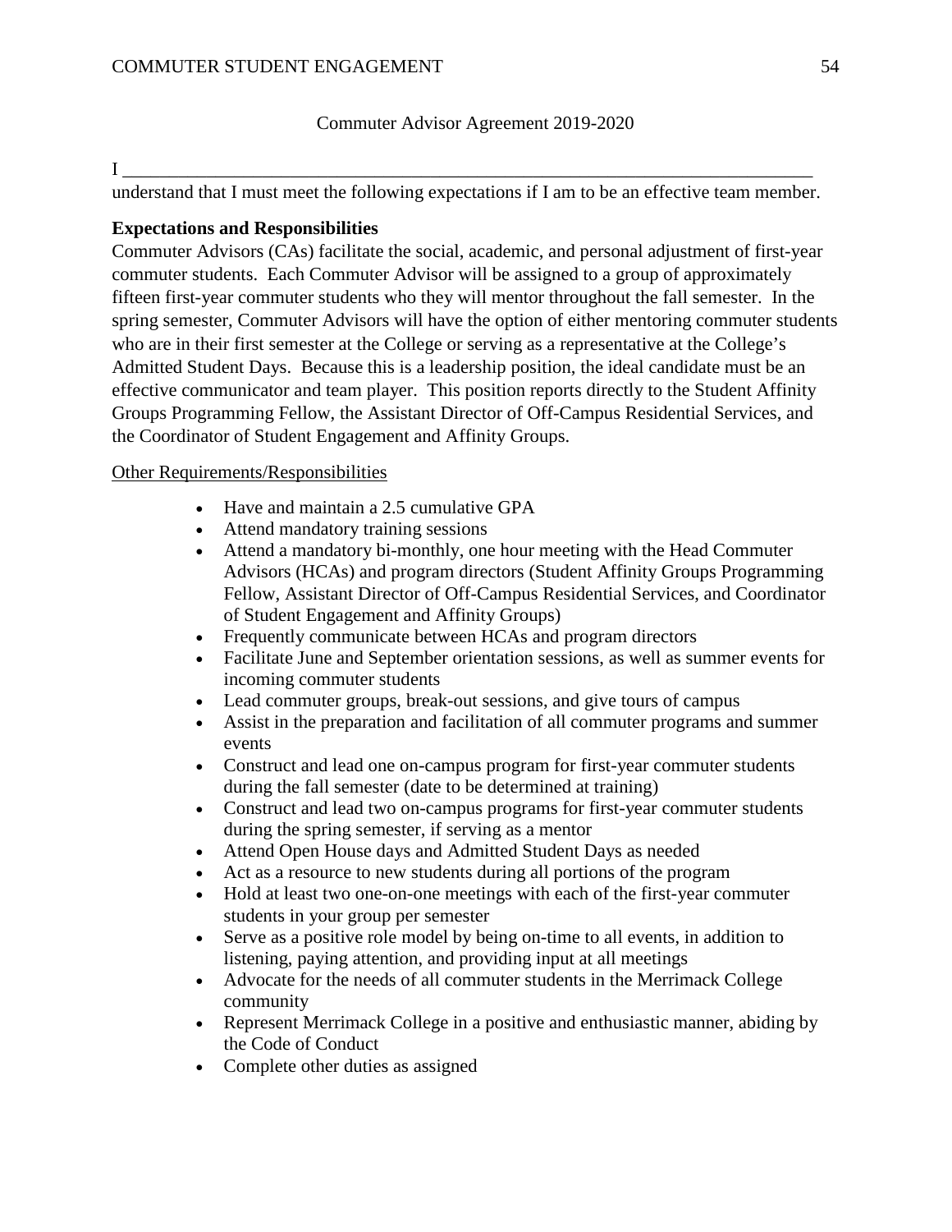Commutor Advisor Agreement 2019-2020

I ______________________________________________________________________________
understand that I must meet the following expectations if I am to be an effective team member.

**Expectations and Responsibilities**

Commuter Advisors (CAs) facilitate the social, academic, and personal adjustment of first-year commuter students. Each Commuter Advisor will be assigned to a group of approximately fifteen first-year commuter students who they will mentor throughout the fall semester. In the spring semester, Commuter Advisors will have the option of either mentoring commuter students who are in their first semester at the College or serving as a representative at the College's Admitted Student Days. Because this is a leadership position, the ideal candidate must be an effective communicator and team player. This position reports directly to the Student Affinity Groups Programming Fellow, the Assistant Director of Off-Campus Residential Services, and the Coordinator of Student Engagement and Affinity Groups.

<u>Other Requirements/Responsibilities</u>

- Have and maintain a 2.5 cumulative GPA
- Attend mandatory training sessions
- Attend a mandatory bi-monthly, one hour meeting with the Head Commuter Advisors (HCAs) and program directors (Student Affinity Groups Programming Fellow, Assistant Director of Off-Campus Residential Services, and Coordinator of Student Engagement and Affinity Groups)
- Frequently communicate between HCAs and program directors
- Facilitate June and September orientation sessions, as well as summer events for incoming commuter students
- Lead commuter groups, break-out sessions, and give tours of campus
- Assist in the preparation and facilitation of all commuter programs and summer events
- Construct and lead one on-campus program for first-year commuter students during the fall semester (date to be determined at training)
- Construct and lead two on-campus programs for first-year commuter students during the spring semester, if serving as a mentor
- Attend Open House days and Admitted Student Days as needed
- Act as a resource to new students during all portions of the program
- Hold at least two one-on-one meetings with each of the first-year commuter students in your group per semester
- Serve as a positive role model by being on-time to all events, in addition to listening, paying attention, and providing input at all meetings
- Advocate for the needs of all commuter students in the Merrimack College community
- Represent Merrimack College in a positive and enthusiastic manner, abiding by the Code of Conduct
- Complete other duties as assigned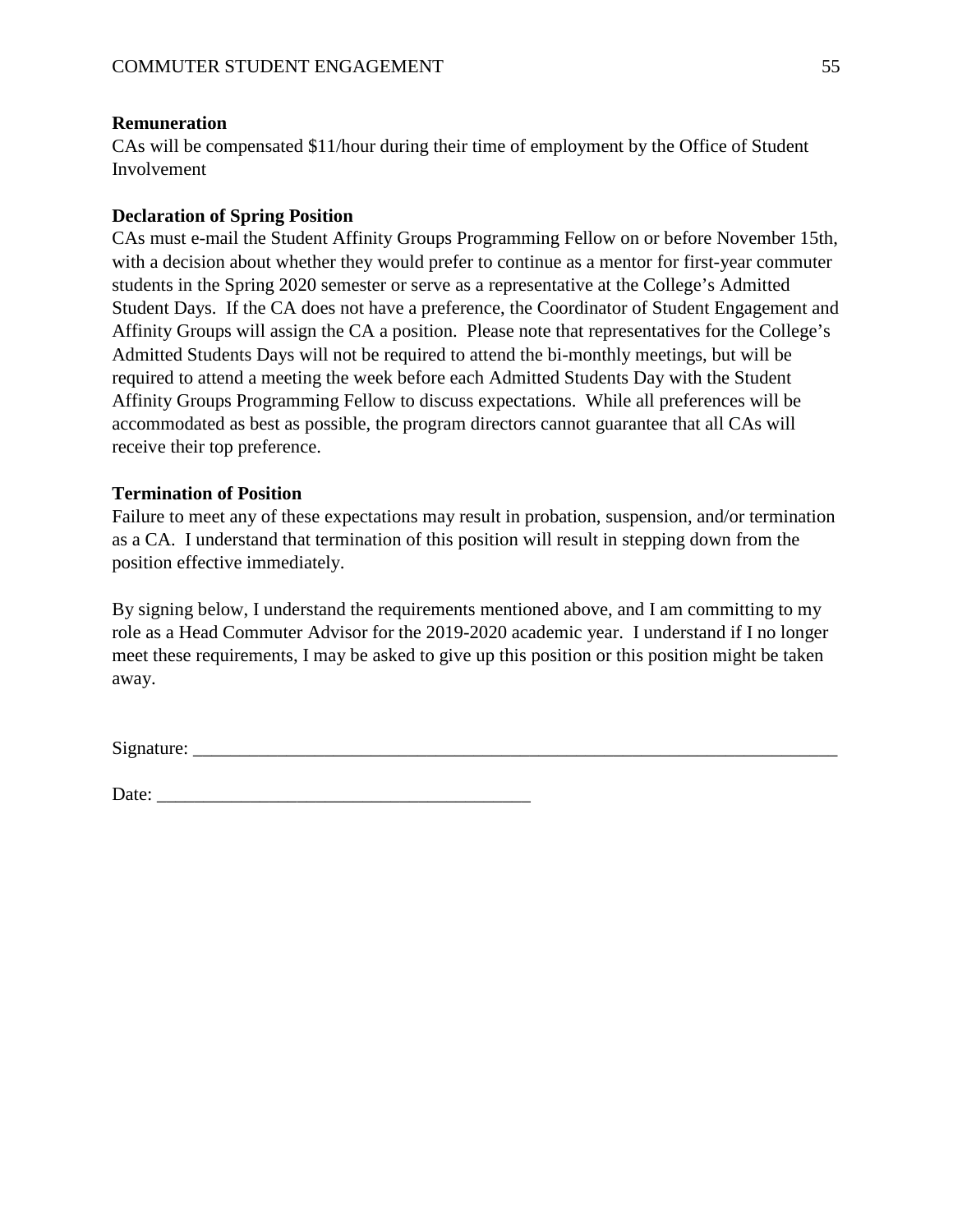**Remuneration**

CAs will be compensated $11/hour during their time of employment by the Office of Student Involvement

**Declaration of Spring Position**

CAs must e-mail the Student Affinity Groups Programming Fellow on or before November 15th, with a decision about whether they would prefer to continue as a mentor for first-year commuter students in the Spring 2020 semester or serve as a representative at the College's Admitted Student Days. If the CA does not have a preference, the Coordinator of Student Engagement and Affinity Groups will assign the CA a position. Please note that representatives for the College's Admitted Students Days will not be required to attend the bi-monthly meetings, but will be required to attend a meeting the week before each Admitted Students Day with the Student Affinity Groups Programming Fellow to discuss expectations. While all preferences will be accommodated as best as possible, the program directors cannot guarantee that all CAs will receive their top preference.

**Termination of Position**

Failure to meet any of these expectations may result in probation, suspension, and/or termination as a CA. I understand that termination of this position will result in stepping down from the position effective immediately.

By signing below, I understand the requirements mentioned above, and I am committing to my role as a Head Commuter Advisor for the 2019-2020 academic year. I understand if I no longer meet these requirements, I may be asked to give up this position or this position might be taken away.

Signature: ________________________________________________________________________

Date: ________________________________________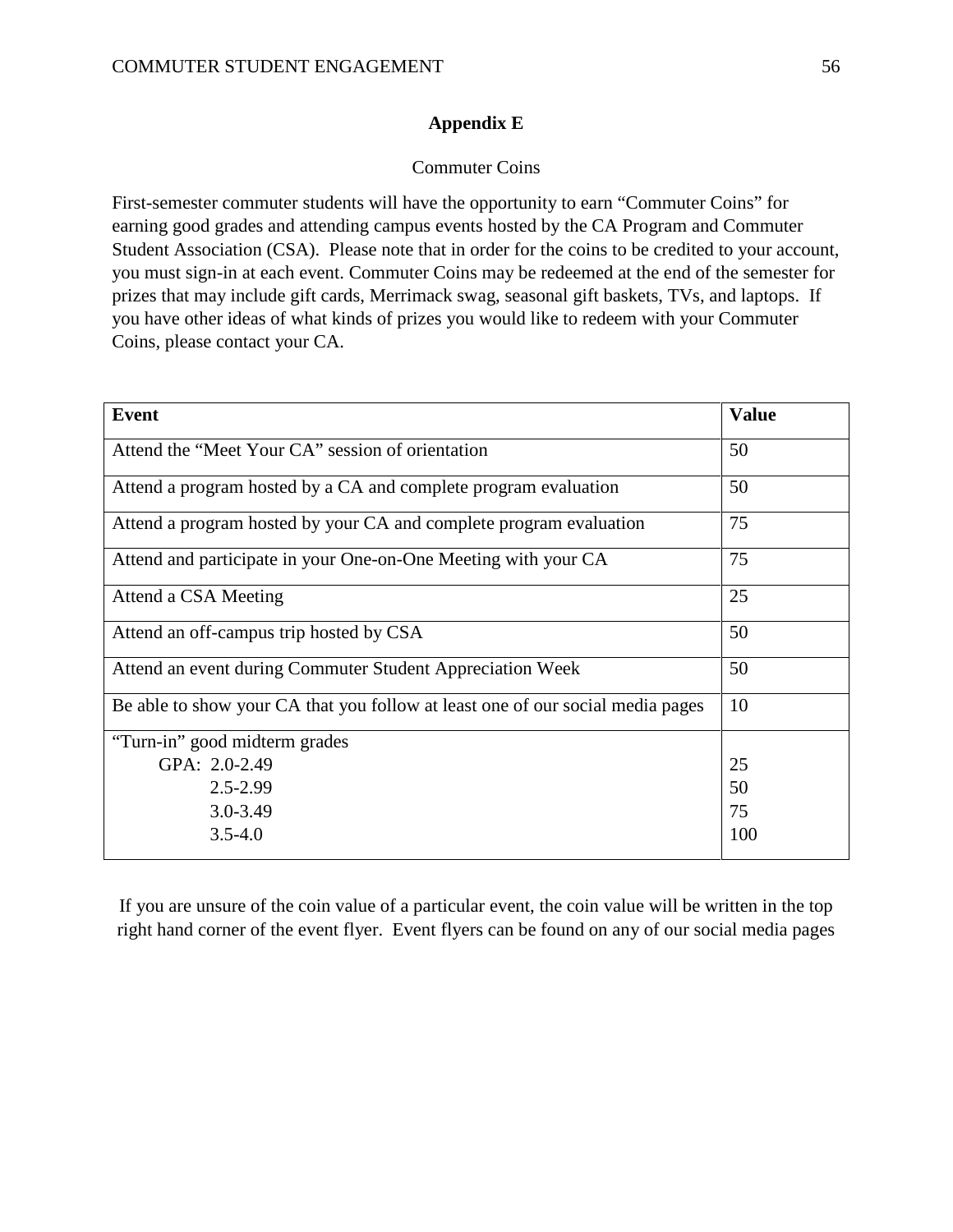## Appendix E

Commuter Coins

First-semester commuter students will have the opportunity to earn "Commuter Coins" for earning good grades and attending campus events hosted by the CA Program and Commuter Student Association (CSA). Please note that in order for the coins to be credited to your account, you must sign-in at each event. Commuter Coins may be redeemed at the end of the semester for prizes that may include gift cards, Merrimack swag, seasonal gift baskets, TVs, and laptops. If you have other ideas of what kinds of prizes you would like to redeem with your Commuter Coins, please contact your CA.

| Event | Value |
|---|---|
| Attend the "Meet Your CA" session of orientation | 50 |
| Attend a program hosted by a CA and complete program evaluation | 50 |
| Attend a program hosted by your CA and complete program evaluation | 75 |
| Attend and participate in your One-on-One Meeting with your CA | 75 |
| Attend a CSA Meeting | 25 |
| Attend an off-campus trip hosted by CSA | 50 |
| Attend an event during Commuter Student Appreciation Week | 50 |
| Be able to show your CA that you follow at least one of our social media pages | 10 |
| "Turn-in" good midterm grades | |
| GPA: 2.0-2.49 | 25 |
| 2.5-2.99 | 50 |
| 3.0-3.49 | 75 |
| 3.5-4.0 | 100 |

If you are unsure of the coin value of a particular event, the coin value will be written in the top right hand corner of the event flyer. Event flyers can be found on any of our social media pages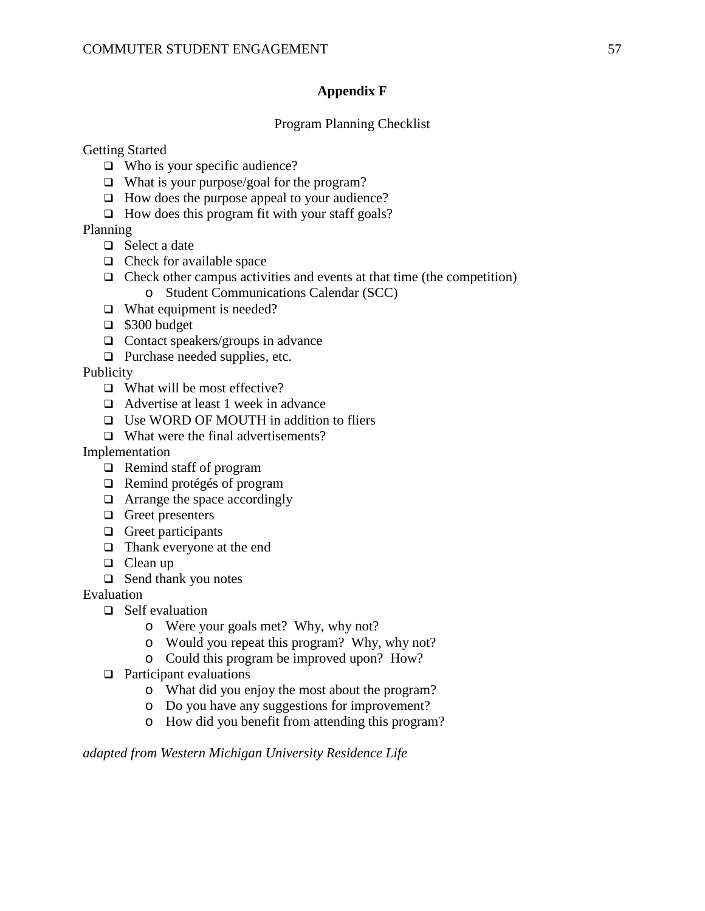## Appendix F

Program Planning Checklist

Getting Started

- ☐ Who is your specific audience?
- ☐ What is your purpose/goal for the program?
- ☐ How does the purpose appeal to your audience?
- ☐ How does this program fit with your staff goals?

Planning

- ☐ Select a date
- ☐ Check for available space
- ☐ Check other campus activities and events at that time (the competition)
  - Student Communications Calendar (SCC)
- ☐ What equipment is needed?
- ☐ $300 budget
- ☐ Contact speakers/groups in advance
- ☐ Purchase needed supplies, etc.

Publicity

- ☐ What will be most effective?
- ☐ Advertise at least 1 week in advance
- ☐ Use WORD OF MOUTH in addition to fliers
- ☐ What were the final advertisements?

Implementation

- ☐ Remind staff of program
- ☐ Remind protégés of program
- ☐ Arrange the space accordingly
- ☐ Greet presenters
- ☐ Greet participants
- ☐ Thank everyone at the end
- ☐ Clean up
- ☐ Send thank you notes

Evaluation

- ☐ Self evaluation
  - Were your goals met? Why, why not?
  - Would you repeat this program? Why, why not?
  - Could this program be improved upon? How?
- ☐ Participant evaluations
  - What did you enjoy the most about the program?
  - Do you have any suggestions for improvement?
  - How did you benefit from attending this program?

*adapted from Western Michigan University Residence Life*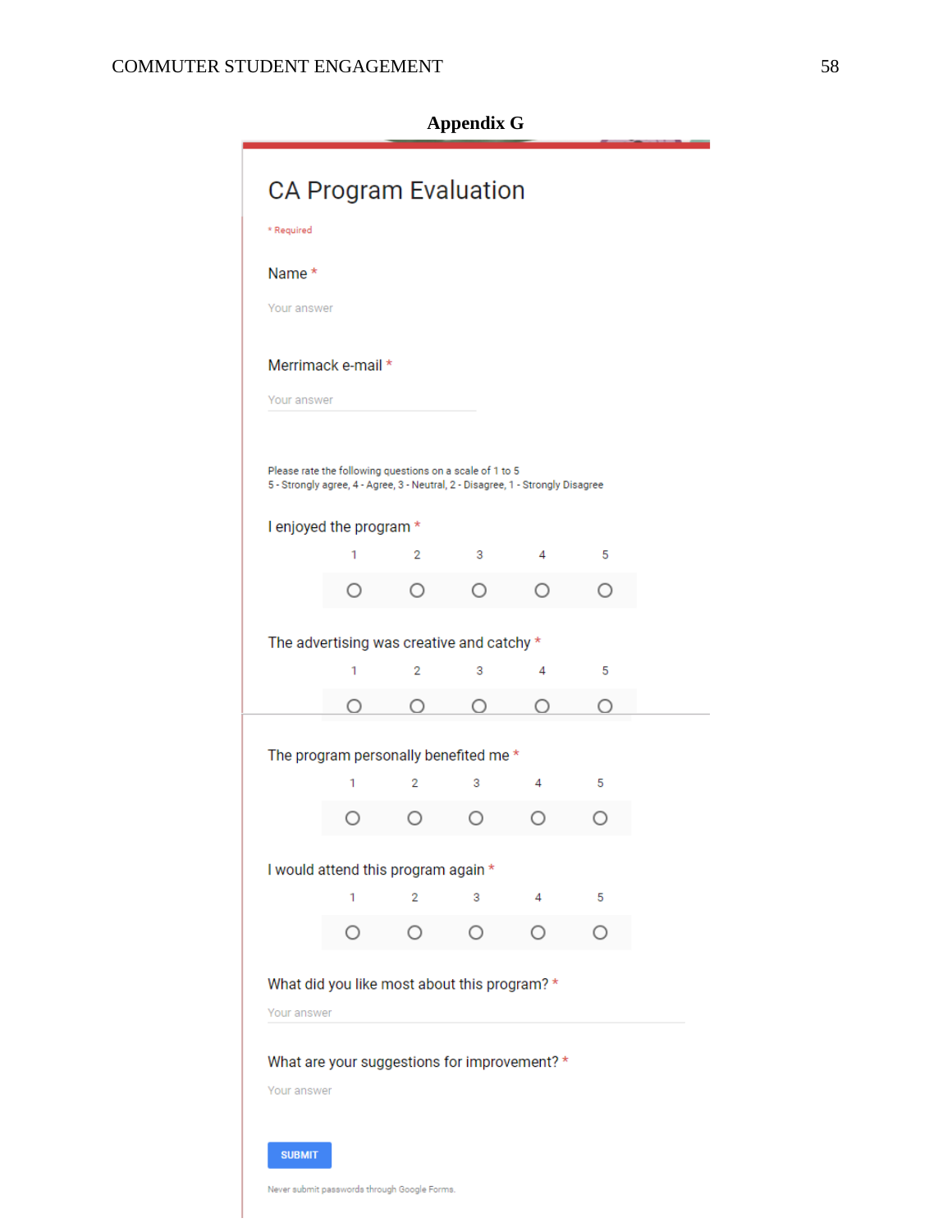# Appendix G

## CA Program Evaluation

\* Required

Name *

Your answer

Merrimack e-mail *

Your answer

Please rate the following questions on a scale of 1 to 5
5 - Strongly agree, 4 - Agree, 3 - Neutral, 2 - Disagree, 1 - Strongly Disagree

I enjoyed the program *

1 2 3 4 5

○ ○ ○ ○ ○

The advertising was creative and catchy *

1 2 3 4 5

○ ○ ○ ○ ○

The program personally benefited me *

1 2 3 4 5

○ ○ ○ ○ ○

I would attend this program again *

1 2 3 4 5

○ ○ ○ ○ ○

What did you like most about this program? *

Your answer

What are your suggestions for improvement? *

Your answer

SUBMIT

Never submit passwords through Google Forms.